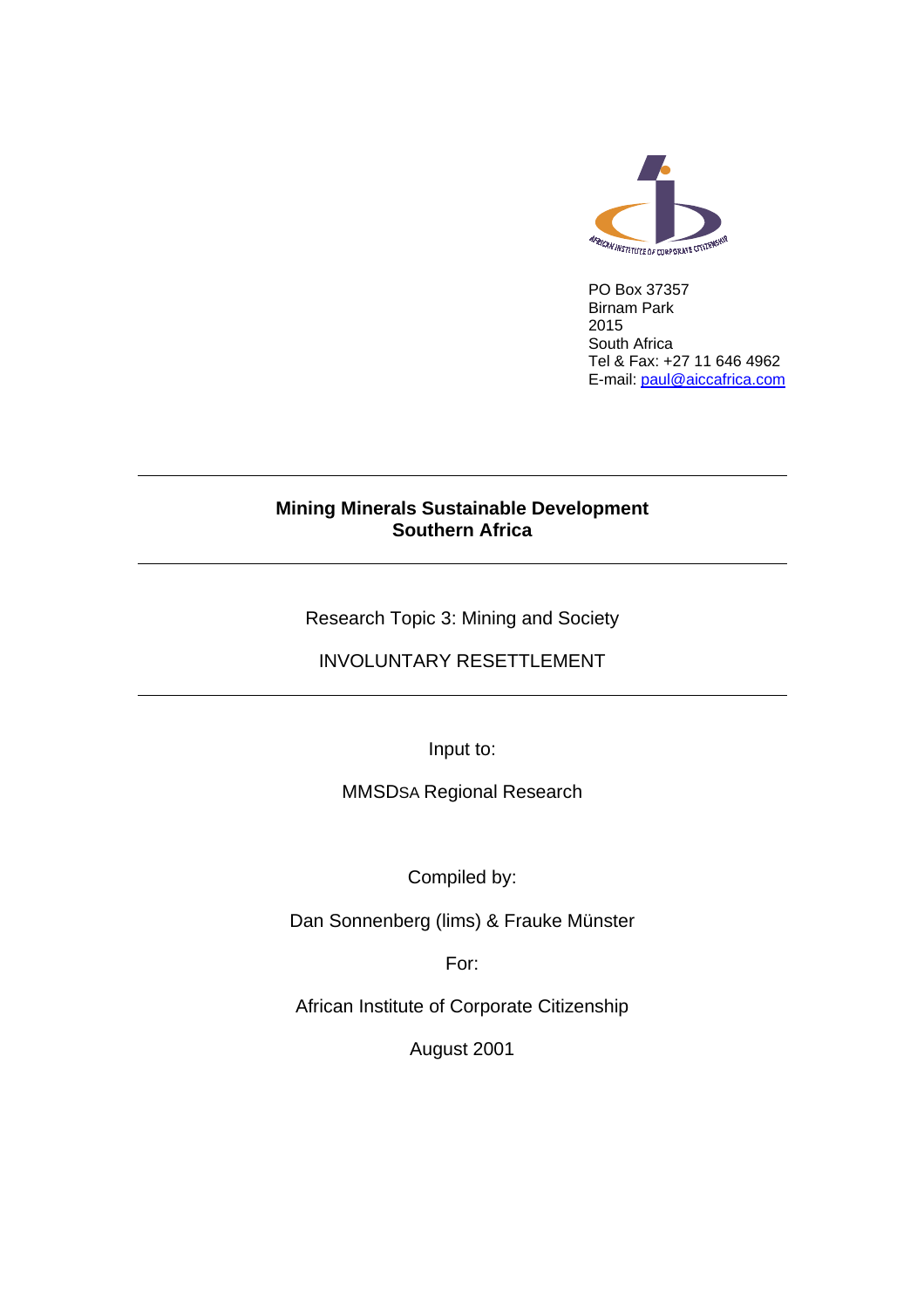PO Box 37357
Birnam Park
2015
South Africa
Tel & Fax: +27 11 646 4962
E-mail: paul@aiccafrica.com

---

**Mining Minerals Sustainable Development**
**Southern Africa**

---

Research Topic 3: Mining and Society

INVOLUNTARY RESETTLEMENT

---

Input to:

MMSDSA Regional Research

Compiled by:

Dan Sonnenberg (lims) & Frauke Münster

For:

African Institute of Corporate Citizenship

August 2001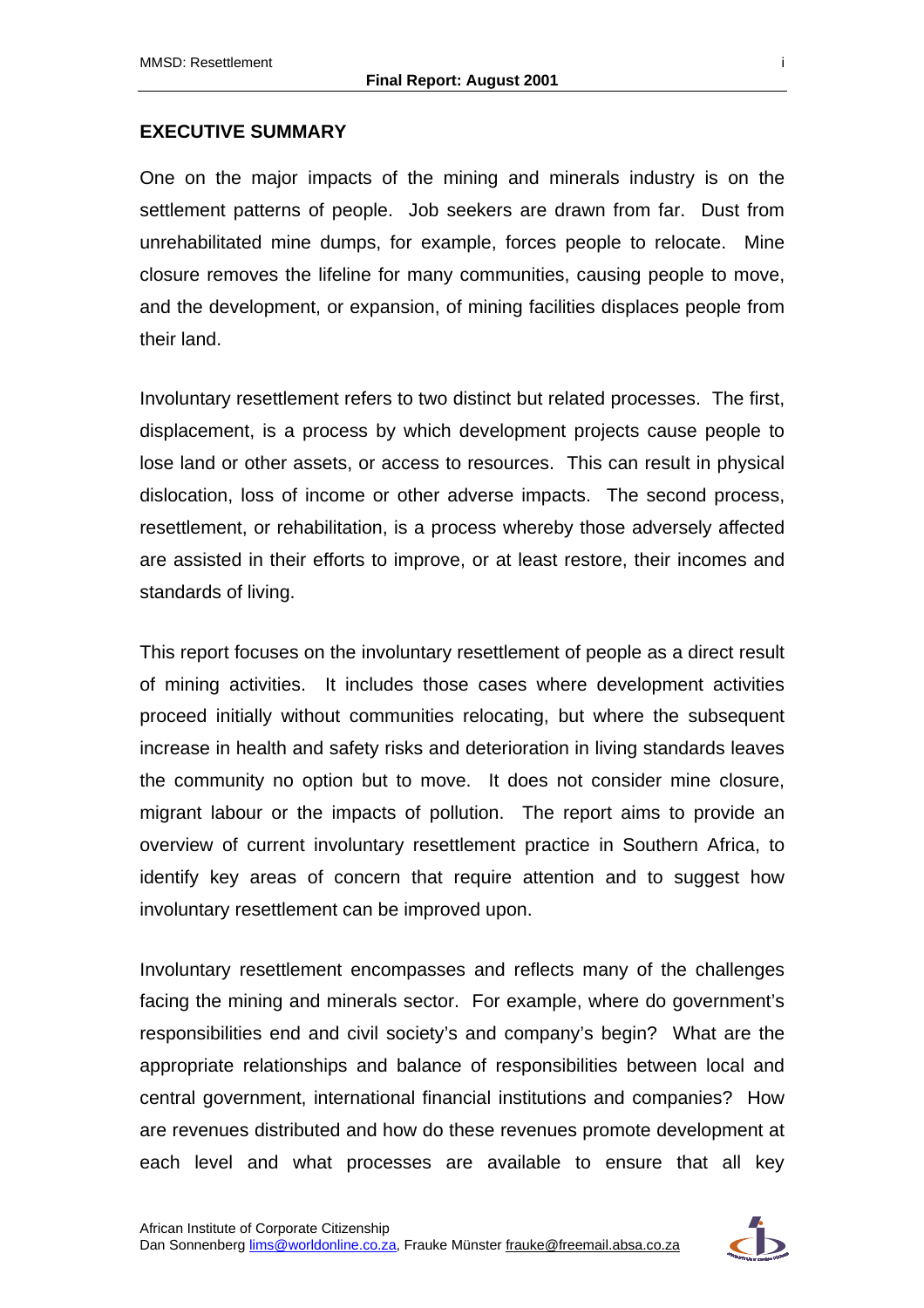## EXECUTIVE SUMMARY

One on the major impacts of the mining and minerals industry is on the settlement patterns of people. Job seekers are drawn from far. Dust from unrehabilitated mine dumps, for example, forces people to relocate. Mine closure removes the lifeline for many communities, causing people to move, and the development, or expansion, of mining facilities displaces people from their land.

Involuntary resettlement refers to two distinct but related processes. The first, displacement, is a process by which development projects cause people to lose land or other assets, or access to resources. This can result in physical dislocation, loss of income or other adverse impacts. The second process, resettlement, or rehabilitation, is a process whereby those adversely affected are assisted in their efforts to improve, or at least restore, their incomes and standards of living.

This report focuses on the involuntary resettlement of people as a direct result of mining activities. It includes those cases where development activities proceed initially without communities relocating, but where the subsequent increase in health and safety risks and deterioration in living standards leaves the community no option but to move. It does not consider mine closure, migrant labour or the impacts of pollution. The report aims to provide an overview of current involuntary resettlement practice in Southern Africa, to identify key areas of concern that require attention and to suggest how involuntary resettlement can be improved upon.

Involuntary resettlement encompasses and reflects many of the challenges facing the mining and minerals sector. For example, where do government's responsibilities end and civil society's and company's begin? What are the appropriate relationships and balance of responsibilities between local and central government, international financial institutions and companies? How are revenues distributed and how do these revenues promote development at each level and what processes are available to ensure that all key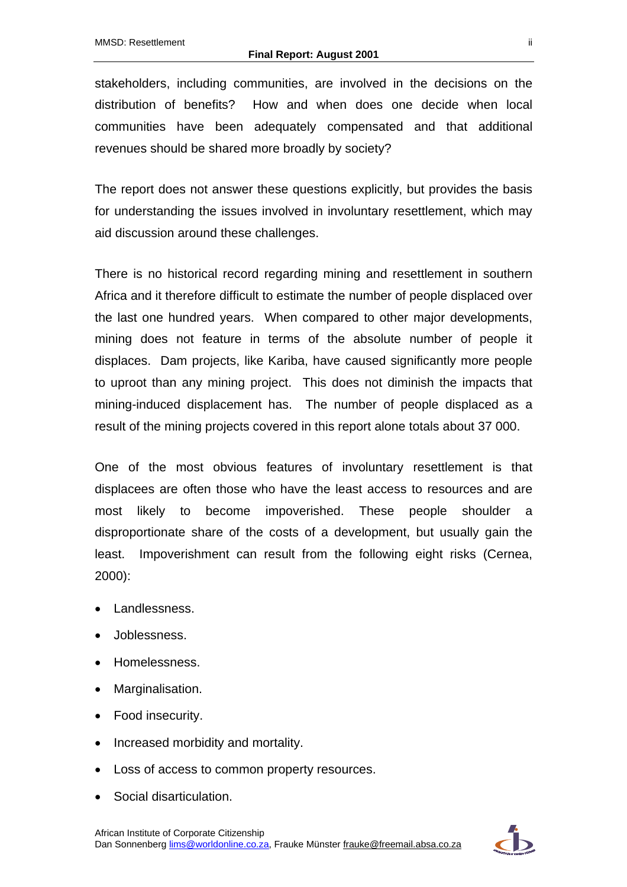stakeholders, including communities, are involved in the decisions on the distribution of benefits? How and when does one decide when local communities have been adequately compensated and that additional revenues should be shared more broadly by society?

The report does not answer these questions explicitly, but provides the basis for understanding the issues involved in involuntary resettlement, which may aid discussion around these challenges.

There is no historical record regarding mining and resettlement in southern Africa and it therefore difficult to estimate the number of people displaced over the last one hundred years. When compared to other major developments, mining does not feature in terms of the absolute number of people it displaces. Dam projects, like Kariba, have caused significantly more people to uproot than any mining project. This does not diminish the impacts that mining-induced displacement has. The number of people displaced as a result of the mining projects covered in this report alone totals about 37 000.

One of the most obvious features of involuntary resettlement is that displacees are often those who have the least access to resources and are most likely to become impoverished. These people shoulder a disproportionate share of the costs of a development, but usually gain the least. Impoverishment can result from the following eight risks (Cernea, 2000):

- Landlessness.
- Joblessness.
- Homelessness.
- Marginalisation.
- Food insecurity.
- Increased morbidity and mortality.
- Loss of access to common property resources.
- Social disarticulation.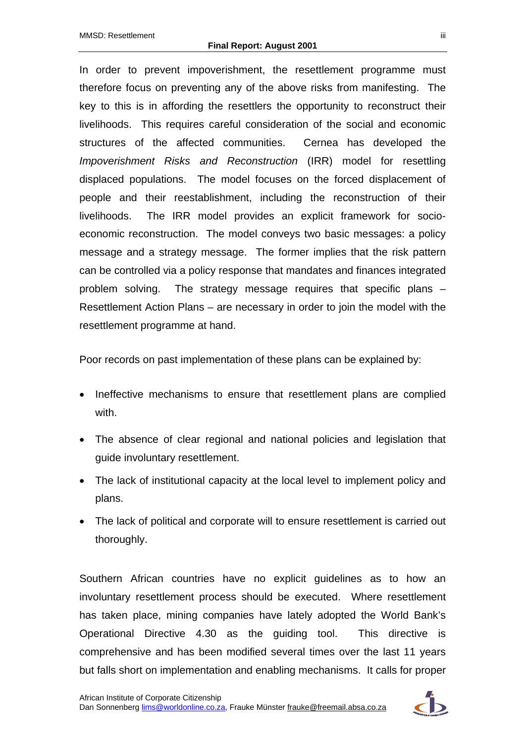In order to prevent impoverishment, the resettlement programme must therefore focus on preventing any of the above risks from manifesting. The key to this is in affording the resettlers the opportunity to reconstruct their livelihoods. This requires careful consideration of the social and economic structures of the affected communities. Cernea has developed the *Impoverishment Risks and Reconstruction* (IRR) model for resettling displaced populations. The model focuses on the forced displacement of people and their reestablishment, including the reconstruction of their livelihoods. The IRR model provides an explicit framework for socio-economic reconstruction. The model conveys two basic messages: a policy message and a strategy message. The former implies that the risk pattern can be controlled via a policy response that mandates and finances integrated problem solving. The strategy message requires that specific plans – Resettlement Action Plans – are necessary in order to join the model with the resettlement programme at hand.

Poor records on past implementation of these plans can be explained by:

- Ineffective mechanisms to ensure that resettlement plans are complied with.
- The absence of clear regional and national policies and legislation that guide involuntary resettlement.
- The lack of institutional capacity at the local level to implement policy and plans.
- The lack of political and corporate will to ensure resettlement is carried out thoroughly.

Southern African countries have no explicit guidelines as to how an involuntary resettlement process should be executed. Where resettlement has taken place, mining companies have lately adopted the World Bank's Operational Directive 4.30 as the guiding tool. This directive is comprehensive and has been modified several times over the last 11 years but falls short on implementation and enabling mechanisms. It calls for proper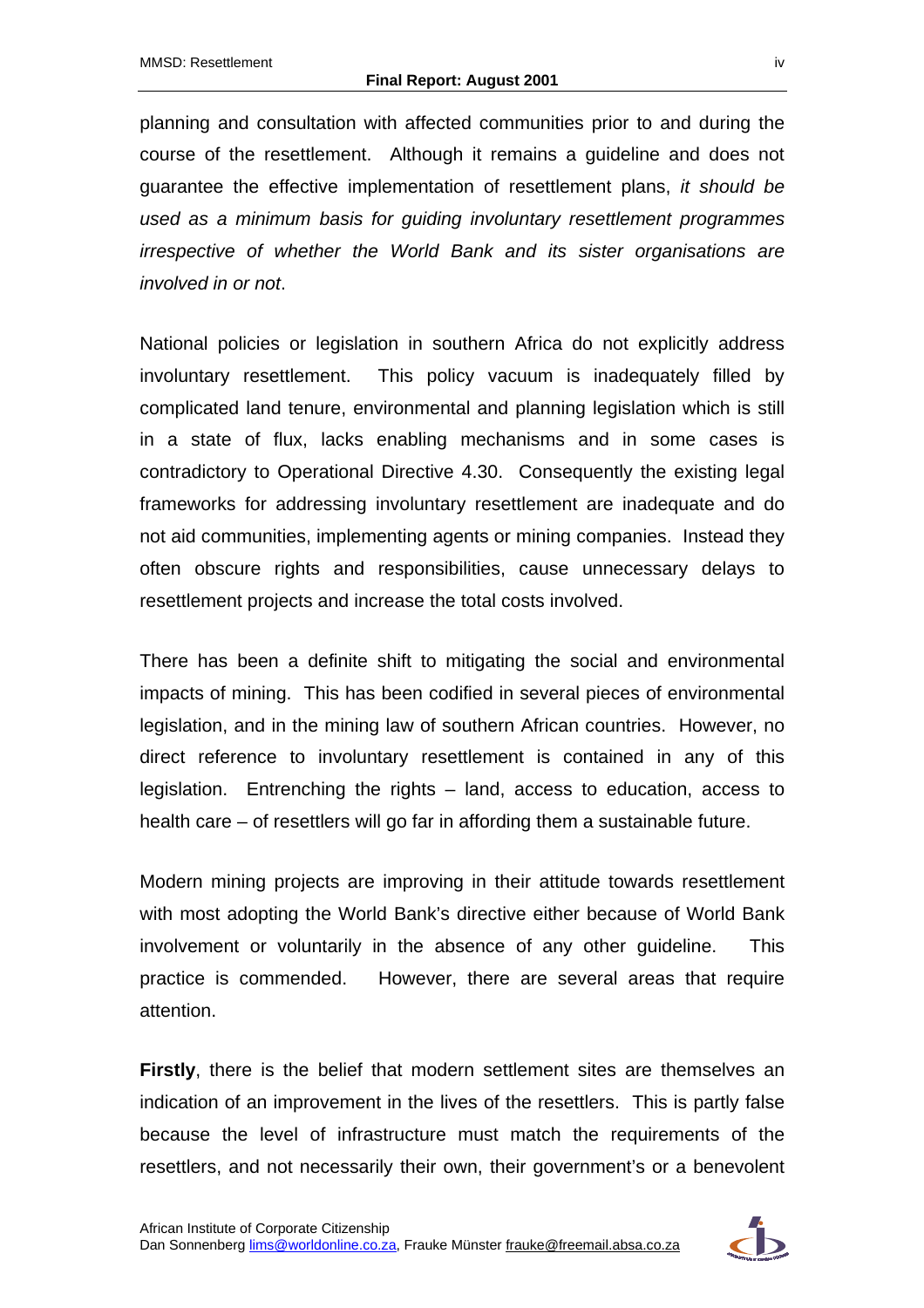planning and consultation with affected communities prior to and during the course of the resettlement. Although it remains a guideline and does not guarantee the effective implementation of resettlement plans, *it should be used as a minimum basis for guiding involuntary resettlement programmes irrespective of whether the World Bank and its sister organisations are involved in or not*.

National policies or legislation in southern Africa do not explicitly address involuntary resettlement. This policy vacuum is inadequately filled by complicated land tenure, environmental and planning legislation which is still in a state of flux, lacks enabling mechanisms and in some cases is contradictory to Operational Directive 4.30. Consequently the existing legal frameworks for addressing involuntary resettlement are inadequate and do not aid communities, implementing agents or mining companies. Instead they often obscure rights and responsibilities, cause unnecessary delays to resettlement projects and increase the total costs involved.

There has been a definite shift to mitigating the social and environmental impacts of mining. This has been codified in several pieces of environmental legislation, and in the mining law of southern African countries. However, no direct reference to involuntary resettlement is contained in any of this legislation. Entrenching the rights – land, access to education, access to health care – of resettlers will go far in affording them a sustainable future.

Modern mining projects are improving in their attitude towards resettlement with most adopting the World Bank's directive either because of World Bank involvement or voluntarily in the absence of any other guideline. This practice is commended. However, there are several areas that require attention.

**Firstly**, there is the belief that modern settlement sites are themselves an indication of an improvement in the lives of the resettlers. This is partly false because the level of infrastructure must match the requirements of the resettlers, and not necessarily their own, their government's or a benevolent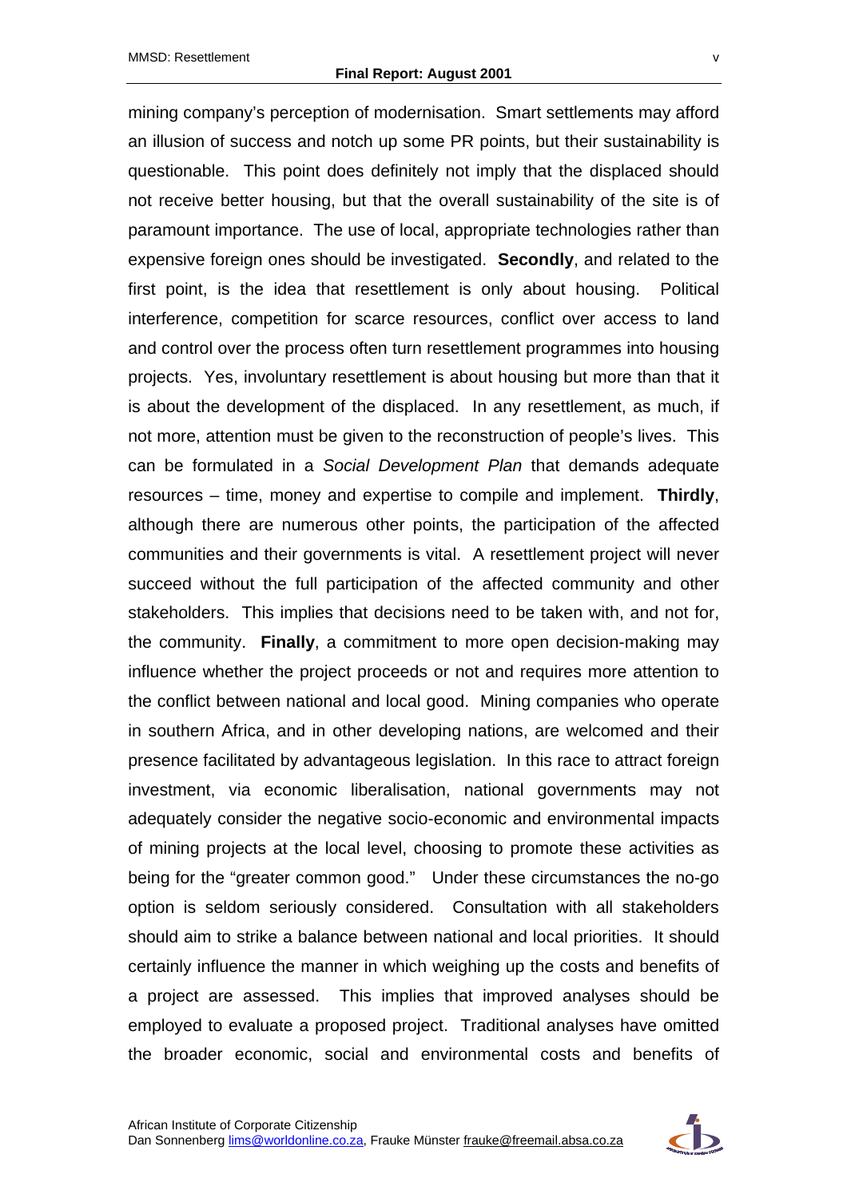mining company's perception of modernisation. Smart settlements may afford an illusion of success and notch up some PR points, but their sustainability is questionable. This point does definitely not imply that the displaced should not receive better housing, but that the overall sustainability of the site is of paramount importance. The use of local, appropriate technologies rather than expensive foreign ones should be investigated. **Secondly**, and related to the first point, is the idea that resettlement is only about housing. Political interference, competition for scarce resources, conflict over access to land and control over the process often turn resettlement programmes into housing projects. Yes, involuntary resettlement is about housing but more than that it is about the development of the displaced. In any resettlement, as much, if not more, attention must be given to the reconstruction of people's lives. This can be formulated in a *Social Development Plan* that demands adequate resources – time, money and expertise to compile and implement. **Thirdly**, although there are numerous other points, the participation of the affected communities and their governments is vital. A resettlement project will never succeed without the full participation of the affected community and other stakeholders. This implies that decisions need to be taken with, and not for, the community. **Finally**, a commitment to more open decision-making may influence whether the project proceeds or not and requires more attention to the conflict between national and local good. Mining companies who operate in southern Africa, and in other developing nations, are welcomed and their presence facilitated by advantageous legislation. In this race to attract foreign investment, via economic liberalisation, national governments may not adequately consider the negative socio-economic and environmental impacts of mining projects at the local level, choosing to promote these activities as being for the "greater common good." Under these circumstances the no-go option is seldom seriously considered. Consultation with all stakeholders should aim to strike a balance between national and local priorities. It should certainly influence the manner in which weighing up the costs and benefits of a project are assessed. This implies that improved analyses should be employed to evaluate a proposed project. Traditional analyses have omitted the broader economic, social and environmental costs and benefits of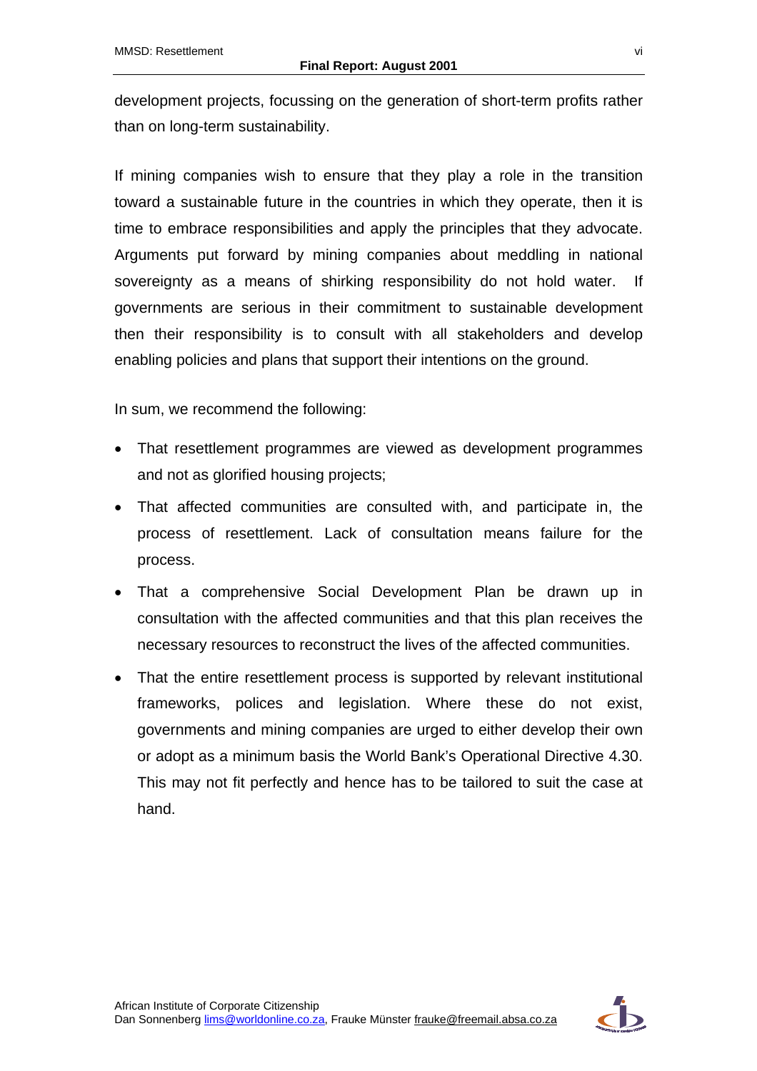development projects, focussing on the generation of short-term profits rather than on long-term sustainability.

If mining companies wish to ensure that they play a role in the transition toward a sustainable future in the countries in which they operate, then it is time to embrace responsibilities and apply the principles that they advocate. Arguments put forward by mining companies about meddling in national sovereignty as a means of shirking responsibility do not hold water. If governments are serious in their commitment to sustainable development then their responsibility is to consult with all stakeholders and develop enabling policies and plans that support their intentions on the ground.

In sum, we recommend the following:

- That resettlement programmes are viewed as development programmes and not as glorified housing projects;
- That affected communities are consulted with, and participate in, the process of resettlement. Lack of consultation means failure for the process.
- That a comprehensive Social Development Plan be drawn up in consultation with the affected communities and that this plan receives the necessary resources to reconstruct the lives of the affected communities.
- That the entire resettlement process is supported by relevant institutional frameworks, polices and legislation. Where these do not exist, governments and mining companies are urged to either develop their own or adopt as a minimum basis the World Bank's Operational Directive 4.30. This may not fit perfectly and hence has to be tailored to suit the case at hand.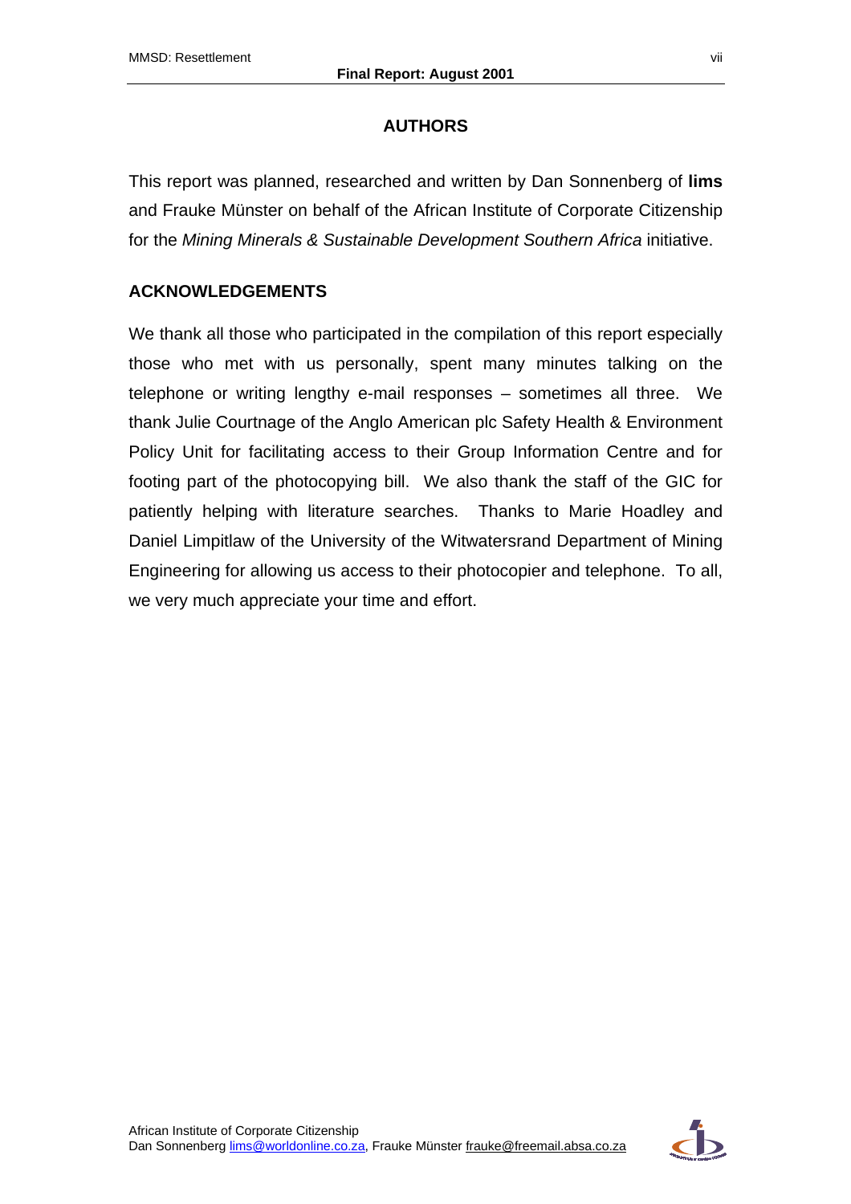## AUTHORS

This report was planned, researched and written by Dan Sonnenberg of **lims** and Frauke Münster on behalf of the African Institute of Corporate Citizenship for the *Mining Minerals & Sustainable Development Southern Africa* initiative.

## ACKNOWLEDGEMENTS

We thank all those who participated in the compilation of this report especially those who met with us personally, spent many minutes talking on the telephone or writing lengthy e-mail responses – sometimes all three. We thank Julie Courtnage of the Anglo American plc Safety Health & Environment Policy Unit for facilitating access to their Group Information Centre and for footing part of the photocopying bill. We also thank the staff of the GIC for patiently helping with literature searches. Thanks to Marie Hoadley and Daniel Limpitlaw of the University of the Witwatersrand Department of Mining Engineering for allowing us access to their photocopier and telephone. To all, we very much appreciate your time and effort.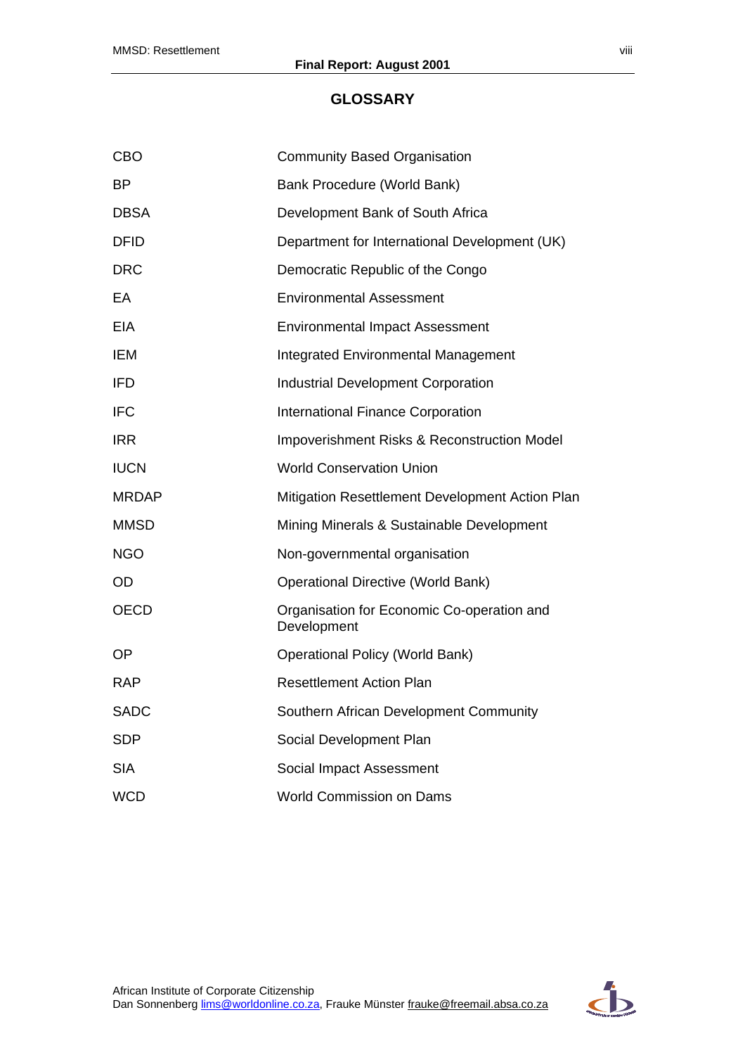## GLOSSARY

| | |
|---|---|
| CBO | Community Based Organisation |
| BP | Bank Procedure (World Bank) |
| DBSA | Development Bank of South Africa |
| DFID | Department for International Development (UK) |
| DRC | Democratic Republic of the Congo |
| EA | Environmental Assessment |
| EIA | Environmental Impact Assessment |
| IEM | Integrated Environmental Management |
| IFD | Industrial Development Corporation |
| IFC | International Finance Corporation |
| IRR | Impoverishment Risks & Reconstruction Model |
| IUCN | World Conservation Union |
| MRDAP | Mitigation Resettlement Development Action Plan |
| MMSD | Mining Minerals & Sustainable Development |
| NGO | Non-governmental organisation |
| OD | Operational Directive (World Bank) |
| OECD | Organisation for Economic Co-operation and Development |
| OP | Operational Policy (World Bank) |
| RAP | Resettlement Action Plan |
| SADC | Southern African Development Community |
| SDP | Social Development Plan |
| SIA | Social Impact Assessment |
| WCD | World Commission on Dams |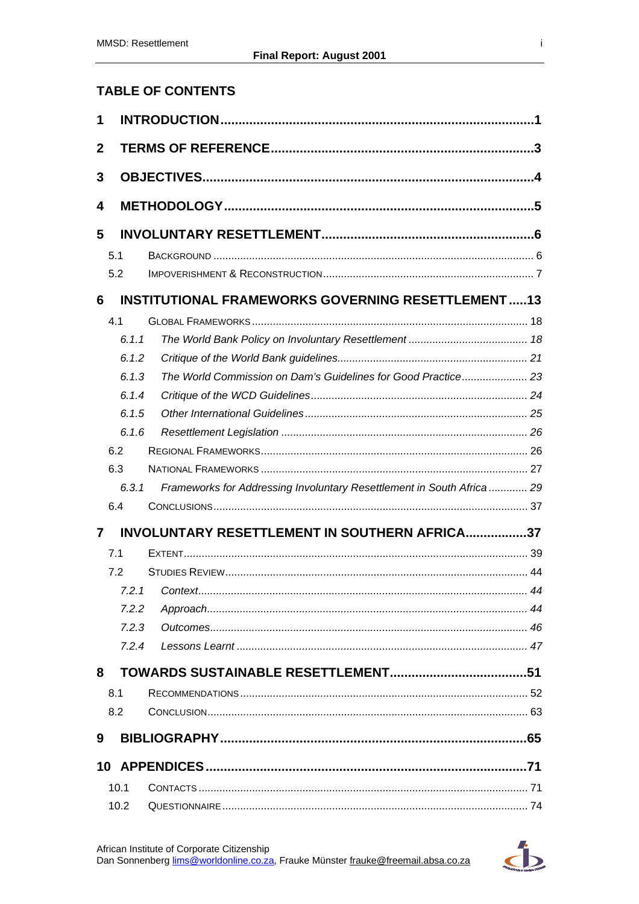## TABLE OF CONTENTS

**1 INTRODUCTION** .......... 1

**2 TERMS OF REFERENCE** .......... 3

**3 OBJECTIVES** .......... 4

**4 METHODOLOGY** .......... 5

**5 INVOLUNTARY RESETTLEMENT** .......... 6

- 5.1 BACKGROUND .......... 6
- 5.2 IMPOVERISHMENT & RECONSTRUCTION .......... 7

**6 INSTITUTIONAL FRAMEWORKS GOVERNING RESETTLEMENT** .......... 13

- 4.1 GLOBAL FRAMEWORKS .......... 18
  - *6.1.1 The World Bank Policy on Involuntary Resettlement* .......... *18*
  - *6.1.2 Critique of the World Bank guidelines* .......... *21*
  - *6.1.3 The World Commission on Dam's Guidelines for Good Practice* .......... *23*
  - *6.1.4 Critique of the WCD Guidelines* .......... *24*
  - *6.1.5 Other International Guidelines* .......... *25*
  - *6.1.6 Resettlement Legislation* .......... *26*
- 6.2 REGIONAL FRAMEWORKS .......... 26
- 6.3 NATIONAL FRAMEWORKS .......... 27
  - *6.3.1 Frameworks for Addressing Involuntary Resettlement in South Africa* .......... *29*
- 6.4 CONCLUSIONS .......... 37

**7 INVOLUNTARY RESETTLEMENT IN SOUTHERN AFRICA** .......... 37

- 7.1 EXTENT .......... 39
- 7.2 STUDIES REVIEW .......... 44
  - *7.2.1 Context* .......... *44*
  - *7.2.2 Approach* .......... *44*
  - *7.2.3 Outcomes* .......... *46*
  - *7.2.4 Lessons Learnt* .......... *47*

**8 TOWARDS SUSTAINABLE RESETTLEMENT** .......... 51

- 8.1 RECOMMENDATIONS .......... 52
- 8.2 CONCLUSION .......... 63

**9 BIBLIOGRAPHY** .......... 65

**10 APPENDICES** .......... 71

- 10.1 CONTACTS .......... 71
- 10.2 QUESTIONNAIRE .......... 74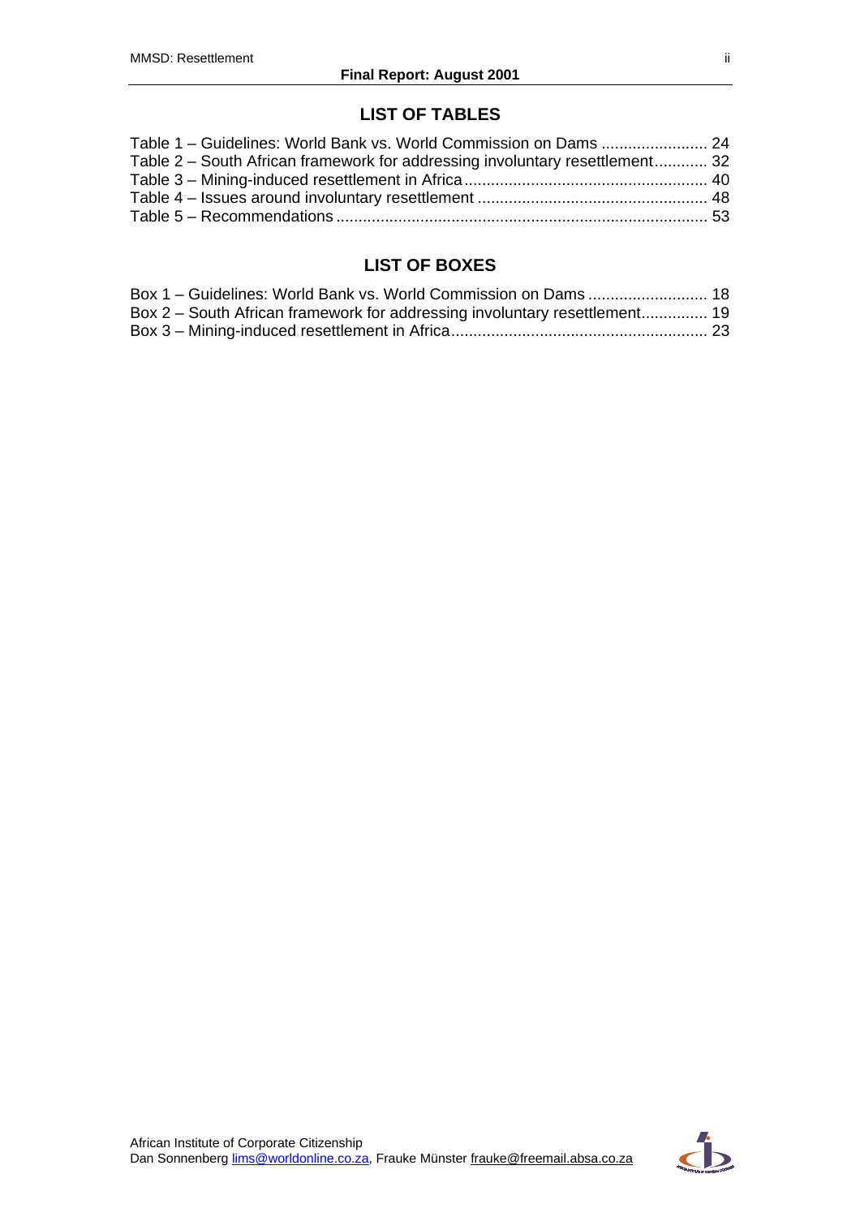## LIST OF TABLES

Table 1 – Guidelines: World Bank vs. World Commission on Dams ........................ 24
Table 2 – South African framework for addressing involuntary resettlement............ 32
Table 3 – Mining-induced resettlement in Africa....................................................... 40
Table 4 – Issues around involuntary resettlement .................................................... 48
Table 5 – Recommendations ................................................................................... 53

## LIST OF BOXES

Box 1 – Guidelines: World Bank vs. World Commission on Dams ........................... 18
Box 2 – South African framework for addressing involuntary resettlement............... 19
Box 3 – Mining-induced resettlement in Africa.......................................................... 23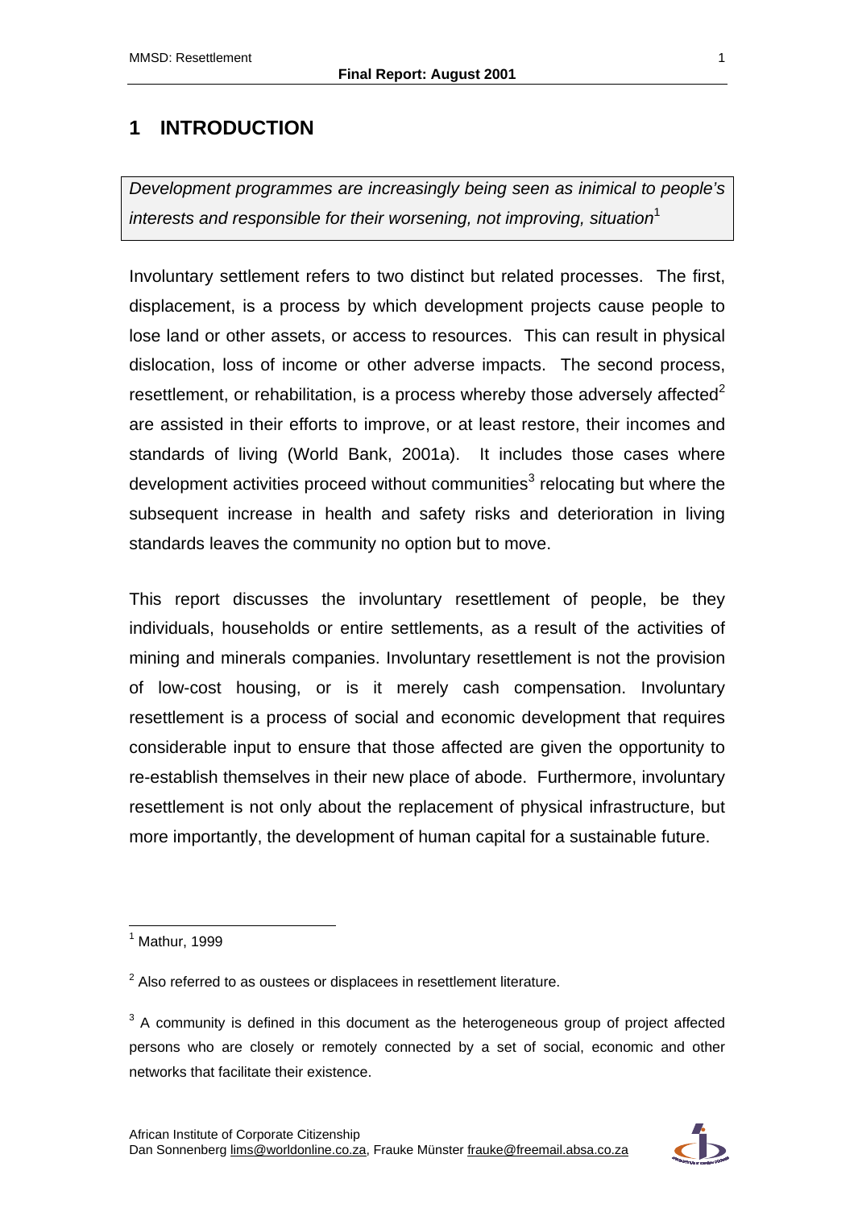# 1 INTRODUCTION

*Development programmes are increasingly being seen as inimical to people's interests and responsible for their worsening, not improving, situation*[1]

Involuntary settlement refers to two distinct but related processes. The first, displacement, is a process by which development projects cause people to lose land or other assets, or access to resources. This can result in physical dislocation, loss of income or other adverse impacts. The second process, resettlement, or rehabilitation, is a process whereby those adversely affected[2] are assisted in their efforts to improve, or at least restore, their incomes and standards of living (World Bank, 2001a). It includes those cases where development activities proceed without communities[3] relocating but where the subsequent increase in health and safety risks and deterioration in living standards leaves the community no option but to move.

This report discusses the involuntary resettlement of people, be they individuals, households or entire settlements, as a result of the activities of mining and minerals companies. Involuntary resettlement is not the provision of low-cost housing, or is it merely cash compensation. Involuntary resettlement is a process of social and economic development that requires considerable input to ensure that those affected are given the opportunity to re-establish themselves in their new place of abode. Furthermore, involuntary resettlement is not only about the replacement of physical infrastructure, but more importantly, the development of human capital for a sustainable future.

---

[1] Mathur, 1999

[2] Also referred to as oustees or displacees in resettlement literature.

[3] A community is defined in this document as the heterogeneous group of project affected persons who are closely or remotely connected by a set of social, economic and other networks that facilitate their existence.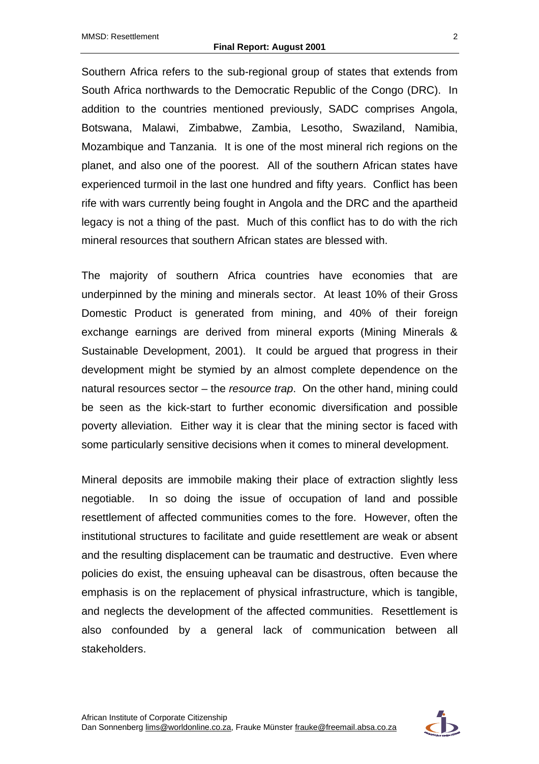Southern Africa refers to the sub-regional group of states that extends from South Africa northwards to the Democratic Republic of the Congo (DRC). In addition to the countries mentioned previously, SADC comprises Angola, Botswana, Malawi, Zimbabwe, Zambia, Lesotho, Swaziland, Namibia, Mozambique and Tanzania. It is one of the most mineral rich regions on the planet, and also one of the poorest. All of the southern African states have experienced turmoil in the last one hundred and fifty years. Conflict has been rife with wars currently being fought in Angola and the DRC and the apartheid legacy is not a thing of the past. Much of this conflict has to do with the rich mineral resources that southern African states are blessed with.

The majority of southern Africa countries have economies that are underpinned by the mining and minerals sector. At least 10% of their Gross Domestic Product is generated from mining, and 40% of their foreign exchange earnings are derived from mineral exports (Mining Minerals & Sustainable Development, 2001). It could be argued that progress in their development might be stymied by an almost complete dependence on the natural resources sector – the *resource trap*. On the other hand, mining could be seen as the kick-start to further economic diversification and possible poverty alleviation. Either way it is clear that the mining sector is faced with some particularly sensitive decisions when it comes to mineral development.

Mineral deposits are immobile making their place of extraction slightly less negotiable. In so doing the issue of occupation of land and possible resettlement of affected communities comes to the fore. However, often the institutional structures to facilitate and guide resettlement are weak or absent and the resulting displacement can be traumatic and destructive. Even where policies do exist, the ensuing upheaval can be disastrous, often because the emphasis is on the replacement of physical infrastructure, which is tangible, and neglects the development of the affected communities. Resettlement is also confounded by a general lack of communication between all stakeholders.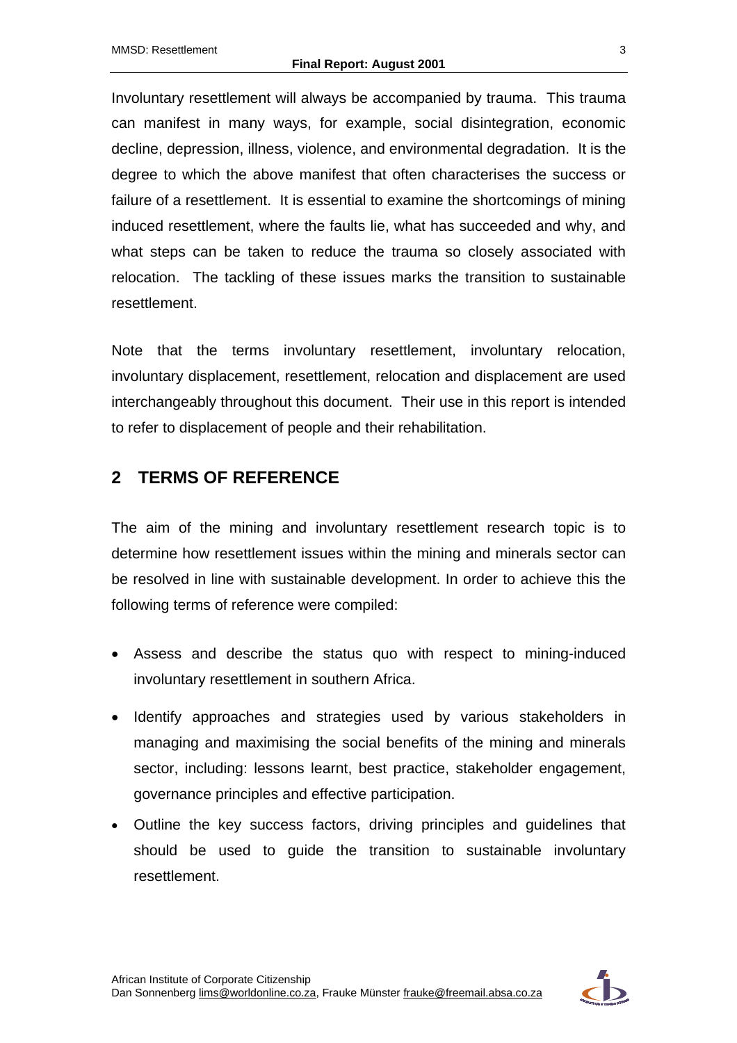Involuntary resettlement will always be accompanied by trauma. This trauma can manifest in many ways, for example, social disintegration, economic decline, depression, illness, violence, and environmental degradation. It is the degree to which the above manifest that often characterises the success or failure of a resettlement. It is essential to examine the shortcomings of mining induced resettlement, where the faults lie, what has succeeded and why, and what steps can be taken to reduce the trauma so closely associated with relocation. The tackling of these issues marks the transition to sustainable resettlement.

Note that the terms involuntary resettlement, involuntary relocation, involuntary displacement, resettlement, relocation and displacement are used interchangeably throughout this document. Their use in this report is intended to refer to displacement of people and their rehabilitation.

## 2 TERMS OF REFERENCE

The aim of the mining and involuntary resettlement research topic is to determine how resettlement issues within the mining and minerals sector can be resolved in line with sustainable development. In order to achieve this the following terms of reference were compiled:

- Assess and describe the status quo with respect to mining-induced involuntary resettlement in southern Africa.
- Identify approaches and strategies used by various stakeholders in managing and maximising the social benefits of the mining and minerals sector, including: lessons learnt, best practice, stakeholder engagement, governance principles and effective participation.
- Outline the key success factors, driving principles and guidelines that should be used to guide the transition to sustainable involuntary resettlement.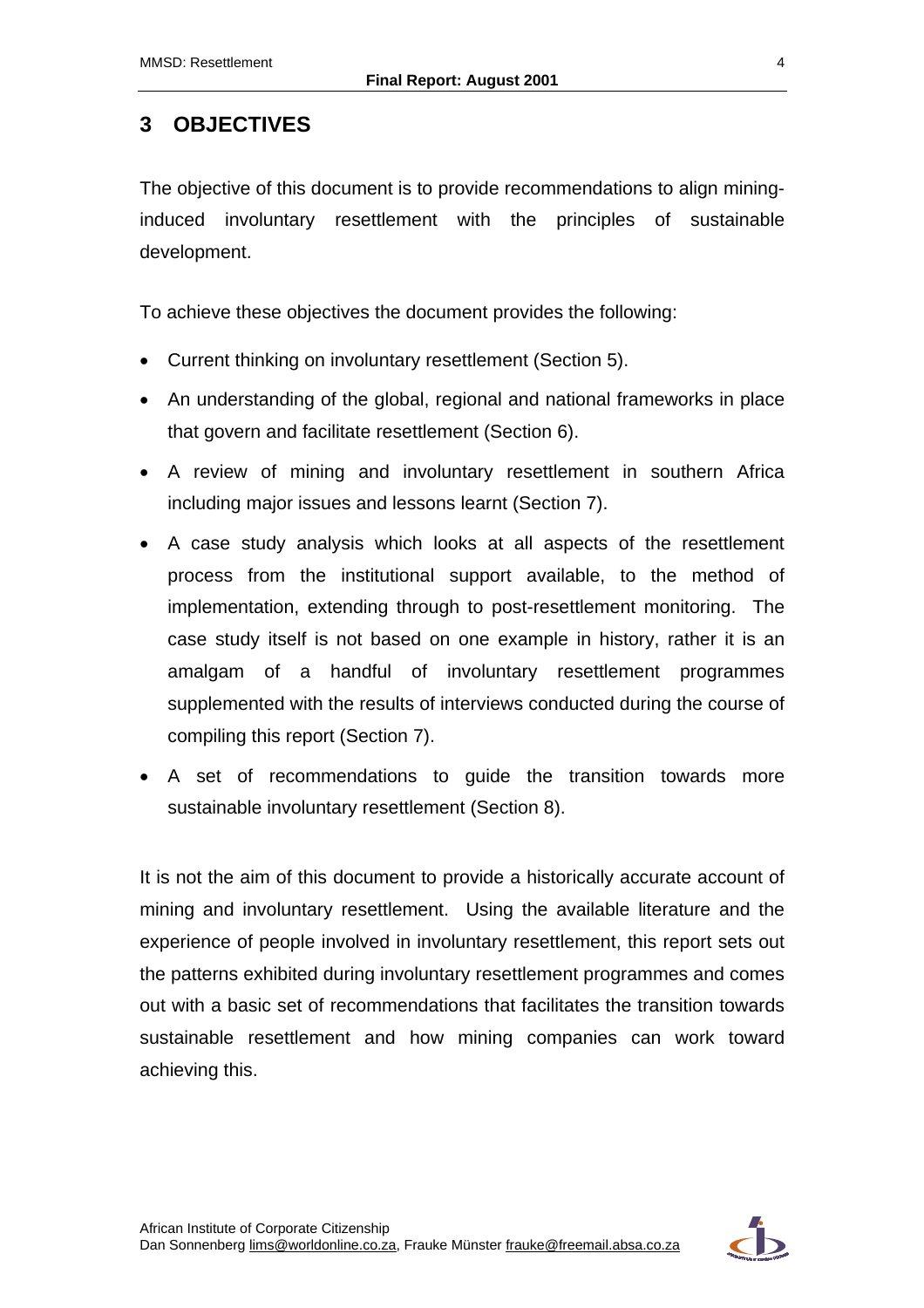## 3 OBJECTIVES

The objective of this document is to provide recommendations to align mining-induced involuntary resettlement with the principles of sustainable development.

To achieve these objectives the document provides the following:

- Current thinking on involuntary resettlement (Section 5).
- An understanding of the global, regional and national frameworks in place that govern and facilitate resettlement (Section 6).
- A review of mining and involuntary resettlement in southern Africa including major issues and lessons learnt (Section 7).
- A case study analysis which looks at all aspects of the resettlement process from the institutional support available, to the method of implementation, extending through to post-resettlement monitoring. The case study itself is not based on one example in history, rather it is an amalgam of a handful of involuntary resettlement programmes supplemented with the results of interviews conducted during the course of compiling this report (Section 7).
- A set of recommendations to guide the transition towards more sustainable involuntary resettlement (Section 8).

It is not the aim of this document to provide a historically accurate account of mining and involuntary resettlement. Using the available literature and the experience of people involved in involuntary resettlement, this report sets out the patterns exhibited during involuntary resettlement programmes and comes out with a basic set of recommendations that facilitates the transition towards sustainable resettlement and how mining companies can work toward achieving this.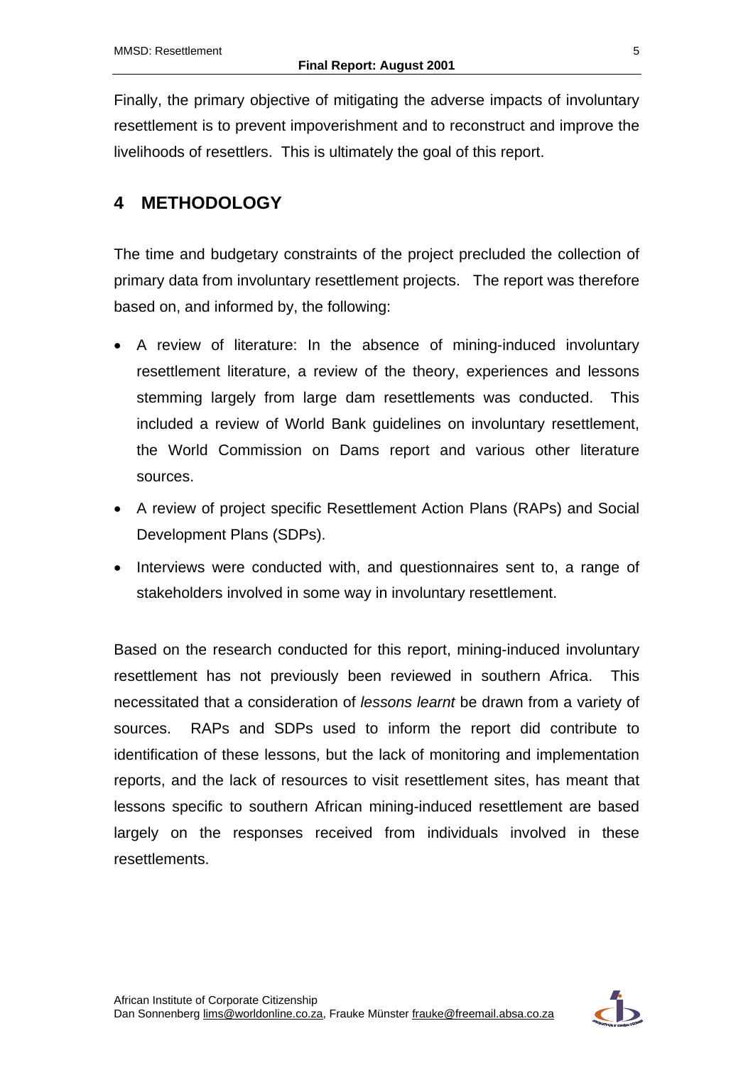Finally, the primary objective of mitigating the adverse impacts of involuntary resettlement is to prevent impoverishment and to reconstruct and improve the livelihoods of resettlers. This is ultimately the goal of this report.

## 4 METHODOLOGY

The time and budgetary constraints of the project precluded the collection of primary data from involuntary resettlement projects. The report was therefore based on, and informed by, the following:

- A review of literature: In the absence of mining-induced involuntary resettlement literature, a review of the theory, experiences and lessons stemming largely from large dam resettlements was conducted. This included a review of World Bank guidelines on involuntary resettlement, the World Commission on Dams report and various other literature sources.
- A review of project specific Resettlement Action Plans (RAPs) and Social Development Plans (SDPs).
- Interviews were conducted with, and questionnaires sent to, a range of stakeholders involved in some way in involuntary resettlement.

Based on the research conducted for this report, mining-induced involuntary resettlement has not previously been reviewed in southern Africa. This necessitated that a consideration of *lessons learnt* be drawn from a variety of sources. RAPs and SDPs used to inform the report did contribute to identification of these lessons, but the lack of monitoring and implementation reports, and the lack of resources to visit resettlement sites, has meant that lessons specific to southern African mining-induced resettlement are based largely on the responses received from individuals involved in these resettlements.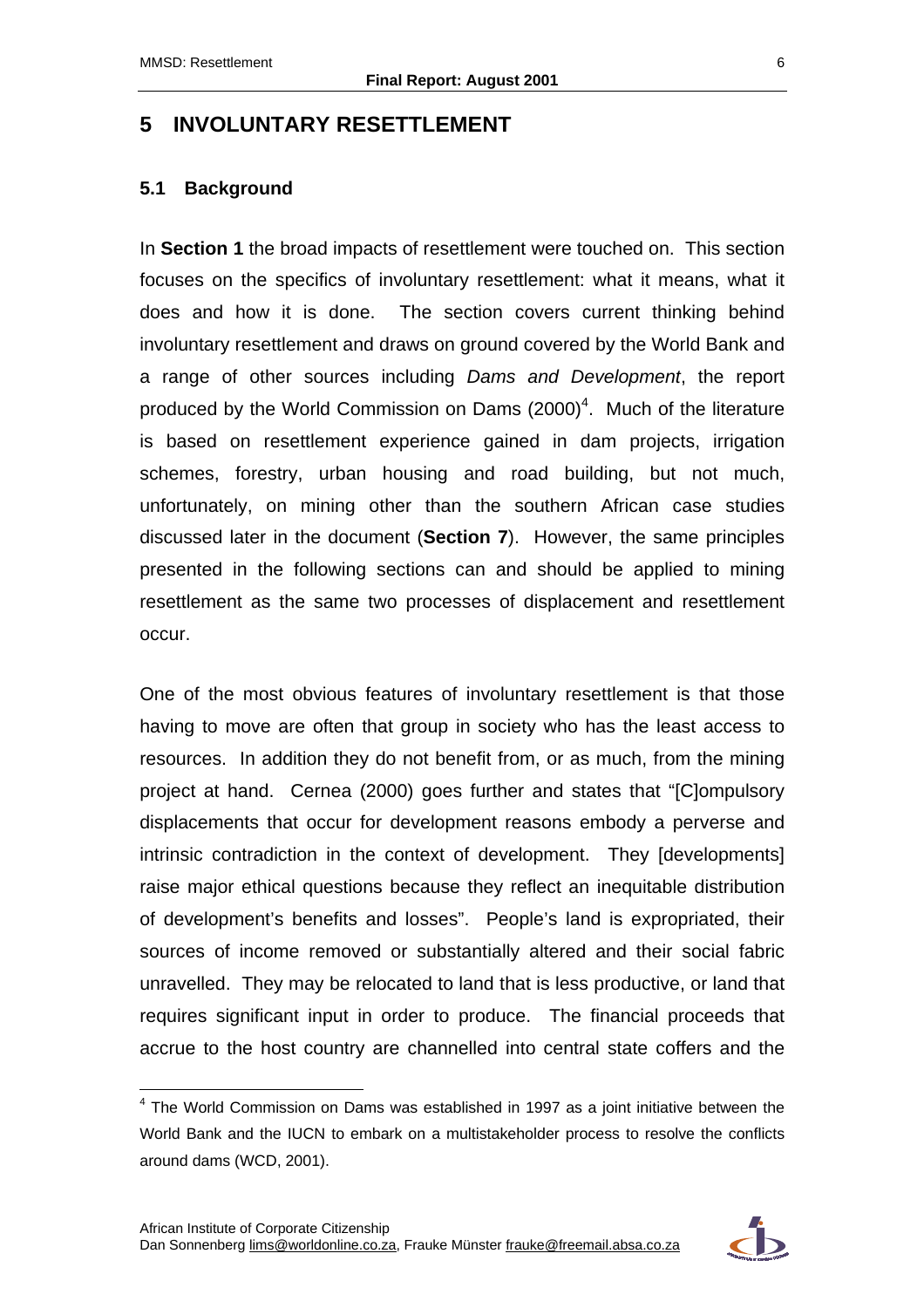# 5 INVOLUNTARY RESETTLEMENT

## 5.1 Background

In **Section 1** the broad impacts of resettlement were touched on. This section focuses on the specifics of involuntary resettlement: what it means, what it does and how it is done. The section covers current thinking behind involuntary resettlement and draws on ground covered by the World Bank and a range of other sources including *Dams and Development*, the report produced by the World Commission on Dams (2000)[4]. Much of the literature is based on resettlement experience gained in dam projects, irrigation schemes, forestry, urban housing and road building, but not much, unfortunately, on mining other than the southern African case studies discussed later in the document (**Section 7**). However, the same principles presented in the following sections can and should be applied to mining resettlement as the same two processes of displacement and resettlement occur.

One of the most obvious features of involuntary resettlement is that those having to move are often that group in society who has the least access to resources. In addition they do not benefit from, or as much, from the mining project at hand. Cernea (2000) goes further and states that "[C]ompulsory displacements that occur for development reasons embody a perverse and intrinsic contradiction in the context of development. They [developments] raise major ethical questions because they reflect an inequitable distribution of development's benefits and losses". People's land is expropriated, their sources of income removed or substantially altered and their social fabric unravelled. They may be relocated to land that is less productive, or land that requires significant input in order to produce. The financial proceeds that accrue to the host country are channelled into central state coffers and the

[4] The World Commission on Dams was established in 1997 as a joint initiative between the World Bank and the IUCN to embark on a multistakeholder process to resolve the conflicts around dams (WCD, 2001).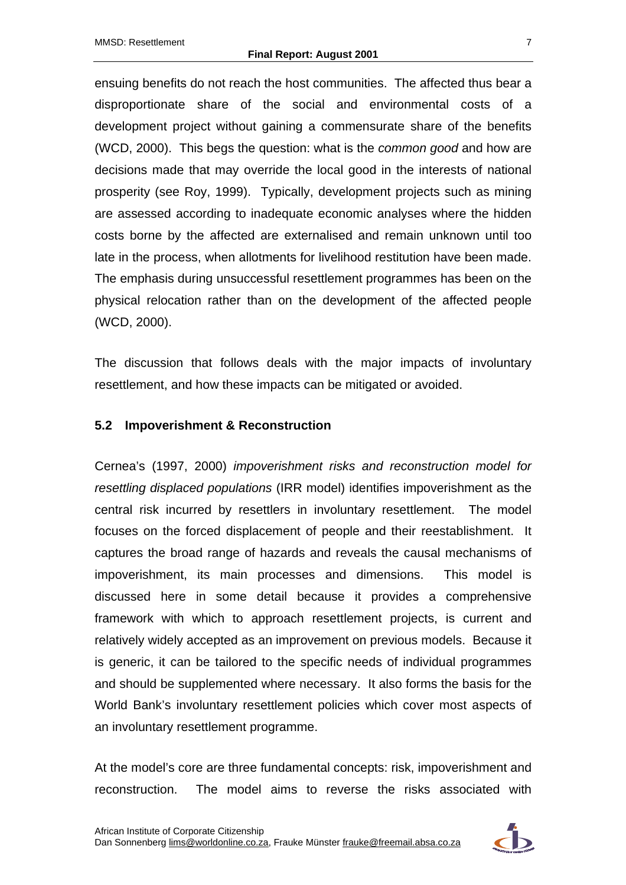ensuing benefits do not reach the host communities. The affected thus bear a disproportionate share of the social and environmental costs of a development project without gaining a commensurate share of the benefits (WCD, 2000). This begs the question: what is the *common good* and how are decisions made that may override the local good in the interests of national prosperity (see Roy, 1999). Typically, development projects such as mining are assessed according to inadequate economic analyses where the hidden costs borne by the affected are externalised and remain unknown until too late in the process, when allotments for livelihood restitution have been made. The emphasis during unsuccessful resettlement programmes has been on the physical relocation rather than on the development of the affected people (WCD, 2000).

The discussion that follows deals with the major impacts of involuntary resettlement, and how these impacts can be mitigated or avoided.

### 5.2 Impoverishment & Reconstruction

Cernea's (1997, 2000) *impoverishment risks and reconstruction model for resettling displaced populations* (IRR model) identifies impoverishment as the central risk incurred by resettlers in involuntary resettlement. The model focuses on the forced displacement of people and their reestablishment. It captures the broad range of hazards and reveals the causal mechanisms of impoverishment, its main processes and dimensions. This model is discussed here in some detail because it provides a comprehensive framework with which to approach resettlement projects, is current and relatively widely accepted as an improvement on previous models. Because it is generic, it can be tailored to the specific needs of individual programmes and should be supplemented where necessary. It also forms the basis for the World Bank's involuntary resettlement policies which cover most aspects of an involuntary resettlement programme.

At the model's core are three fundamental concepts: risk, impoverishment and reconstruction. The model aims to reverse the risks associated with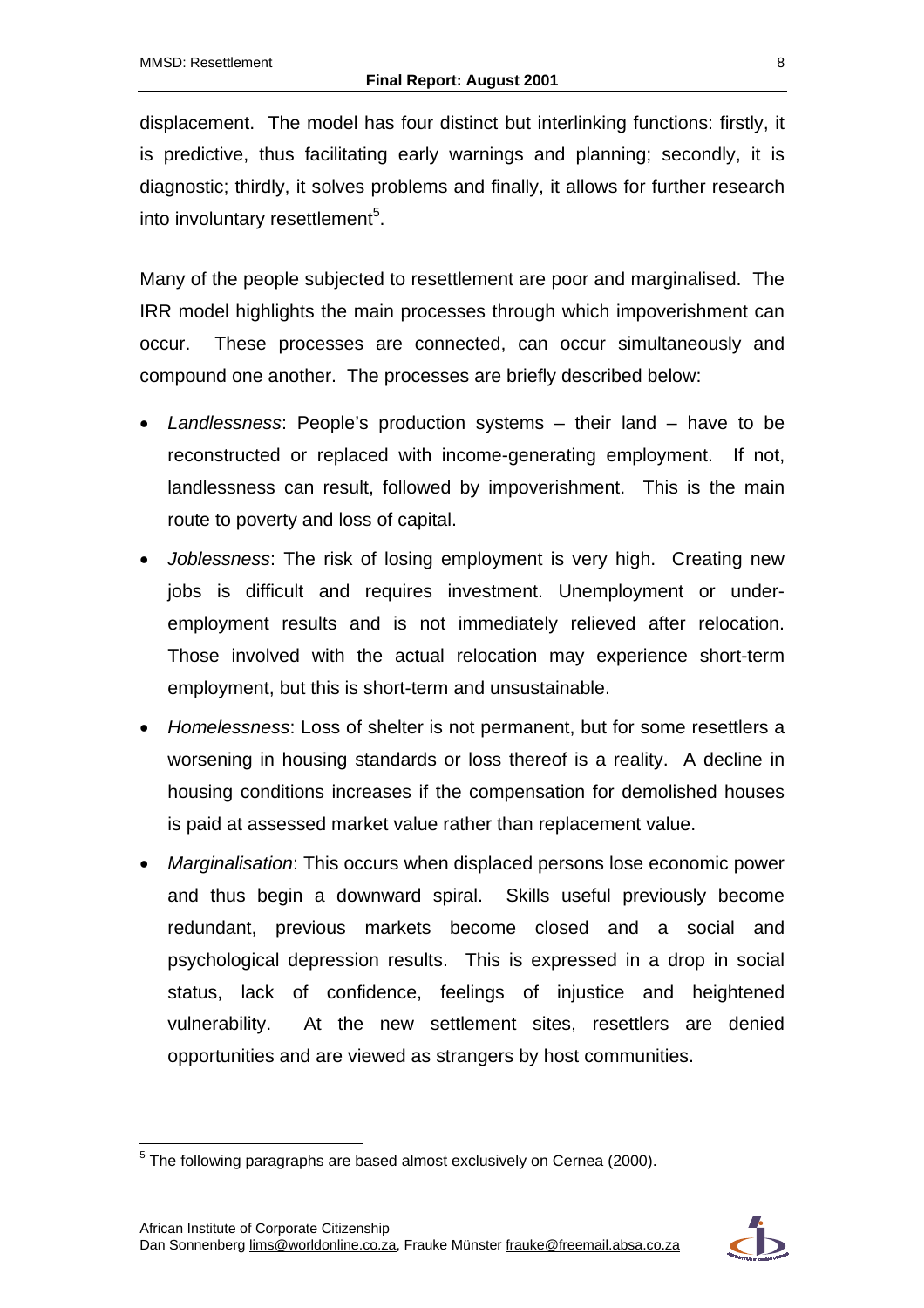displacement. The model has four distinct but interlinking functions: firstly, it is predictive, thus facilitating early warnings and planning; secondly, it is diagnostic; thirdly, it solves problems and finally, it allows for further research into involuntary resettlement[5].

Many of the people subjected to resettlement are poor and marginalised. The IRR model highlights the main processes through which impoverishment can occur. These processes are connected, can occur simultaneously and compound one another. The processes are briefly described below:

- *Landlessness*: People's production systems – their land – have to be reconstructed or replaced with income-generating employment. If not, landlessness can result, followed by impoverishment. This is the main route to poverty and loss of capital.
- *Joblessness*: The risk of losing employment is very high. Creating new jobs is difficult and requires investment. Unemployment or under-employment results and is not immediately relieved after relocation. Those involved with the actual relocation may experience short-term employment, but this is short-term and unsustainable.
- *Homelessness*: Loss of shelter is not permanent, but for some resettlers a worsening in housing standards or loss thereof is a reality. A decline in housing conditions increases if the compensation for demolished houses is paid at assessed market value rather than replacement value.
- *Marginalisation*: This occurs when displaced persons lose economic power and thus begin a downward spiral. Skills useful previously become redundant, previous markets become closed and a social and psychological depression results. This is expressed in a drop in social status, lack of confidence, feelings of injustice and heightened vulnerability. At the new settlement sites, resettlers are denied opportunities and are viewed as strangers by host communities.

[5] The following paragraphs are based almost exclusively on Cernea (2000).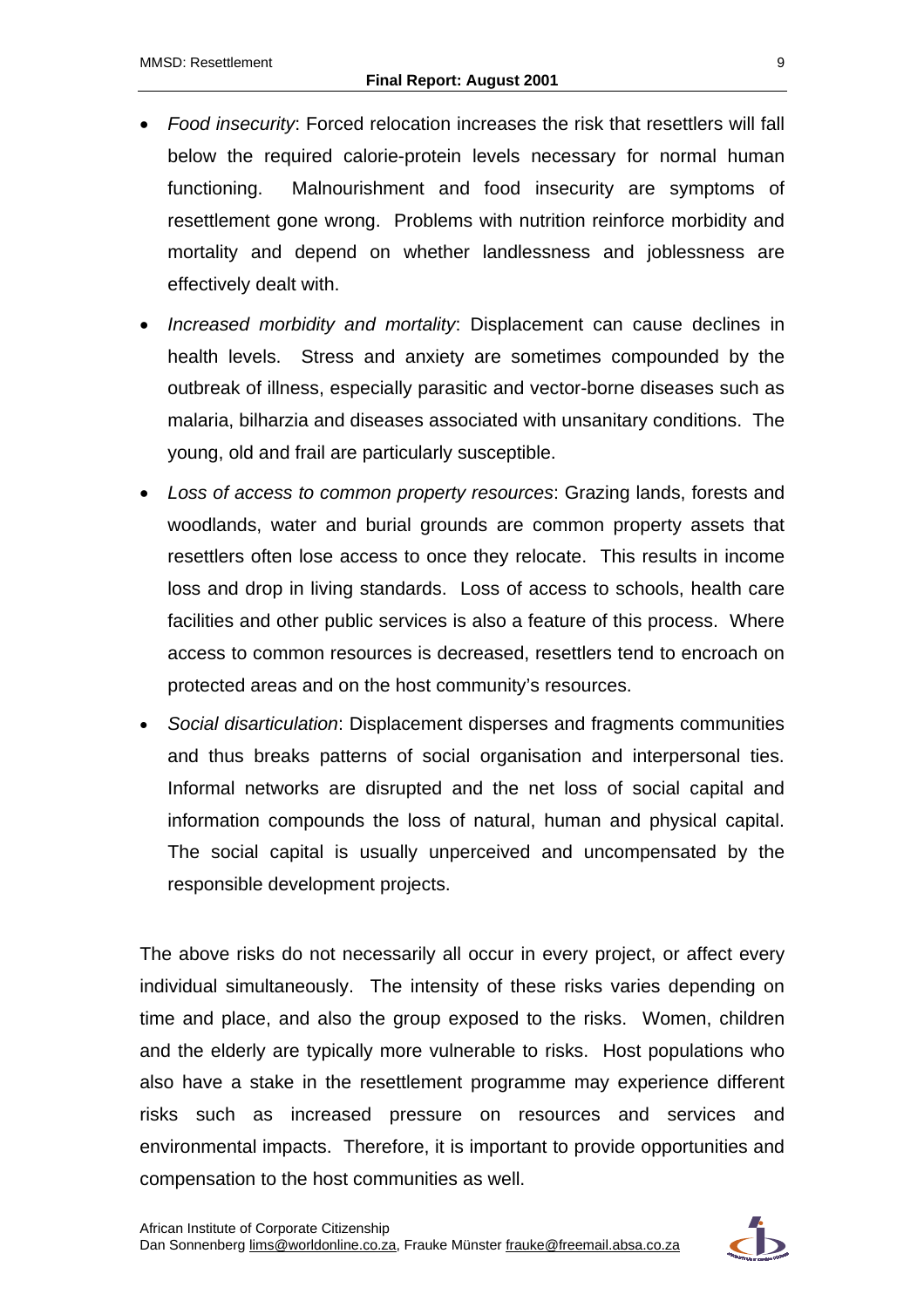- *Food insecurity*: Forced relocation increases the risk that resettlers will fall below the required calorie-protein levels necessary for normal human functioning. Malnourishment and food insecurity are symptoms of resettlement gone wrong. Problems with nutrition reinforce morbidity and mortality and depend on whether landlessness and joblessness are effectively dealt with.
- *Increased morbidity and mortality*: Displacement can cause declines in health levels. Stress and anxiety are sometimes compounded by the outbreak of illness, especially parasitic and vector-borne diseases such as malaria, bilharzia and diseases associated with unsanitary conditions. The young, old and frail are particularly susceptible.
- *Loss of access to common property resources*: Grazing lands, forests and woodlands, water and burial grounds are common property assets that resettlers often lose access to once they relocate. This results in income loss and drop in living standards. Loss of access to schools, health care facilities and other public services is also a feature of this process. Where access to common resources is decreased, resettlers tend to encroach on protected areas and on the host community's resources.
- *Social disarticulation*: Displacement disperses and fragments communities and thus breaks patterns of social organisation and interpersonal ties. Informal networks are disrupted and the net loss of social capital and information compounds the loss of natural, human and physical capital. The social capital is usually unperceived and uncompensated by the responsible development projects.

The above risks do not necessarily all occur in every project, or affect every individual simultaneously. The intensity of these risks varies depending on time and place, and also the group exposed to the risks. Women, children and the elderly are typically more vulnerable to risks. Host populations who also have a stake in the resettlement programme may experience different risks such as increased pressure on resources and services and environmental impacts. Therefore, it is important to provide opportunities and compensation to the host communities as well.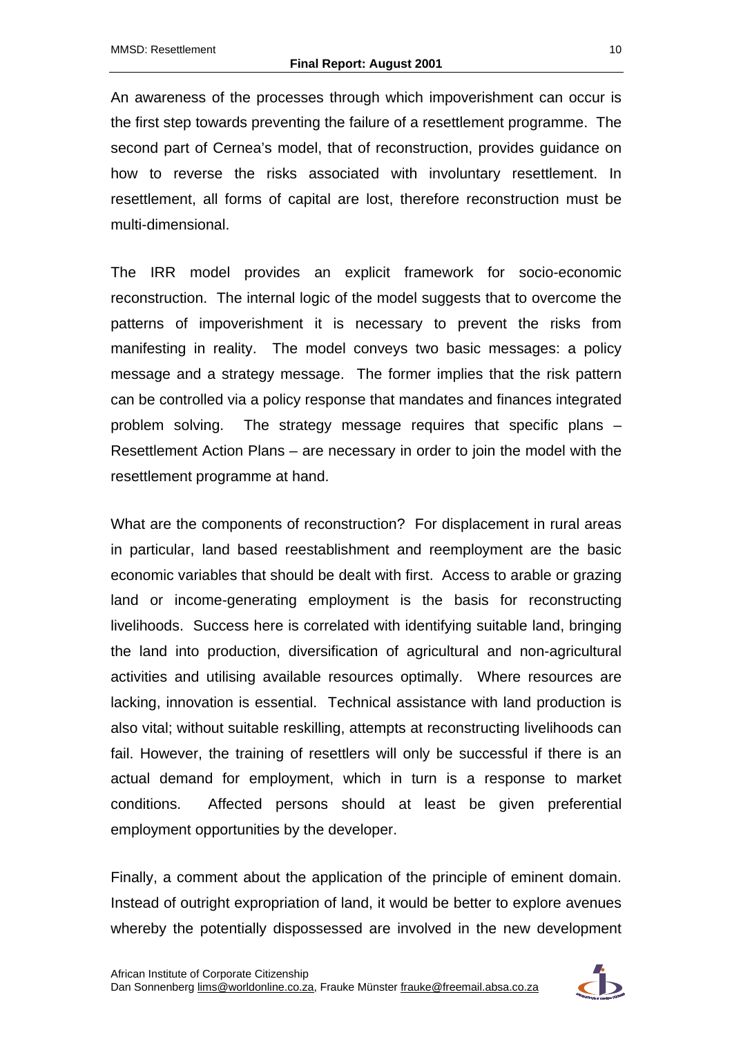An awareness of the processes through which impoverishment can occur is the first step towards preventing the failure of a resettlement programme. The second part of Cernea's model, that of reconstruction, provides guidance on how to reverse the risks associated with involuntary resettlement. In resettlement, all forms of capital are lost, therefore reconstruction must be multi-dimensional.

The IRR model provides an explicit framework for socio-economic reconstruction. The internal logic of the model suggests that to overcome the patterns of impoverishment it is necessary to prevent the risks from manifesting in reality. The model conveys two basic messages: a policy message and a strategy message. The former implies that the risk pattern can be controlled via a policy response that mandates and finances integrated problem solving. The strategy message requires that specific plans – Resettlement Action Plans – are necessary in order to join the model with the resettlement programme at hand.

What are the components of reconstruction? For displacement in rural areas in particular, land based reestablishment and reemployment are the basic economic variables that should be dealt with first. Access to arable or grazing land or income-generating employment is the basis for reconstructing livelihoods. Success here is correlated with identifying suitable land, bringing the land into production, diversification of agricultural and non-agricultural activities and utilising available resources optimally. Where resources are lacking, innovation is essential. Technical assistance with land production is also vital; without suitable reskilling, attempts at reconstructing livelihoods can fail. However, the training of resettlers will only be successful if there is an actual demand for employment, which in turn is a response to market conditions. Affected persons should at least be given preferential employment opportunities by the developer.

Finally, a comment about the application of the principle of eminent domain. Instead of outright expropriation of land, it would be better to explore avenues whereby the potentially dispossessed are involved in the new development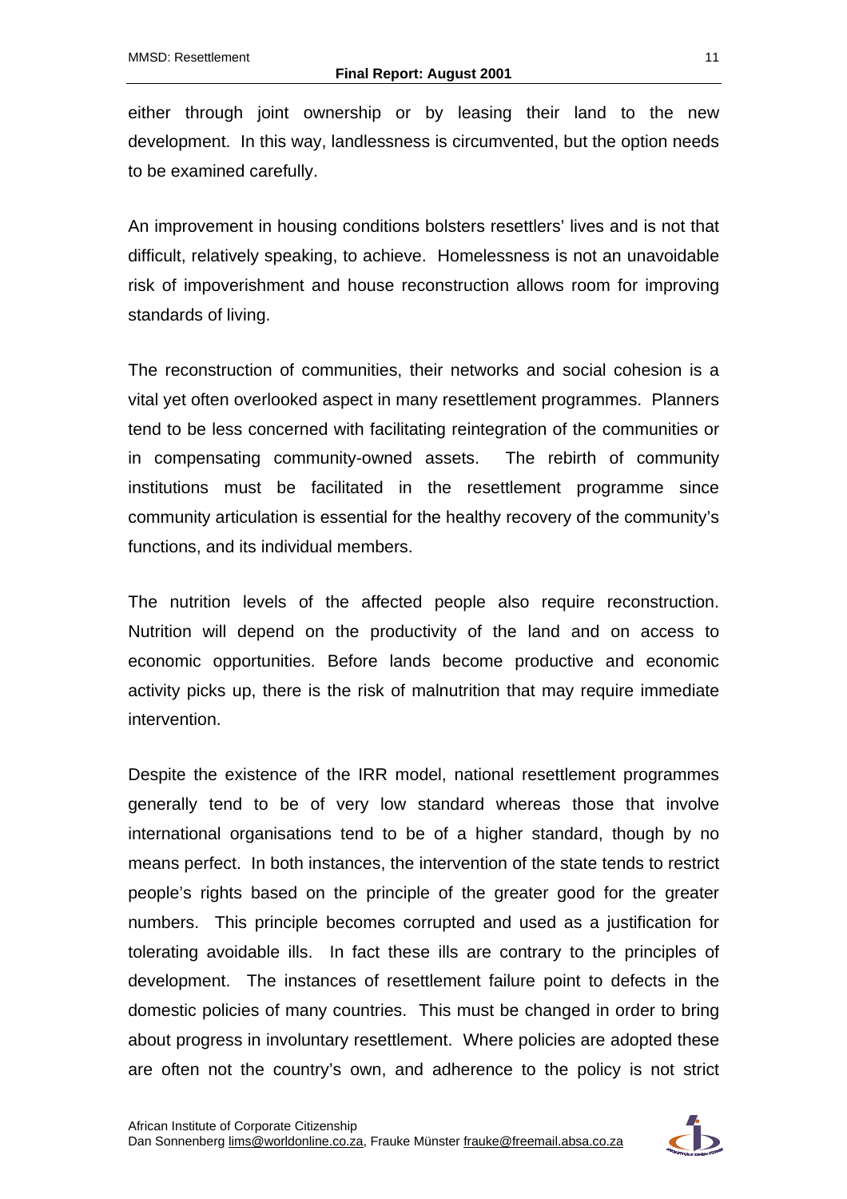either through joint ownership or by leasing their land to the new development. In this way, landlessness is circumvented, but the option needs to be examined carefully.

An improvement in housing conditions bolsters resettlers' lives and is not that difficult, relatively speaking, to achieve. Homelessness is not an unavoidable risk of impoverishment and house reconstruction allows room for improving standards of living.

The reconstruction of communities, their networks and social cohesion is a vital yet often overlooked aspect in many resettlement programmes. Planners tend to be less concerned with facilitating reintegration of the communities or in compensating community-owned assets. The rebirth of community institutions must be facilitated in the resettlement programme since community articulation is essential for the healthy recovery of the community's functions, and its individual members.

The nutrition levels of the affected people also require reconstruction. Nutrition will depend on the productivity of the land and on access to economic opportunities. Before lands become productive and economic activity picks up, there is the risk of malnutrition that may require immediate intervention.

Despite the existence of the IRR model, national resettlement programmes generally tend to be of very low standard whereas those that involve international organisations tend to be of a higher standard, though by no means perfect. In both instances, the intervention of the state tends to restrict people's rights based on the principle of the greater good for the greater numbers. This principle becomes corrupted and used as a justification for tolerating avoidable ills. In fact these ills are contrary to the principles of development. The instances of resettlement failure point to defects in the domestic policies of many countries. This must be changed in order to bring about progress in involuntary resettlement. Where policies are adopted these are often not the country's own, and adherence to the policy is not strict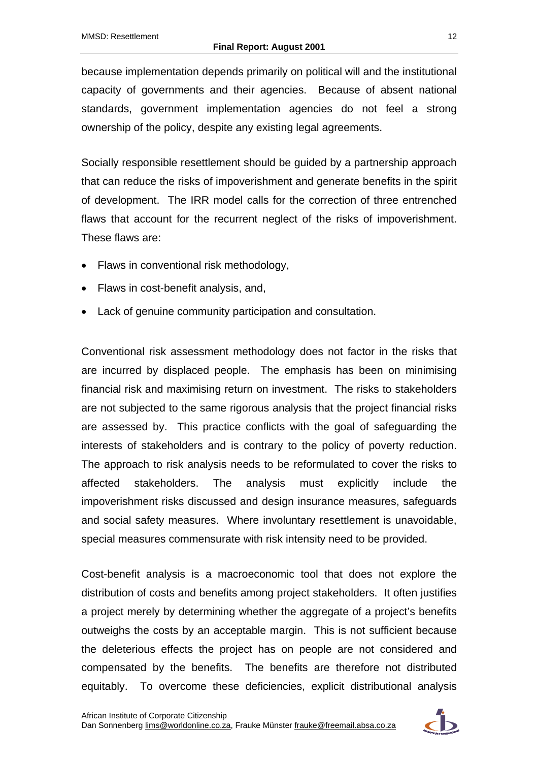because implementation depends primarily on political will and the institutional capacity of governments and their agencies. Because of absent national standards, government implementation agencies do not feel a strong ownership of the policy, despite any existing legal agreements.

Socially responsible resettlement should be guided by a partnership approach that can reduce the risks of impoverishment and generate benefits in the spirit of development. The IRR model calls for the correction of three entrenched flaws that account for the recurrent neglect of the risks of impoverishment. These flaws are:

- Flaws in conventional risk methodology,
- Flaws in cost-benefit analysis, and,
- Lack of genuine community participation and consultation.

Conventional risk assessment methodology does not factor in the risks that are incurred by displaced people. The emphasis has been on minimising financial risk and maximising return on investment. The risks to stakeholders are not subjected to the same rigorous analysis that the project financial risks are assessed by. This practice conflicts with the goal of safeguarding the interests of stakeholders and is contrary to the policy of poverty reduction. The approach to risk analysis needs to be reformulated to cover the risks to affected stakeholders. The analysis must explicitly include the impoverishment risks discussed and design insurance measures, safeguards and social safety measures. Where involuntary resettlement is unavoidable, special measures commensurate with risk intensity need to be provided.

Cost-benefit analysis is a macroeconomic tool that does not explore the distribution of costs and benefits among project stakeholders. It often justifies a project merely by determining whether the aggregate of a project's benefits outweighs the costs by an acceptable margin. This is not sufficient because the deleterious effects the project has on people are not considered and compensated by the benefits. The benefits are therefore not distributed equitably. To overcome these deficiencies, explicit distributional analysis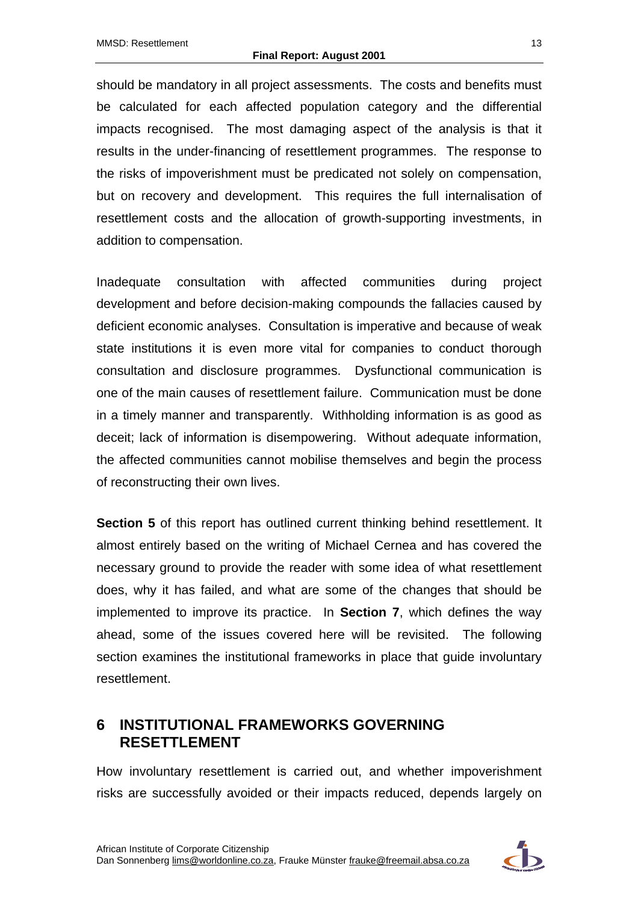should be mandatory in all project assessments. The costs and benefits must be calculated for each affected population category and the differential impacts recognised. The most damaging aspect of the analysis is that it results in the under-financing of resettlement programmes. The response to the risks of impoverishment must be predicated not solely on compensation, but on recovery and development. This requires the full internalisation of resettlement costs and the allocation of growth-supporting investments, in addition to compensation.

Inadequate consultation with affected communities during project development and before decision-making compounds the fallacies caused by deficient economic analyses. Consultation is imperative and because of weak state institutions it is even more vital for companies to conduct thorough consultation and disclosure programmes. Dysfunctional communication is one of the main causes of resettlement failure. Communication must be done in a timely manner and transparently. Withholding information is as good as deceit; lack of information is disempowering. Without adequate information, the affected communities cannot mobilise themselves and begin the process of reconstructing their own lives.

**Section 5** of this report has outlined current thinking behind resettlement. It almost entirely based on the writing of Michael Cernea and has covered the necessary ground to provide the reader with some idea of what resettlement does, why it has failed, and what are some of the changes that should be implemented to improve its practice. In **Section 7**, which defines the way ahead, some of the issues covered here will be revisited. The following section examines the institutional frameworks in place that guide involuntary resettlement.

# 6 INSTITUTIONAL FRAMEWORKS GOVERNING RESETTLEMENT

How involuntary resettlement is carried out, and whether impoverishment risks are successfully avoided or their impacts reduced, depends largely on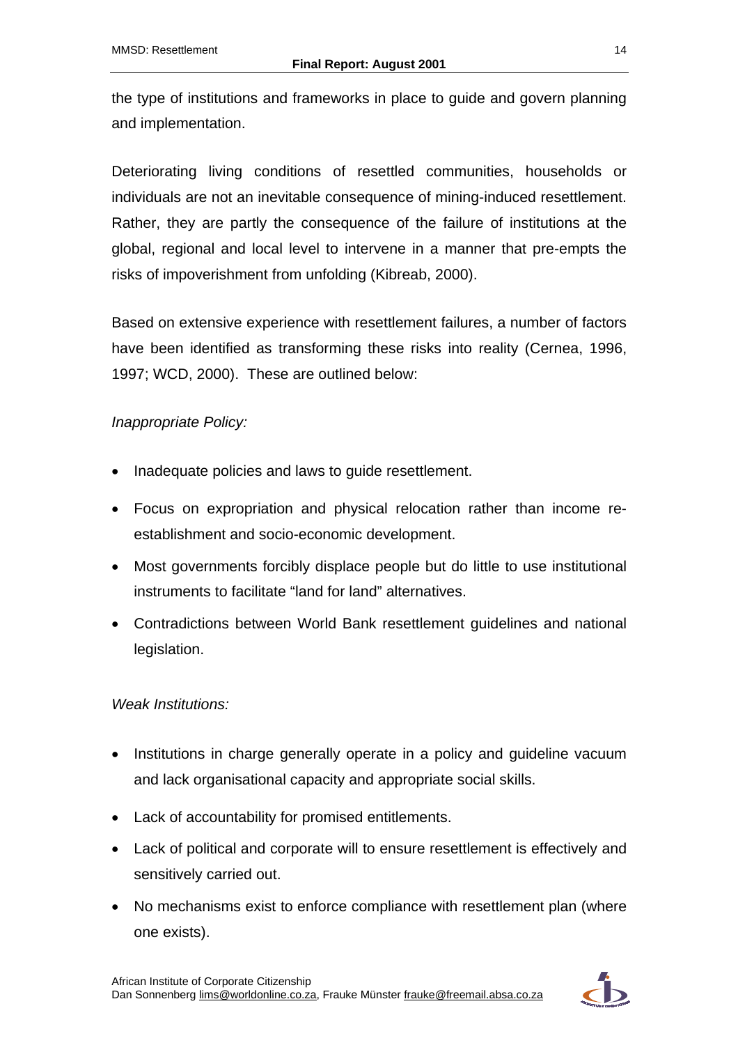the type of institutions and frameworks in place to guide and govern planning and implementation.

Deteriorating living conditions of resettled communities, households or individuals are not an inevitable consequence of mining-induced resettlement. Rather, they are partly the consequence of the failure of institutions at the global, regional and local level to intervene in a manner that pre-empts the risks of impoverishment from unfolding (Kibreab, 2000).

Based on extensive experience with resettlement failures, a number of factors have been identified as transforming these risks into reality (Cernea, 1996, 1997; WCD, 2000). These are outlined below:

*Inappropriate Policy:*

- Inadequate policies and laws to guide resettlement.
- Focus on expropriation and physical relocation rather than income re-establishment and socio-economic development.
- Most governments forcibly displace people but do little to use institutional instruments to facilitate "land for land" alternatives.
- Contradictions between World Bank resettlement guidelines and national legislation.

*Weak Institutions:*

- Institutions in charge generally operate in a policy and guideline vacuum and lack organisational capacity and appropriate social skills.
- Lack of accountability for promised entitlements.
- Lack of political and corporate will to ensure resettlement is effectively and sensitively carried out.
- No mechanisms exist to enforce compliance with resettlement plan (where one exists).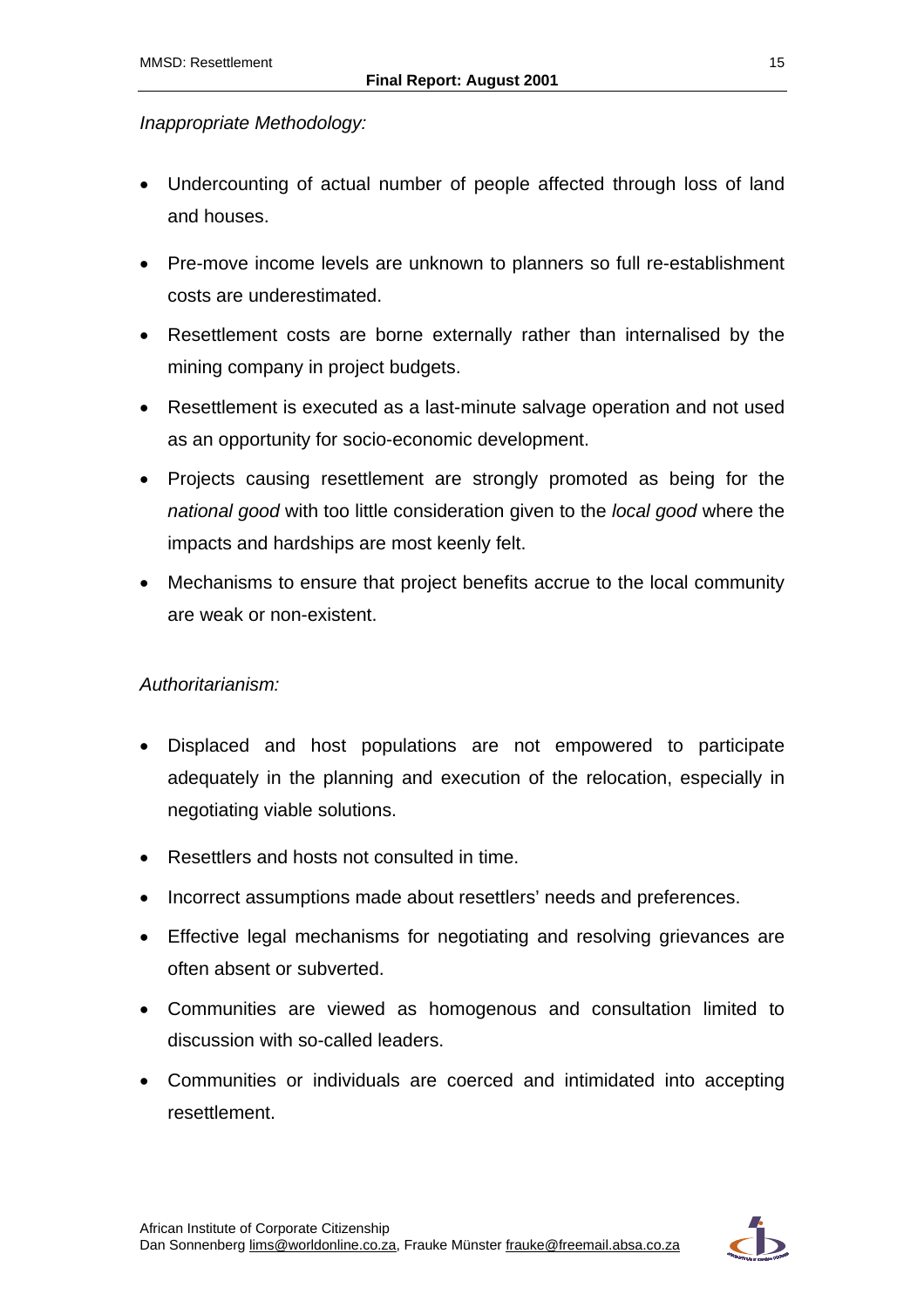*Inappropriate Methodology:*

- Undercounting of actual number of people affected through loss of land and houses.
- Pre-move income levels are unknown to planners so full re-establishment costs are underestimated.
- Resettlement costs are borne externally rather than internalised by the mining company in project budgets.
- Resettlement is executed as a last-minute salvage operation and not used as an opportunity for socio-economic development.
- Projects causing resettlement are strongly promoted as being for the *national good* with too little consideration given to the *local good* where the impacts and hardships are most keenly felt.
- Mechanisms to ensure that project benefits accrue to the local community are weak or non-existent.

*Authoritarianism:*

- Displaced and host populations are not empowered to participate adequately in the planning and execution of the relocation, especially in negotiating viable solutions.
- Resettlers and hosts not consulted in time.
- Incorrect assumptions made about resettlers' needs and preferences.
- Effective legal mechanisms for negotiating and resolving grievances are often absent or subverted.
- Communities are viewed as homogenous and consultation limited to discussion with so-called leaders.
- Communities or individuals are coerced and intimidated into accepting resettlement.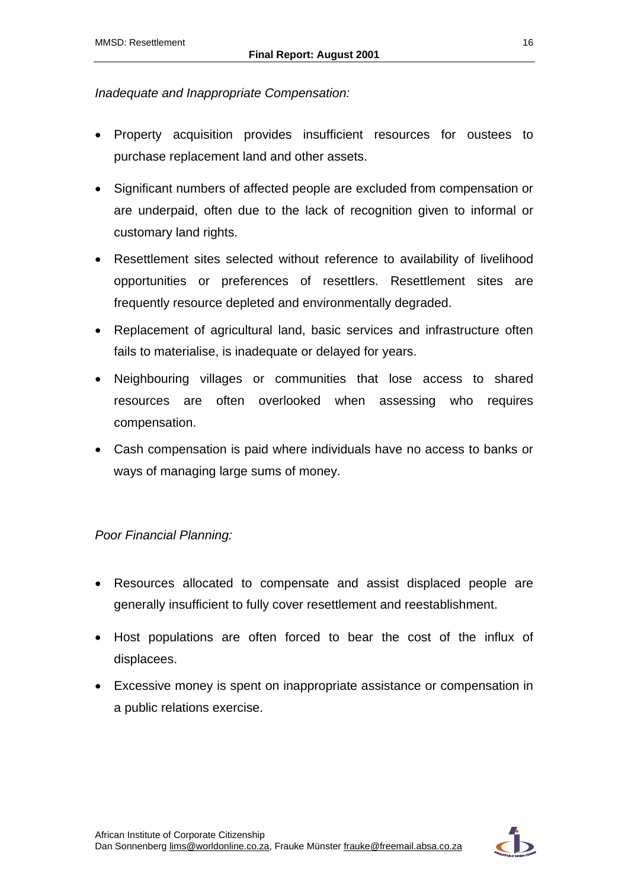*Inadequate and Inappropriate Compensation:*

- Property acquisition provides insufficient resources for oustees to purchase replacement land and other assets.
- Significant numbers of affected people are excluded from compensation or are underpaid, often due to the lack of recognition given to informal or customary land rights.
- Resettlement sites selected without reference to availability of livelihood opportunities or preferences of resettlers. Resettlement sites are frequently resource depleted and environmentally degraded.
- Replacement of agricultural land, basic services and infrastructure often fails to materialise, is inadequate or delayed for years.
- Neighbouring villages or communities that lose access to shared resources are often overlooked when assessing who requires compensation.
- Cash compensation is paid where individuals have no access to banks or ways of managing large sums of money.

*Poor Financial Planning:*

- Resources allocated to compensate and assist displaced people are generally insufficient to fully cover resettlement and reestablishment.
- Host populations are often forced to bear the cost of the influx of displacees.
- Excessive money is spent on inappropriate assistance or compensation in a public relations exercise.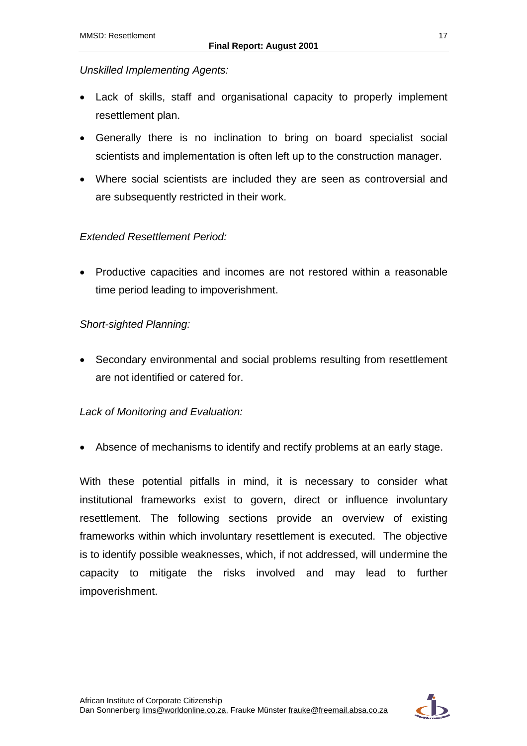*Unskilled Implementing Agents:*

- Lack of skills, staff and organisational capacity to properly implement resettlement plan.
- Generally there is no inclination to bring on board specialist social scientists and implementation is often left up to the construction manager.
- Where social scientists are included they are seen as controversial and are subsequently restricted in their work.

*Extended Resettlement Period:*

- Productive capacities and incomes are not restored within a reasonable time period leading to impoverishment.

*Short-sighted Planning:*

- Secondary environmental and social problems resulting from resettlement are not identified or catered for.

*Lack of Monitoring and Evaluation:*

- Absence of mechanisms to identify and rectify problems at an early stage.

With these potential pitfalls in mind, it is necessary to consider what institutional frameworks exist to govern, direct or influence involuntary resettlement. The following sections provide an overview of existing frameworks within which involuntary resettlement is executed. The objective is to identify possible weaknesses, which, if not addressed, will undermine the capacity to mitigate the risks involved and may lead to further impoverishment.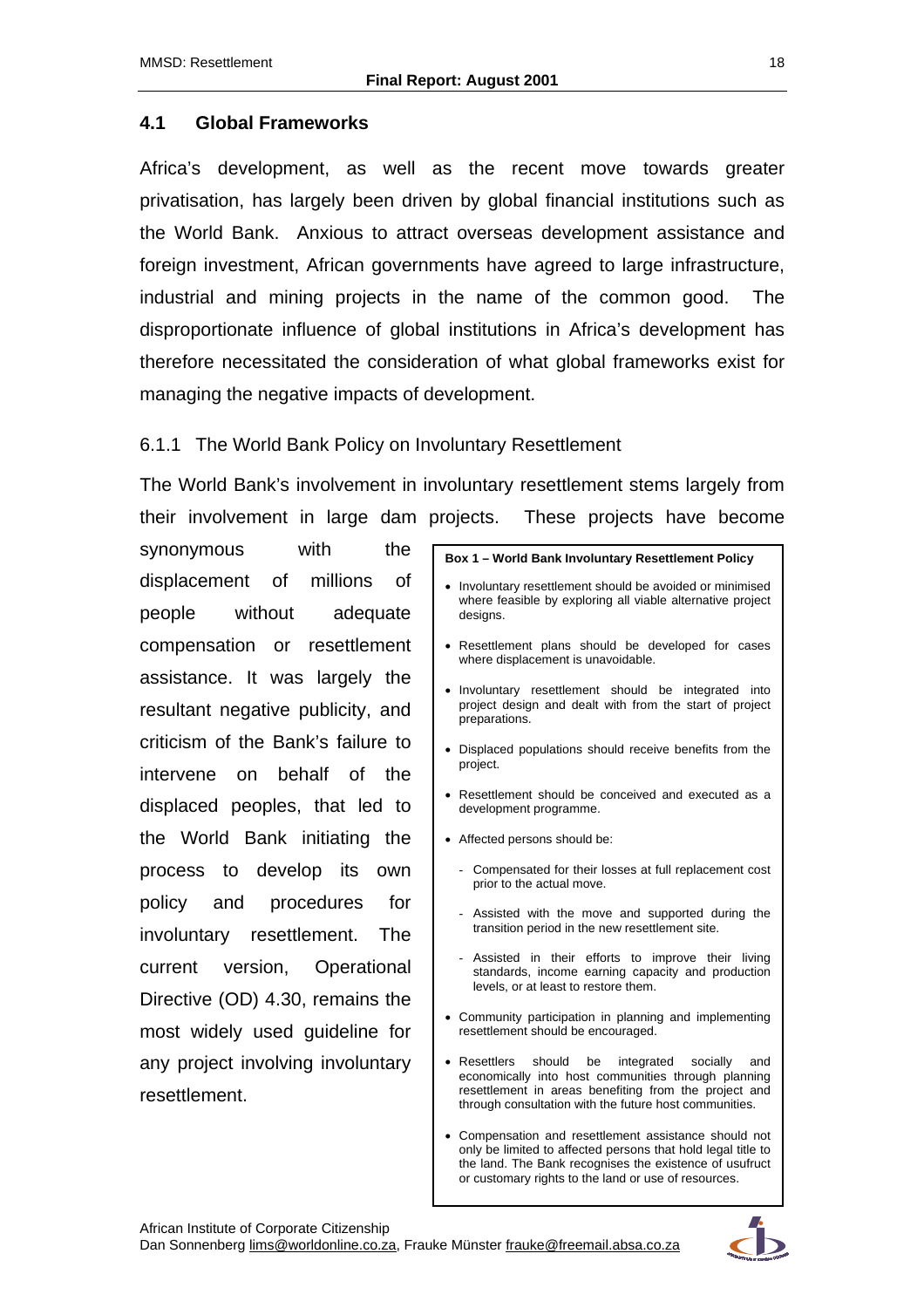## 4.1 Global Frameworks

Africa's development, as well as the recent move towards greater privatisation, has largely been driven by global financial institutions such as the World Bank. Anxious to attract overseas development assistance and foreign investment, African governments have agreed to large infrastructure, industrial and mining projects in the name of the common good. The disproportionate influence of global institutions in Africa's development has therefore necessitated the consideration of what global frameworks exist for managing the negative impacts of development.

### 6.1.1 The World Bank Policy on Involuntary Resettlement

The World Bank's involvement in involuntary resettlement stems largely from their involvement in large dam projects. These projects have become synonymous with displacement of millions of people without adequate compensation or resettlement assistance. It was largely the resultant negative publicity, and criticism of the Bank's failure to intervene on behalf of the displaced peoples, that led to the World Bank initiating the process to develop its own policy and procedures for involuntary resettlement. The current version, Operational Directive (OD) 4.30, remains the most widely used guideline for any project involving involuntary resettlement.

**Box 1 – World Bank Involuntary Resettlement Policy**

- Involuntary resettlement should be avoided or minimised where feasible by exploring all viable alternative project designs.
- Resettlement plans should be developed for cases where displacement is unavoidable.
- Involuntary resettlement should be integrated into project design and dealt with from the start of project preparations.
- Displaced populations should receive benefits from the project.
- Resettlement should be conceived and executed as a development programme.
- Affected persons should be:
  - Compensated for their losses at full replacement cost prior to the actual move.
  - Assisted with the move and supported during the transition period in the new resettlement site.
  - Assisted in their efforts to improve their living standards, income earning capacity and production levels, or at least to restore them.
- Community participation in planning and implementing resettlement should be encouraged.
- Resettlers should be integrated socially and economically into host communities through planning resettlement in areas benefiting from the project and through consultation with the future host communities.
- Compensation and resettlement assistance should not only be limited to affected persons that hold legal title to the land. The Bank recognises the existence of usufruct or customary rights to the land or use of resources.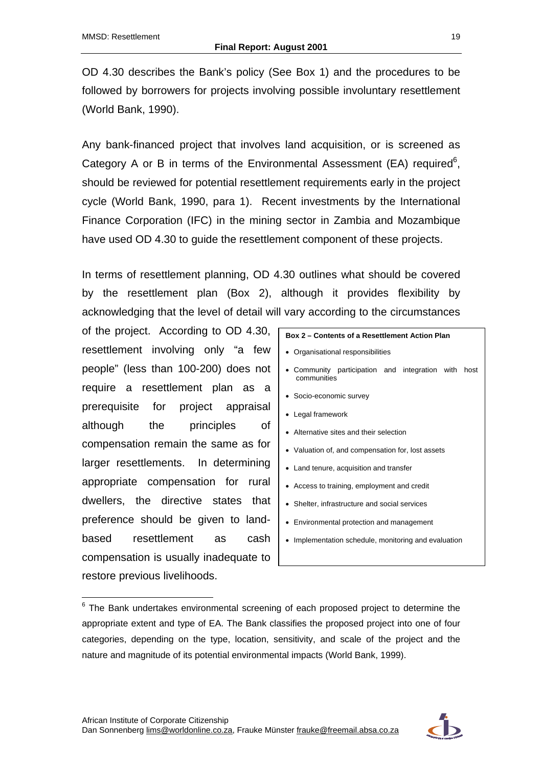OD 4.30 describes the Bank's policy (See Box 1) and the procedures to be followed by borrowers for projects involving possible involuntary resettlement (World Bank, 1990).

Any bank-financed project that involves land acquisition, or is screened as Category A or B in terms of the Environmental Assessment (EA) required[6], should be reviewed for potential resettlement requirements early in the project cycle (World Bank, 1990, para 1). Recent investments by the International Finance Corporation (IFC) in the mining sector in Zambia and Mozambique have used OD 4.30 to guide the resettlement component of these projects.

In terms of resettlement planning, OD 4.30 outlines what should be covered by the resettlement plan (Box 2), although it provides flexibility by acknowledging that the level of detail will vary according to the circumstances of the project. According to OD 4.30, resettlement involving only "a few people" (less than 100-200) does not require a resettlement plan as a prerequisite for project appraisal although the principles of compensation remain the same as for larger resettlements. In determining appropriate compensation for rural dwellers, the directive states that preference should be given to land-based resettlement as cash compensation is usually inadequate to restore previous livelihoods.

**Box 2 – Contents of a Resettlement Action Plan**

- Organisational responsibilities
- Community participation and integration with host communities
- Socio-economic survey
- Legal framework
- Alternative sites and their selection
- Valuation of, and compensation for, lost assets
- Land tenure, acquisition and transfer
- Access to training, employment and credit
- Shelter, infrastructure and social services
- Environmental protection and management
- Implementation schedule, monitoring and evaluation

[6] The Bank undertakes environmental screening of each proposed project to determine the appropriate extent and type of EA. The Bank classifies the proposed project into one of four categories, depending on the type, location, sensitivity, and scale of the project and the nature and magnitude of its potential environmental impacts (World Bank, 1999).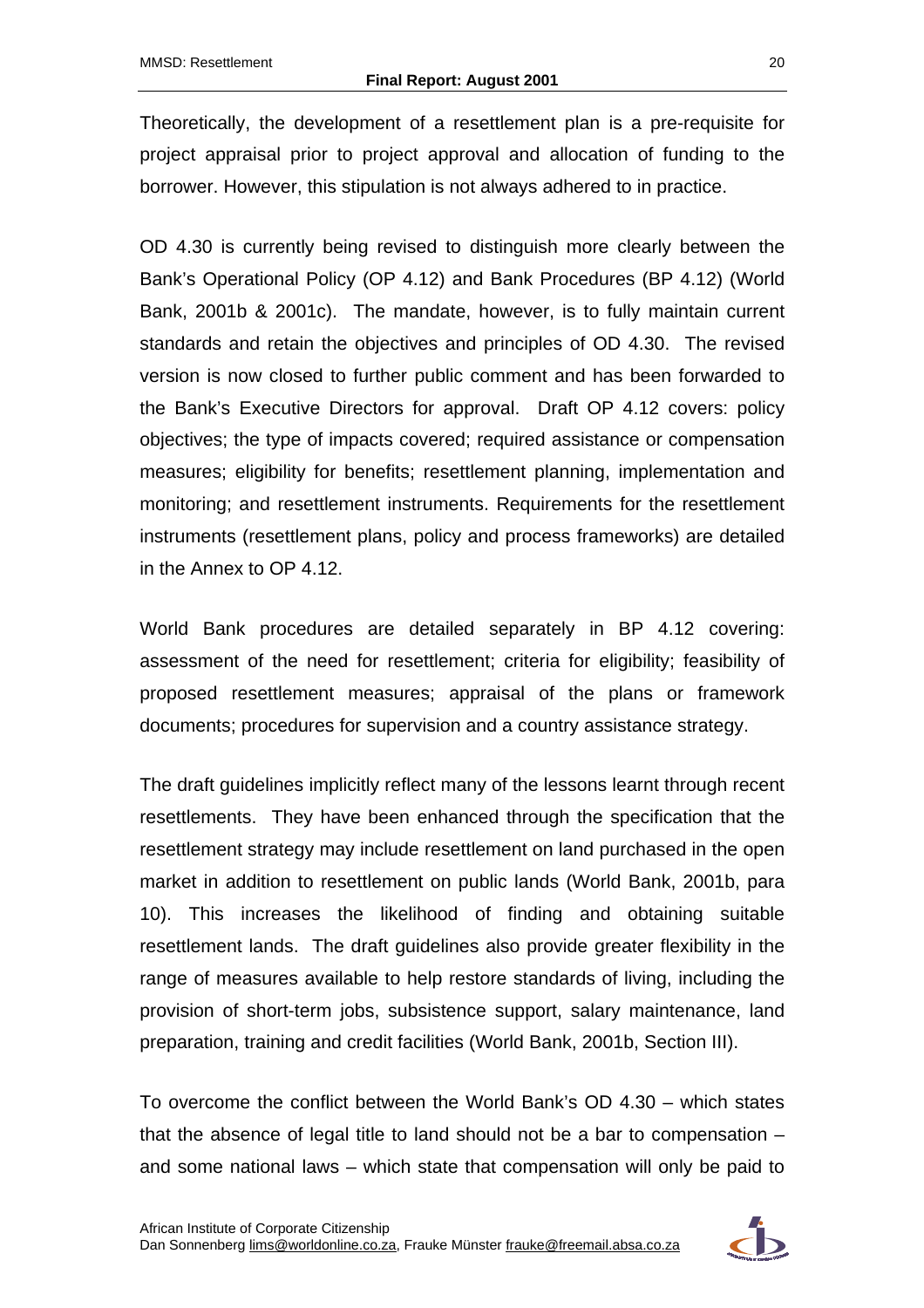Theoretically, the development of a resettlement plan is a pre-requisite for project appraisal prior to project approval and allocation of funding to the borrower. However, this stipulation is not always adhered to in practice.

OD 4.30 is currently being revised to distinguish more clearly between the Bank's Operational Policy (OP 4.12) and Bank Procedures (BP 4.12) (World Bank, 2001b & 2001c). The mandate, however, is to fully maintain current standards and retain the objectives and principles of OD 4.30. The revised version is now closed to further public comment and has been forwarded to the Bank's Executive Directors for approval. Draft OP 4.12 covers: policy objectives; the type of impacts covered; required assistance or compensation measures; eligibility for benefits; resettlement planning, implementation and monitoring; and resettlement instruments. Requirements for the resettlement instruments (resettlement plans, policy and process frameworks) are detailed in the Annex to OP 4.12.

World Bank procedures are detailed separately in BP 4.12 covering: assessment of the need for resettlement; criteria for eligibility; feasibility of proposed resettlement measures; appraisal of the plans or framework documents; procedures for supervision and a country assistance strategy.

The draft guidelines implicitly reflect many of the lessons learnt through recent resettlements. They have been enhanced through the specification that the resettlement strategy may include resettlement on land purchased in the open market in addition to resettlement on public lands (World Bank, 2001b, para 10). This increases the likelihood of finding and obtaining suitable resettlement lands. The draft guidelines also provide greater flexibility in the range of measures available to help restore standards of living, including the provision of short-term jobs, subsistence support, salary maintenance, land preparation, training and credit facilities (World Bank, 2001b, Section III).

To overcome the conflict between the World Bank's OD 4.30 – which states that the absence of legal title to land should not be a bar to compensation – and some national laws – which state that compensation will only be paid to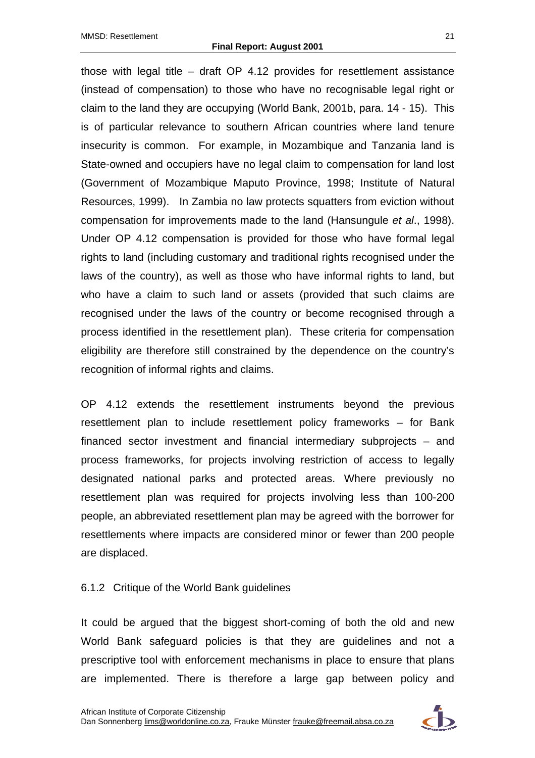those with legal title – draft OP 4.12 provides for resettlement assistance (instead of compensation) to those who have no recognisable legal right or claim to the land they are occupying (World Bank, 2001b, para. 14 - 15). This is of particular relevance to southern African countries where land tenure insecurity is common. For example, in Mozambique and Tanzania land is State-owned and occupiers have no legal claim to compensation for land lost (Government of Mozambique Maputo Province, 1998; Institute of Natural Resources, 1999). In Zambia no law protects squatters from eviction without compensation for improvements made to the land (Hansungule *et al*., 1998). Under OP 4.12 compensation is provided for those who have formal legal rights to land (including customary and traditional rights recognised under the laws of the country), as well as those who have informal rights to land, but who have a claim to such land or assets (provided that such claims are recognised under the laws of the country or become recognised through a process identified in the resettlement plan). These criteria for compensation eligibility are therefore still constrained by the dependence on the country's recognition of informal rights and claims.

OP 4.12 extends the resettlement instruments beyond the previous resettlement plan to include resettlement policy frameworks – for Bank financed sector investment and financial intermediary subprojects – and process frameworks, for projects involving restriction of access to legally designated national parks and protected areas. Where previously no resettlement plan was required for projects involving less than 100-200 people, an abbreviated resettlement plan may be agreed with the borrower for resettlements where impacts are considered minor or fewer than 200 people are displaced.

### 6.1.2 Critique of the World Bank guidelines

It could be argued that the biggest short-coming of both the old and new World Bank safeguard policies is that they are guidelines and not a prescriptive tool with enforcement mechanisms in place to ensure that plans are implemented. There is therefore a large gap between policy and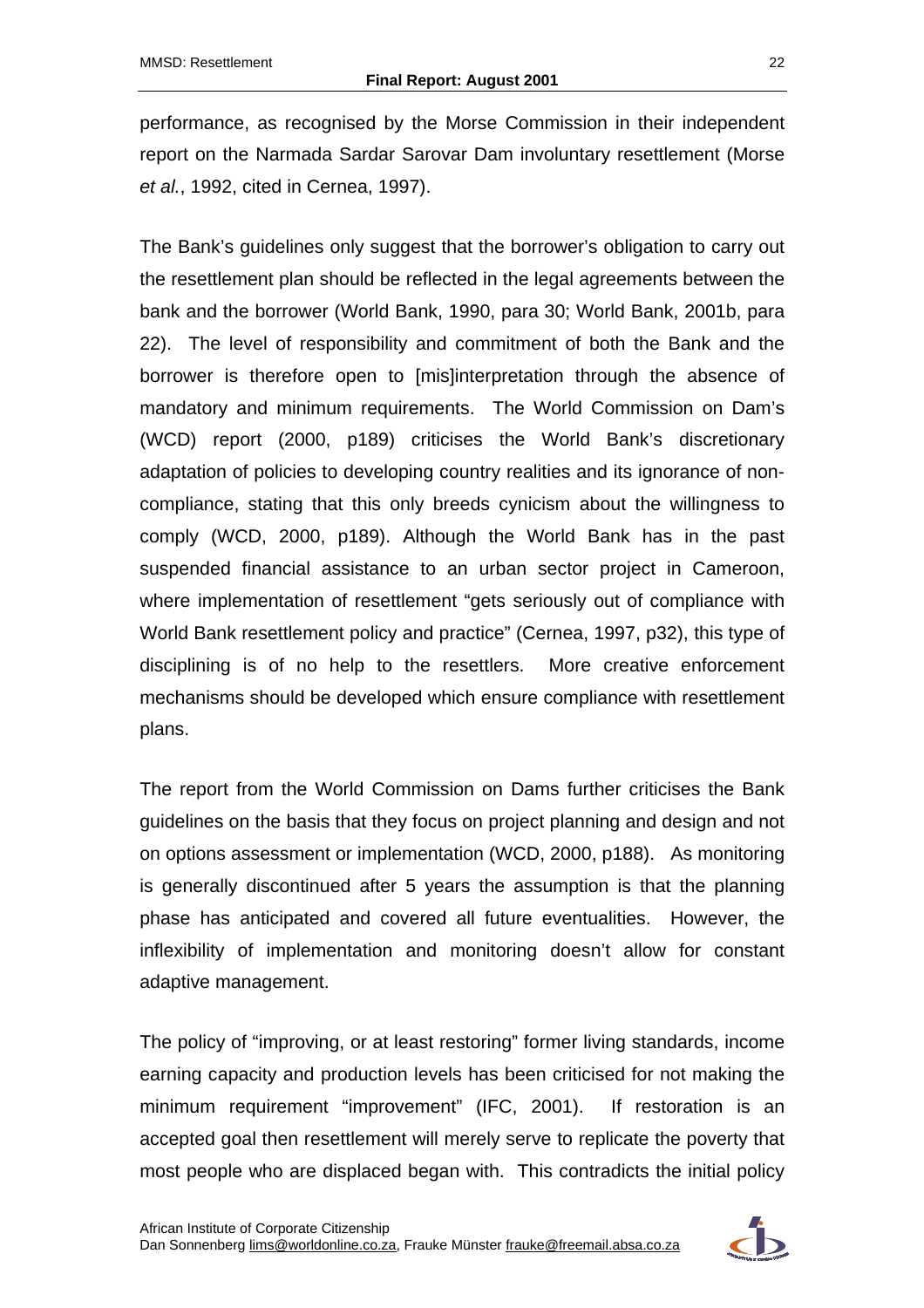performance, as recognised by the Morse Commission in their independent report on the Narmada Sardar Sarovar Dam involuntary resettlement (Morse *et al.*, 1992, cited in Cernea, 1997).

The Bank's guidelines only suggest that the borrower's obligation to carry out the resettlement plan should be reflected in the legal agreements between the bank and the borrower (World Bank, 1990, para 30; World Bank, 2001b, para 22). The level of responsibility and commitment of both the Bank and the borrower is therefore open to [mis]interpretation through the absence of mandatory and minimum requirements. The World Commission on Dam's (WCD) report (2000, p189) criticises the World Bank's discretionary adaptation of policies to developing country realities and its ignorance of non-compliance, stating that this only breeds cynicism about the willingness to comply (WCD, 2000, p189). Although the World Bank has in the past suspended financial assistance to an urban sector project in Cameroon, where implementation of resettlement "gets seriously out of compliance with World Bank resettlement policy and practice" (Cernea, 1997, p32), this type of disciplining is of no help to the resettlers. More creative enforcement mechanisms should be developed which ensure compliance with resettlement plans.

The report from the World Commission on Dams further criticises the Bank guidelines on the basis that they focus on project planning and design and not on options assessment or implementation (WCD, 2000, p188). As monitoring is generally discontinued after 5 years the assumption is that the planning phase has anticipated and covered all future eventualities. However, the inflexibility of implementation and monitoring doesn't allow for constant adaptive management.

The policy of "improving, or at least restoring" former living standards, income earning capacity and production levels has been criticised for not making the minimum requirement "improvement" (IFC, 2001). If restoration is an accepted goal then resettlement will merely serve to replicate the poverty that most people who are displaced began with. This contradicts the initial policy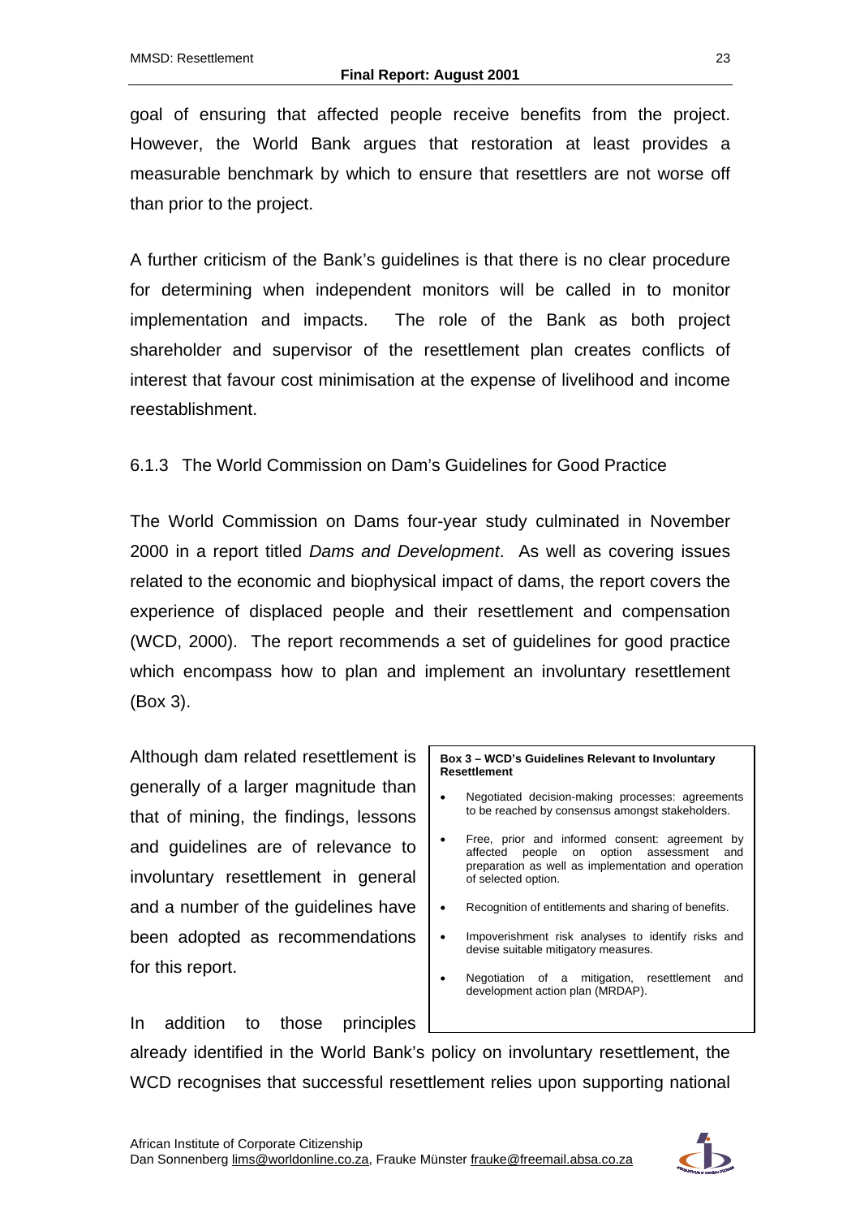goal of ensuring that affected people receive benefits from the project. However, the World Bank argues that restoration at least provides a measurable benchmark by which to ensure that resetters are not worse off than prior to the project.

A further criticism of the Bank's guidelines is that there is no clear procedure for determining when independent monitors will be called in to monitor implementation and impacts. The role of the Bank as both project shareholder and supervisor of the resettlement plan creates conflicts of interest that favour cost minimisation at the expense of livelihood and income reestablishment.

### 6.1.3 The World Commission on Dam's Guidelines for Good Practice

The World Commission on Dams four-year study culminated in November 2000 in a report titled *Dams and Development*. As well as covering issues related to the economic and biophysical impact of dams, the report covers the experience of displaced people and their resettlement and compensation (WCD, 2000). The report recommends a set of guidelines for good practice which encompass how to plan and implement an involuntary resettlement (Box 3).

Although dam related resettlement is generally of a larger magnitude than that of mining, the findings, lessons and guidelines are of relevance to involuntary resettlement in general and a number of the guidelines have been adopted as recommendations for this report.

> **Box 3 – WCD's Guidelines Relevant to Involuntary Resettlement**
>
> - Negotiated decision-making processes: agreements to be reached by consensus amongst stakeholders.
> - Free, prior and informed consent: agreement by affected people on option assessment and preparation as well as implementation and operation of selected option.
> - Recognition of entitlements and sharing of benefits.
> - Impoverishment risk analyses to identify risks and devise suitable mitigatory measures.
> - Negotiation of a mitigation, resettlement and development action plan (MRDAP).

In addition to those principles already identified in the World Bank's policy on involuntary resettlement, the WCD recognises that successful resettlement relies upon supporting national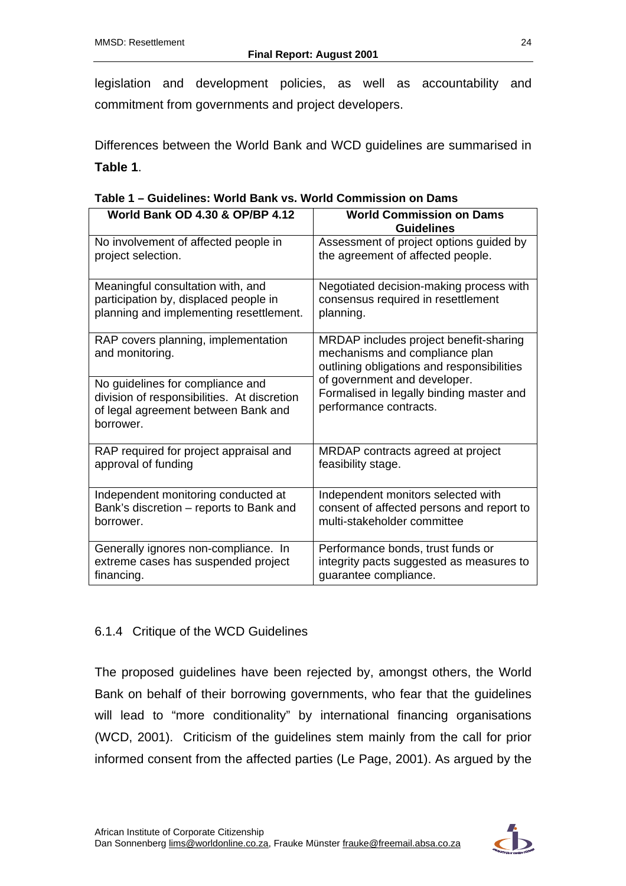legislation and development policies, as well as accountability and commitment from governments and project developers.

Differences between the World Bank and WCD guidelines are summarised in **Table 1**.

**Table 1 – Guidelines: World Bank vs. World Commission on Dams**

| World Bank OD 4.30 & OP/BP 4.12 | World Commission on Dams Guidelines |
|---|---|
| No involvement of affected people in project selection. | Assessment of project options guided by the agreement of affected people. |
| Meaningful consultation with, and participation by, displaced people in planning and implementing resettlement. | Negotiated decision-making process with consensus required in resettlement planning. |
| RAP covers planning, implementation and monitoring. | MRDAP includes project benefit-sharing mechanisms and compliance plan outlining obligations and responsibilities of government and developer. Formalised in legally binding master and performance contracts. |
| No guidelines for compliance and division of responsibilities. At discretion of legal agreement between Bank and borrower. | |
| RAP required for project appraisal and approval of funding | MRDAP contracts agreed at project feasibility stage. |
| Independent monitoring conducted at Bank's discretion – reports to Bank and borrower. | Independent monitors selected with consent of affected persons and report to multi-stakeholder committee |
| Generally ignores non-compliance. In extreme cases has suspended project financing. | Performance bonds, trust funds or integrity pacts suggested as measures to guarantee compliance. |

### 6.1.4 Critique of the WCD Guidelines

The proposed guidelines have been rejected by, amongst others, the World Bank on behalf of their borrowing governments, who fear that the guidelines will lead to "more conditionality" by international financing organisations (WCD, 2001). Criticism of the guidelines stem mainly from the call for prior informed consent from the affected parties (Le Page, 2001). As argued by the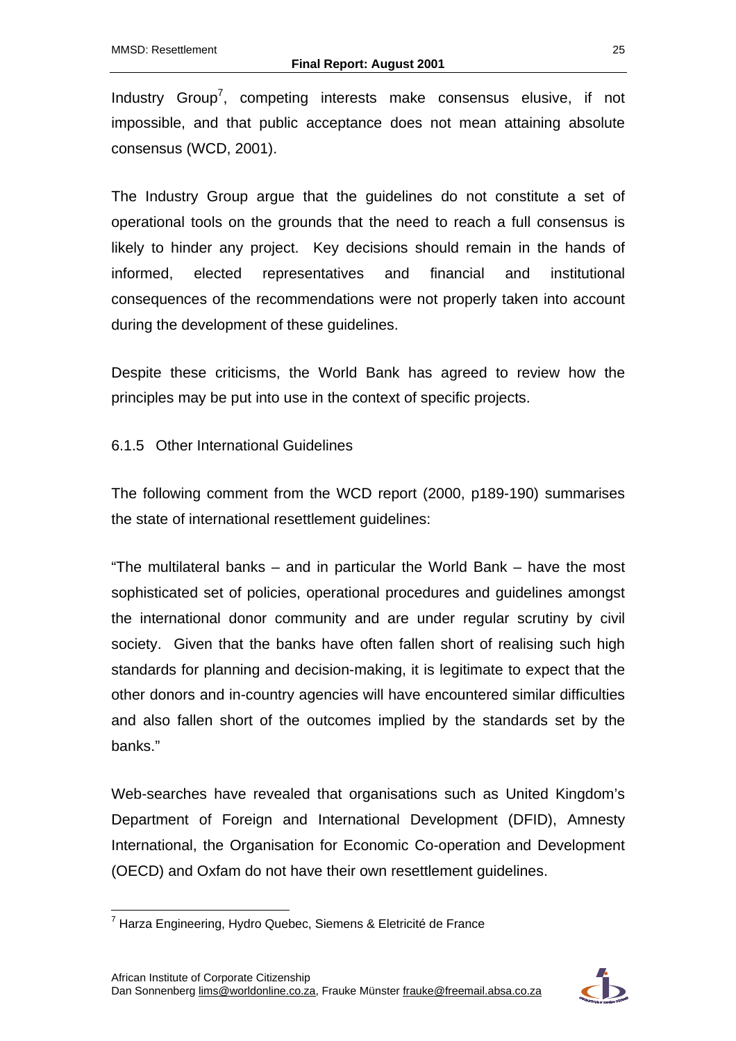Industry Group[7], competing interests make consensus elusive, if not impossible, and that public acceptance does not mean attaining absolute consensus (WCD, 2001).

The Industry Group argue that the guidelines do not constitute a set of operational tools on the grounds that the need to reach a full consensus is likely to hinder any project. Key decisions should remain in the hands of informed, elected representatives and financial and institutional consequences of the recommendations were not properly taken into account during the development of these guidelines.

Despite these criticisms, the World Bank has agreed to review how the principles may be put into use in the context of specific projects.

### 6.1.5 Other International Guidelines

The following comment from the WCD report (2000, p189-190) summarises the state of international resettlement guidelines:

"The multilateral banks – and in particular the World Bank – have the most sophisticated set of policies, operational procedures and guidelines amongst the international donor community and are under regular scrutiny by civil society. Given that the banks have often fallen short of realising such high standards for planning and decision-making, it is legitimate to expect that the other donors and in-country agencies will have encountered similar difficulties and also fallen short of the outcomes implied by the standards set by the banks."

Web-searches have revealed that organisations such as United Kingdom's Department of Foreign and International Development (DFID), Amnesty International, the Organisation for Economic Co-operation and Development (OECD) and Oxfam do not have their own resettlement guidelines.

[7] Harza Engineering, Hydro Quebec, Siemens & Eletricité de France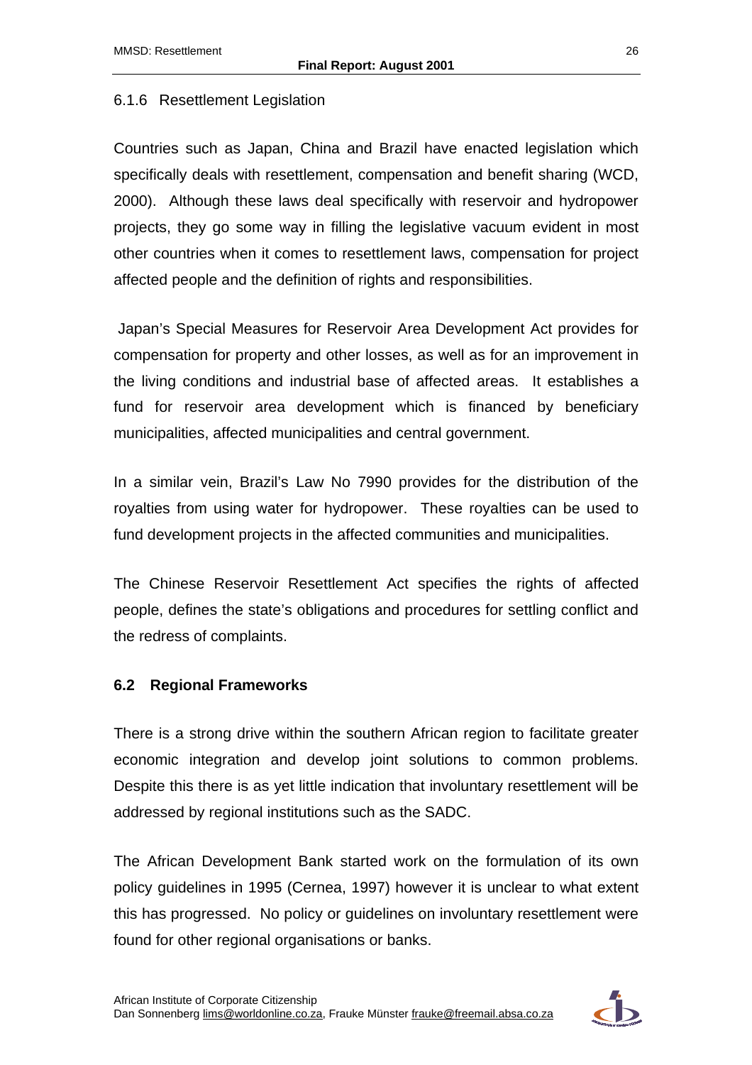### 6.1.6 Resettlement Legislation

Countries such as Japan, China and Brazil have enacted legislation which specifically deals with resettlement, compensation and benefit sharing (WCD, 2000). Although these laws deal specifically with reservoir and hydropower projects, they go some way in filling the legislative vacuum evident in most other countries when it comes to resettlement laws, compensation for project affected people and the definition of rights and responsibilities.

Japan's Special Measures for Reservoir Area Development Act provides for compensation for property and other losses, as well as for an improvement in the living conditions and industrial base of affected areas. It establishes a fund for reservoir area development which is financed by beneficiary municipalities, affected municipalities and central government.

In a similar vein, Brazil's Law No 7990 provides for the distribution of the royalties from using water for hydropower. These royalties can be used to fund development projects in the affected communities and municipalities.

The Chinese Reservoir Resettlement Act specifies the rights of affected people, defines the state's obligations and procedures for settling conflict and the redress of complaints.

## 6.2 Regional Frameworks

There is a strong drive within the southern African region to facilitate greater economic integration and develop joint solutions to common problems. Despite this there is as yet little indication that involuntary resettlement will be addressed by regional institutions such as the SADC.

The African Development Bank started work on the formulation of its own policy guidelines in 1995 (Cernea, 1997) however it is unclear to what extent this has progressed. No policy or guidelines on involuntary resettlement were found for other regional organisations or banks.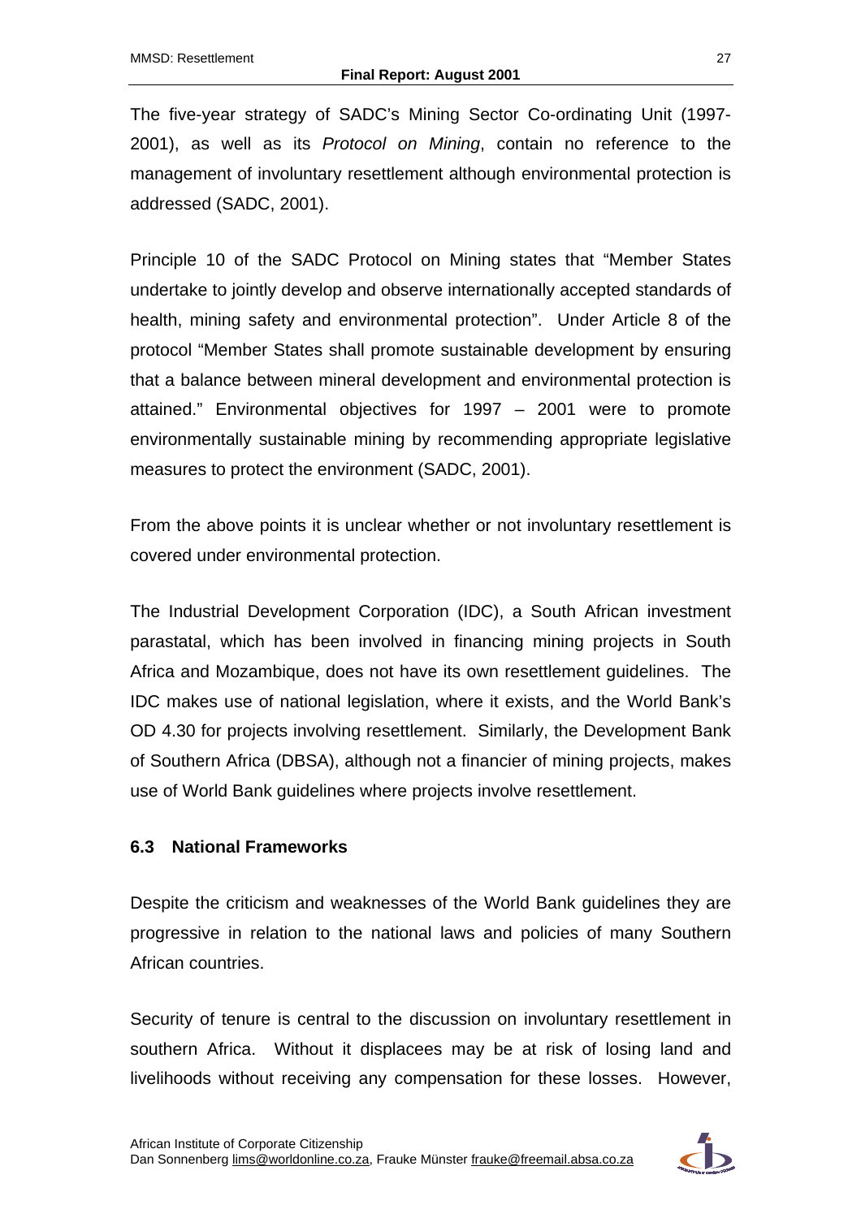The five-year strategy of SADC's Mining Sector Co-ordinating Unit (1997-2001), as well as its *Protocol on Mining*, contain no reference to the management of involuntary resettlement although environmental protection is addressed (SADC, 2001).

Principle 10 of the SADC Protocol on Mining states that "Member States undertake to jointly develop and observe internationally accepted standards of health, mining safety and environmental protection". Under Article 8 of the protocol "Member States shall promote sustainable development by ensuring that a balance between mineral development and environmental protection is attained." Environmental objectives for 1997 – 2001 were to promote environmentally sustainable mining by recommending appropriate legislative measures to protect the environment (SADC, 2001).

From the above points it is unclear whether or not involuntary resettlement is covered under environmental protection.

The Industrial Development Corporation (IDC), a South African investment parastatal, which has been involved in financing mining projects in South Africa and Mozambique, does not have its own resettlement guidelines. The IDC makes use of national legislation, where it exists, and the World Bank's OD 4.30 for projects involving resettlement. Similarly, the Development Bank of Southern Africa (DBSA), although not a financier of mining projects, makes use of World Bank guidelines where projects involve resettlement.

### 6.3 National Frameworks

Despite the criticism and weaknesses of the World Bank guidelines they are progressive in relation to the national laws and policies of many Southern African countries.

Security of tenure is central to the discussion on involuntary resettlement in southern Africa. Without it displacees may be at risk of losing land and livelihoods without receiving any compensation for these losses. However,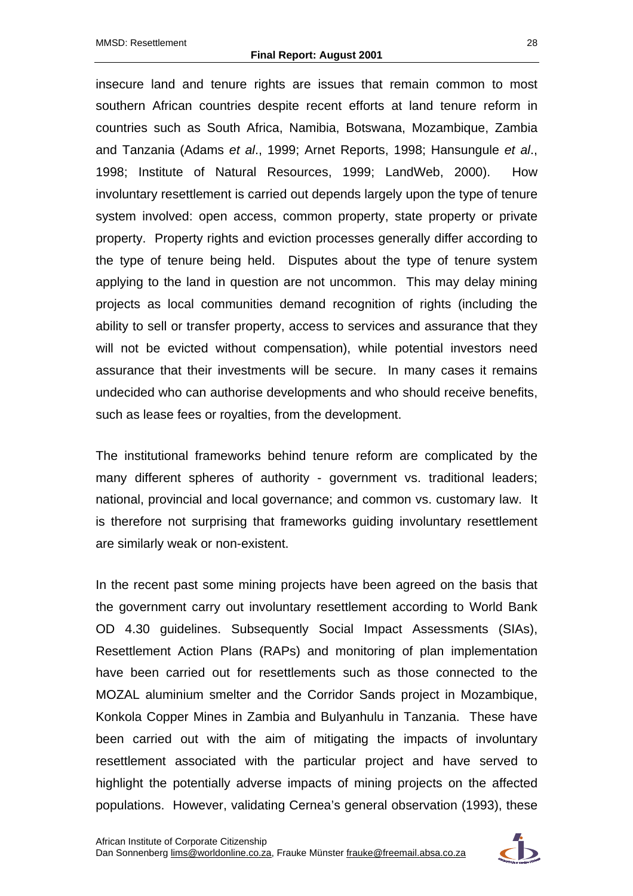insecure land and tenure rights are issues that remain common to most southern African countries despite recent efforts at land tenure reform in countries such as South Africa, Namibia, Botswana, Mozambique, Zambia and Tanzania (Adams *et al*., 1999; Arnet Reports, 1998; Hansungule *et al*., 1998; Institute of Natural Resources, 1999; LandWeb, 2000). How involuntary resettlement is carried out depends largely upon the type of tenure system involved: open access, common property, state property or private property. Property rights and eviction processes generally differ according to the type of tenure being held. Disputes about the type of tenure system applying to the land in question are not uncommon. This may delay mining projects as local communities demand recognition of rights (including the ability to sell or transfer property, access to services and assurance that they will not be evicted without compensation), while potential investors need assurance that their investments will be secure. In many cases it remains undecided who can authorise developments and who should receive benefits, such as lease fees or royalties, from the development.

The institutional frameworks behind tenure reform are complicated by the many different spheres of authority - government vs. traditional leaders; national, provincial and local governance; and common vs. customary law. It is therefore not surprising that frameworks guiding involuntary resettlement are similarly weak or non-existent.

In the recent past some mining projects have been agreed on the basis that the government carry out involuntary resettlement according to World Bank OD 4.30 guidelines. Subsequently Social Impact Assessments (SIAs), Resettlement Action Plans (RAPs) and monitoring of plan implementation have been carried out for resettlements such as those connected to the MOZAL aluminium smelter and the Corridor Sands project in Mozambique, Konkola Copper Mines in Zambia and Bulyanhulu in Tanzania. These have been carried out with the aim of mitigating the impacts of involuntary resettlement associated with the particular project and have served to highlight the potentially adverse impacts of mining projects on the affected populations. However, validating Cernea's general observation (1993), these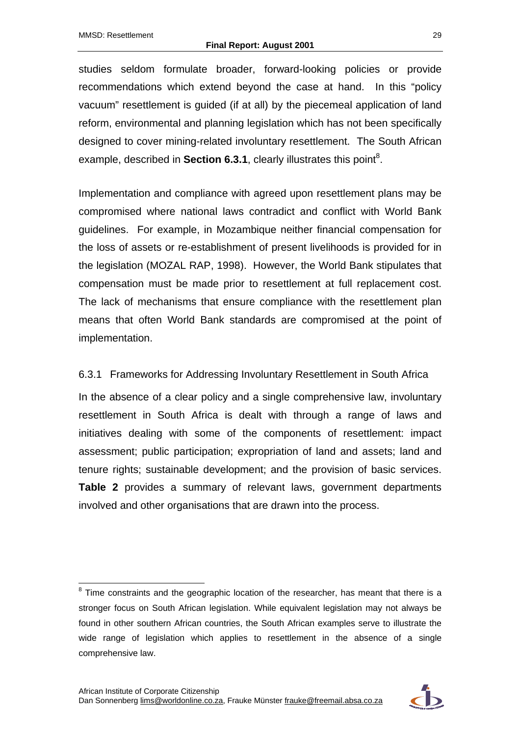studies seldom formulate broader, forward-looking policies or provide recommendations which extend beyond the case at hand. In this "policy vacuum" resettlement is guided (if at all) by the piecemeal application of land reform, environmental and planning legislation which has not been specifically designed to cover mining-related involuntary resettlement. The South African example, described in **Section 6.3.1**, clearly illustrates this point[8].

Implementation and compliance with agreed upon resettlement plans may be compromised where national laws contradict and conflict with World Bank guidelines. For example, in Mozambique neither financial compensation for the loss of assets or re-establishment of present livelihoods is provided for in the legislation (MOZAL RAP, 1998). However, the World Bank stipulates that compensation must be made prior to resettlement at full replacement cost. The lack of mechanisms that ensure compliance with the resettlement plan means that often World Bank standards are compromised at the point of implementation.

### 6.3.1 Frameworks for Addressing Involuntary Resettlement in South Africa

In the absence of a clear policy and a single comprehensive law, involuntary resettlement in South Africa is dealt with through a range of laws and initiatives dealing with some of the components of resettlement: impact assessment; public participation; expropriation of land and assets; land and tenure rights; sustainable development; and the provision of basic services. **Table 2** provides a summary of relevant laws, government departments involved and other organisations that are drawn into the process.

---

[8] Time constraints and the geographic location of the researcher, has meant that there is a stronger focus on South African legislation. While equivalent legislation may not always be found in other southern African countries, the South African examples serve to illustrate the wide range of legislation which applies to resettlement in the absence of a single comprehensive law.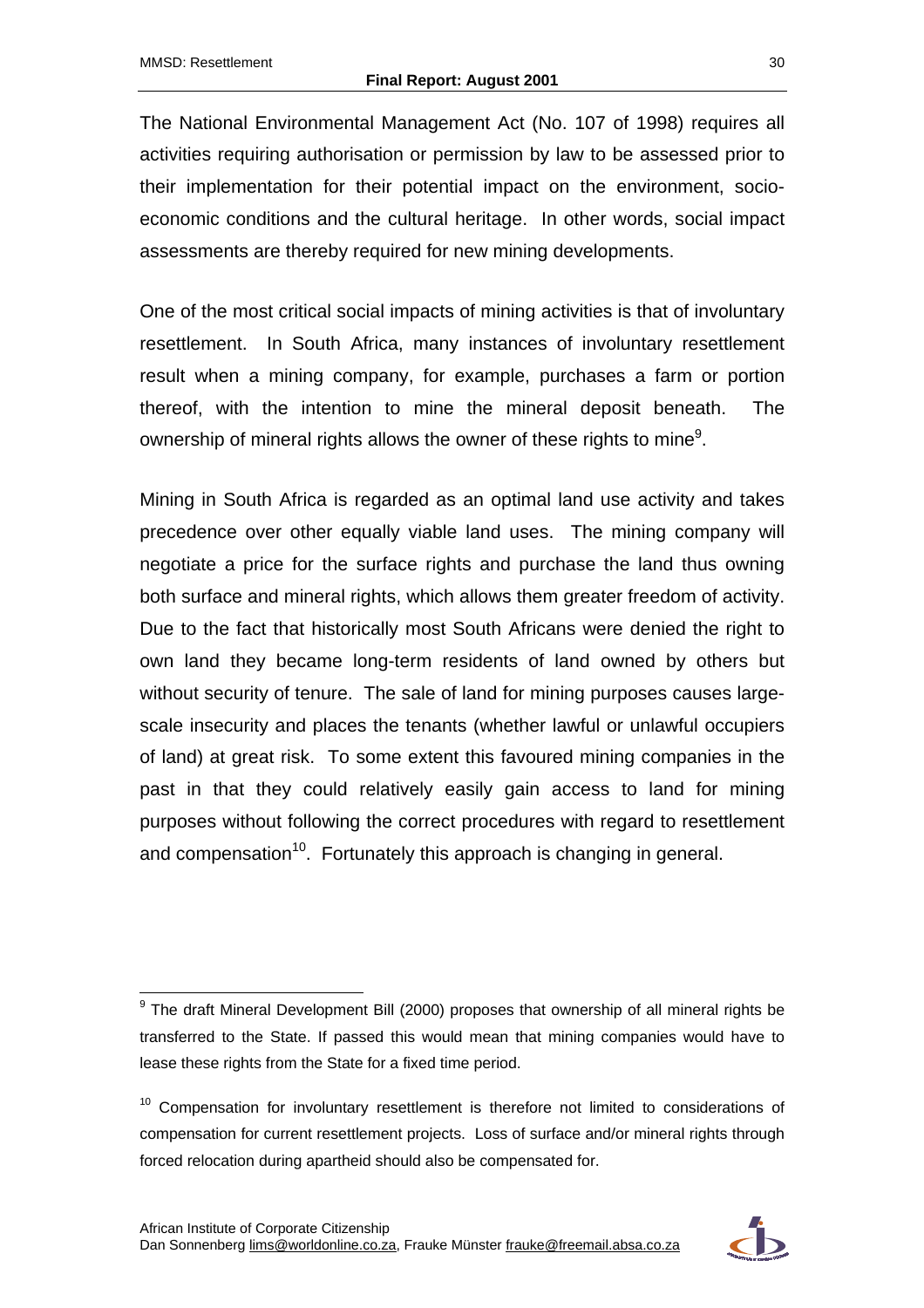The National Environmental Management Act (No. 107 of 1998) requires all activities requiring authorisation or permission by law to be assessed prior to their implementation for their potential impact on the environment, socio-economic conditions and the cultural heritage. In other words, social impact assessments are thereby required for new mining developments.

One of the most critical social impacts of mining activities is that of involuntary resettlement. In South Africa, many instances of involuntary resettlement result when a mining company, for example, purchases a farm or portion thereof, with the intention to mine the mineral deposit beneath. The ownership of mineral rights allows the owner of these rights to mine[9].

Mining in South Africa is regarded as an optimal land use activity and takes precedence over other equally viable land uses. The mining company will negotiate a price for the surface rights and purchase the land thus owning both surface and mineral rights, which allows them greater freedom of activity. Due to the fact that historically most South Africans were denied the right to own land they became long-term residents of land owned by others but without security of tenure. The sale of land for mining purposes causes large-scale insecurity and places the tenants (whether lawful or unlawful occupiers of land) at great risk. To some extent this favoured mining companies in the past in that they could relatively easily gain access to land for mining purposes without following the correct procedures with regard to resettlement and compensation[10]. Fortunately this approach is changing in general.

---

[9] The draft Mineral Development Bill (2000) proposes that ownership of all mineral rights be transferred to the State. If passed this would mean that mining companies would have to lease these rights from the State for a fixed time period.

[10] Compensation for involuntary resettlement is therefore not limited to considerations of compensation for current resettlement projects. Loss of surface and/or mineral rights through forced relocation during apartheid should also be compensated for.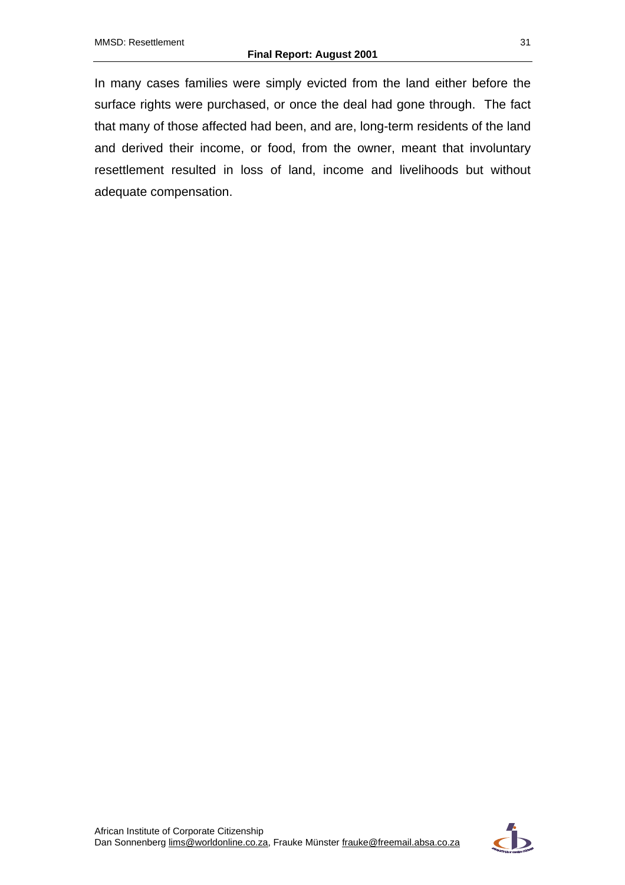In many cases families were simply evicted from the land either before the surface rights were purchased, or once the deal had gone through. The fact that many of those affected had been, and are, long-term residents of the land and derived their income, or food, from the owner, meant that involuntary resettlement resulted in loss of land, income and livelihoods but without adequate compensation.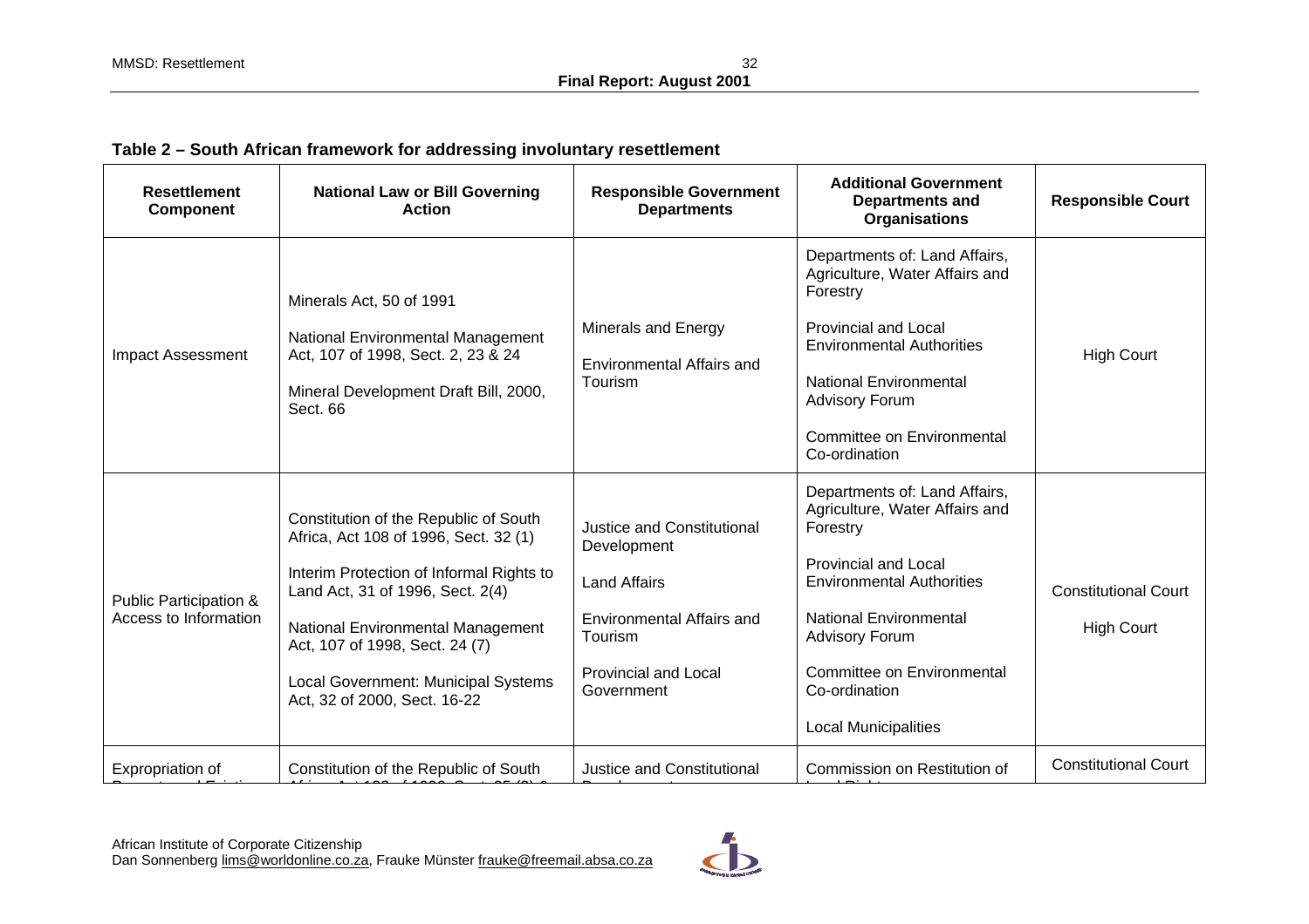**Table 2 – South African framework for addressing involuntary resettlement**

| Resettlement Component | National Law or Bill Governing Action | Responsible Government Departments | Additional Government Departments and Organisations | Responsible Court |
|---|---|---|---|---|
| Impact Assessment | Minerals Act, 50 of 1991<br><br>National Environmental Management Act, 107 of 1998, Sect. 2, 23 & 24<br><br>Mineral Development Draft Bill, 2000, Sect. 66 | Minerals and Energy<br><br>Environmental Affairs and Tourism | Departments of: Land Affairs, Agriculture, Water Affairs and Forestry<br><br>Provincial and Local Environmental Authorities<br><br>National Environmental Advisory Forum<br><br>Committee on Environmental Co-ordination | High Court |
| Public Participation & Access to Information | Constitution of the Republic of South Africa, Act 108 of 1996, Sect. 32 (1)<br><br>Interim Protection of Informal Rights to Land Act, 31 of 1996, Sect. 2(4)<br><br>National Environmental Management Act, 107 of 1998, Sect. 24 (7)<br><br>Local Government: Municipal Systems Act, 32 of 2000, Sect. 16-22 | Justice and Constitutional Development<br><br>Land Affairs<br><br>Environmental Affairs and Tourism<br><br>Provincial and Local Government | Departments of: Land Affairs, Agriculture, Water Affairs and Forestry<br><br>Provincial and Local Environmental Authorities<br><br>National Environmental Advisory Forum<br><br>Committee on Environmental Co-ordination<br><br>Local Municipalities | Constitutional Court<br><br>High Court |
| Expropriation of | Constitution of the Republic of South | Justice and Constitutional | Commission on Restitution of | Constitutional Court |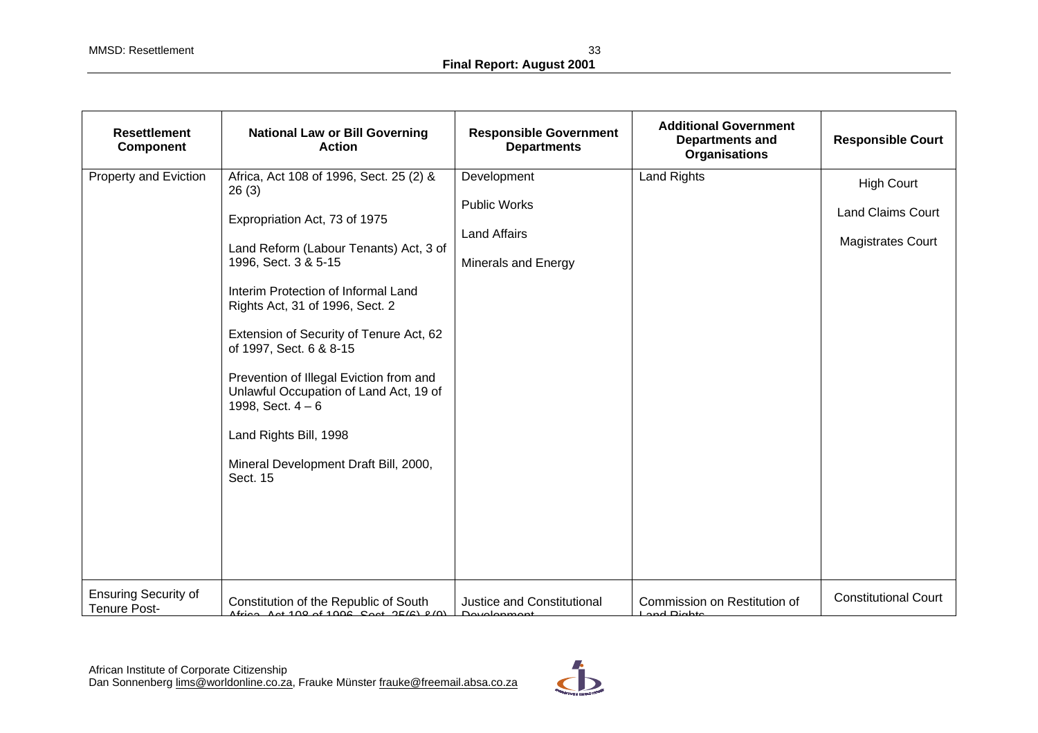| Resettlement Component | National Law or Bill Governing Action | Responsible Government Departments | Additional Government Departments and Organisations | Responsible Court |
|---|---|---|---|---|
| Property and Eviction | Africa, Act 108 of 1996, Sect. 25 (2) & 26 (3)<br><br>Expropriation Act, 73 of 1975<br><br>Land Reform (Labour Tenants) Act, 3 of 1996, Sect. 3 & 5-15<br><br>Interim Protection of Informal Land Rights Act, 31 of 1996, Sect. 2<br><br>Extension of Security of Tenure Act, 62 of 1997, Sect. 6 & 8-15<br><br>Prevention of Illegal Eviction from and Unlawful Occupation of Land Act, 19 of 1998, Sect. 4 – 6<br><br>Land Rights Bill, 1998<br><br>Mineral Development Draft Bill, 2000, Sect. 15 | Development<br><br>Public Works<br><br>Land Affairs<br><br>Minerals and Energy | Land Rights | High Court<br><br>Land Claims Court<br><br>Magistrates Court |
| Ensuring Security of Tenure Post- | Constitution of the Republic of South Africa, Act 108 of 1996, Sect. 25(6) & (9) | Justice and Constitutional Development | Commission on Restitution of Land Rights | Constitutional Court |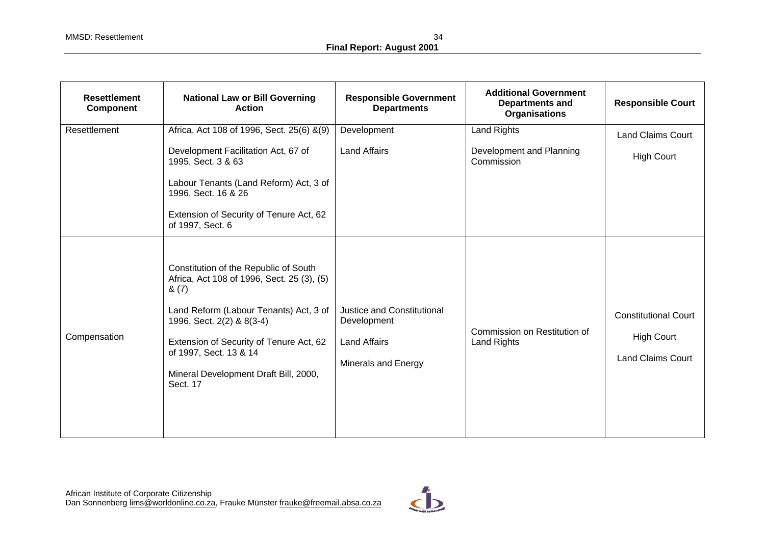| Resettlement Component | National Law or Bill Governing Action | Responsible Government Departments | Additional Government Departments and Organisations | Responsible Court |
|---|---|---|---|---|
| Resettlement | Africa, Act 108 of 1996, Sect. 25(6) &(9)<br><br>Development Facilitation Act, 67 of 1995, Sect. 3 & 63<br><br>Labour Tenants (Land Reform) Act, 3 of 1996, Sect. 16 & 26<br><br>Extension of Security of Tenure Act, 62 of 1997, Sect. 6 | Development<br><br>Land Affairs | Land Rights<br><br>Development and Planning Commission | Land Claims Court<br><br>High Court |
| Compensation | Constitution of the Republic of South Africa, Act 108 of 1996, Sect. 25 (3), (5) & (7)<br><br>Land Reform (Labour Tenants) Act, 3 of 1996, Sect. 2(2) & 8(3-4)<br><br>Extension of Security of Tenure Act, 62 of 1997, Sect. 13 & 14<br><br>Mineral Development Draft Bill, 2000, Sect. 17 | Justice and Constitutional Development<br><br>Land Affairs<br><br>Minerals and Energy | Commission on Restitution of Land Rights | Constitutional Court<br><br>High Court<br><br>Land Claims Court |

African Institute of Corporate Citizenship
Dan Sonnenberg lims@worldonline.co.za, Frauke Münster frauke@freemail.absa.co.za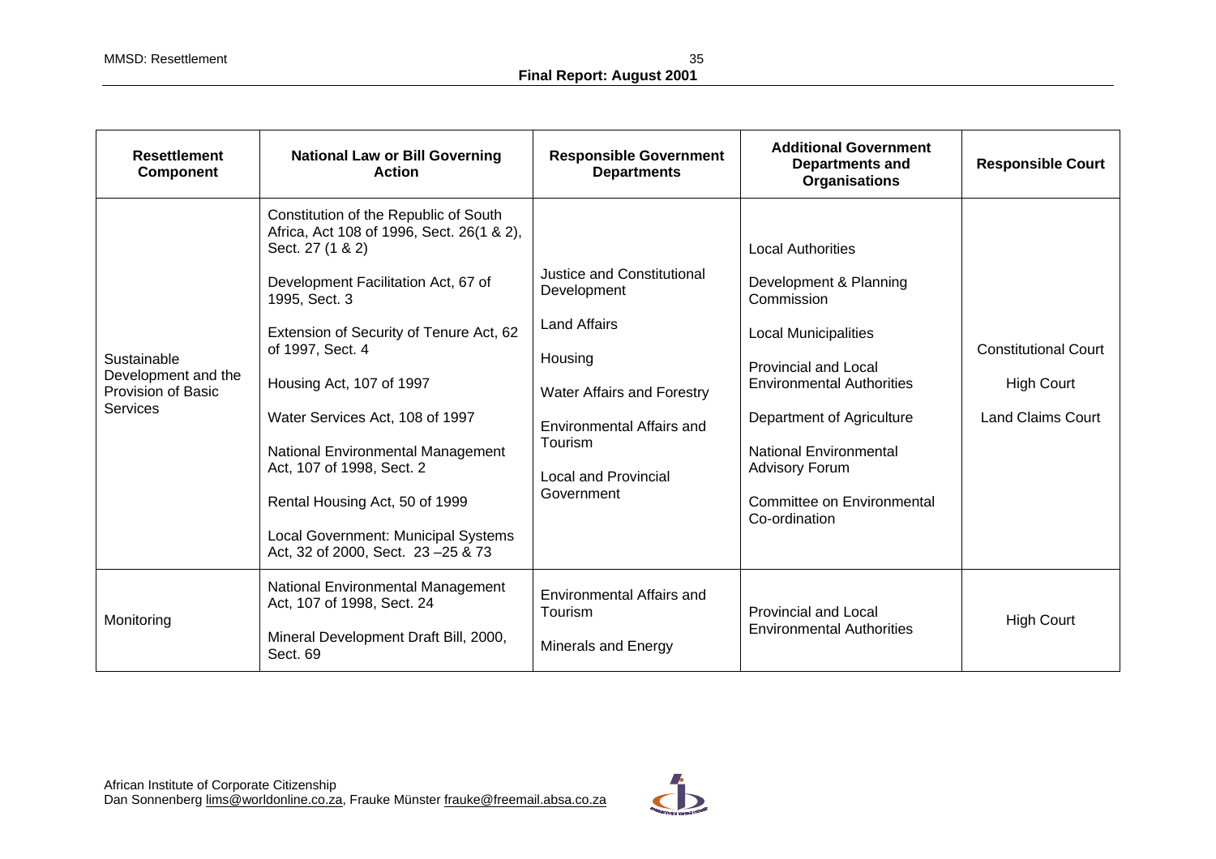| Resettlement Component | National Law or Bill Governing Action | Responsible Government Departments | Additional Government Departments and Organisations | Responsible Court |
|---|---|---|---|---|
| Sustainable Development and the Provision of Basic Services | Constitution of the Republic of South Africa, Act 108 of 1996, Sect. 26(1 & 2), Sect. 27 (1 & 2)<br><br>Development Facilitation Act, 67 of 1995, Sect. 3<br><br>Extension of Security of Tenure Act, 62 of 1997, Sect. 4<br><br>Housing Act, 107 of 1997<br><br>Water Services Act, 108 of 1997<br><br>National Environmental Management Act, 107 of 1998, Sect. 2<br><br>Rental Housing Act, 50 of 1999<br><br>Local Government: Municipal Systems Act, 32 of 2000, Sect. 23 –25 & 73 | Justice and Constitutional Development<br><br>Land Affairs<br><br>Housing<br><br>Water Affairs and Forestry<br><br>Environmental Affairs and Tourism<br><br>Local and Provincial Government | Local Authorities<br><br>Development & Planning Commission<br><br>Local Municipalities<br><br>Provincial and Local Environmental Authorities<br><br>Department of Agriculture<br><br>National Environmental Advisory Forum<br><br>Committee on Environmental Co-ordination | Constitutional Court<br><br>High Court<br><br>Land Claims Court |
| Monitoring | National Environmental Management Act, 107 of 1998, Sect. 24<br><br>Mineral Development Draft Bill, 2000, Sect. 69 | Environmental Affairs and Tourism<br><br>Minerals and Energy | Provincial and Local Environmental Authorities | High Court |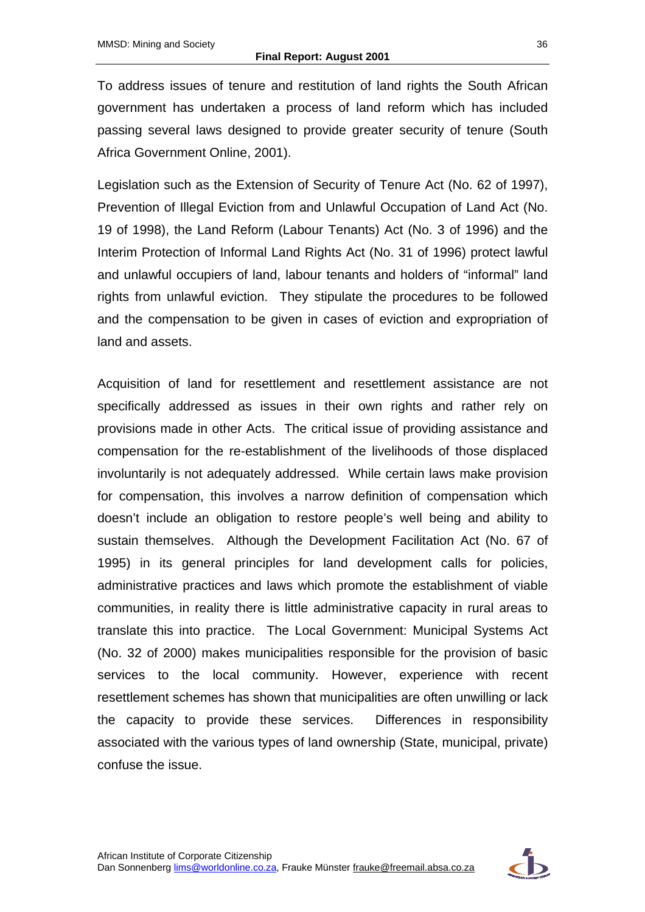To address issues of tenure and restitution of land rights the South African government has undertaken a process of land reform which has included passing several laws designed to provide greater security of tenure (South Africa Government Online, 2001).

Legislation such as the Extension of Security of Tenure Act (No. 62 of 1997), Prevention of Illegal Eviction from and Unlawful Occupation of Land Act (No. 19 of 1998), the Land Reform (Labour Tenants) Act (No. 3 of 1996) and the Interim Protection of Informal Land Rights Act (No. 31 of 1996) protect lawful and unlawful occupiers of land, labour tenants and holders of "informal" land rights from unlawful eviction. They stipulate the procedures to be followed and the compensation to be given in cases of eviction and expropriation of land and assets.

Acquisition of land for resettlement and resettlement assistance are not specifically addressed as issues in their own rights and rather rely on provisions made in other Acts. The critical issue of providing assistance and compensation for the re-establishment of the livelihoods of those displaced involuntarily is not adequately addressed. While certain laws make provision for compensation, this involves a narrow definition of compensation which doesn't include an obligation to restore people's well being and ability to sustain themselves. Although the Development Facilitation Act (No. 67 of 1995) in its general principles for land development calls for policies, administrative practices and laws which promote the establishment of viable communities, in reality there is little administrative capacity in rural areas to translate this into practice. The Local Government: Municipal Systems Act (No. 32 of 2000) makes municipalities responsible for the provision of basic services to the local community. However, experience with recent resettlement schemes has shown that municipalities are often unwilling or lack the capacity to provide these services. Differences in responsibility associated with the various types of land ownership (State, municipal, private) confuse the issue.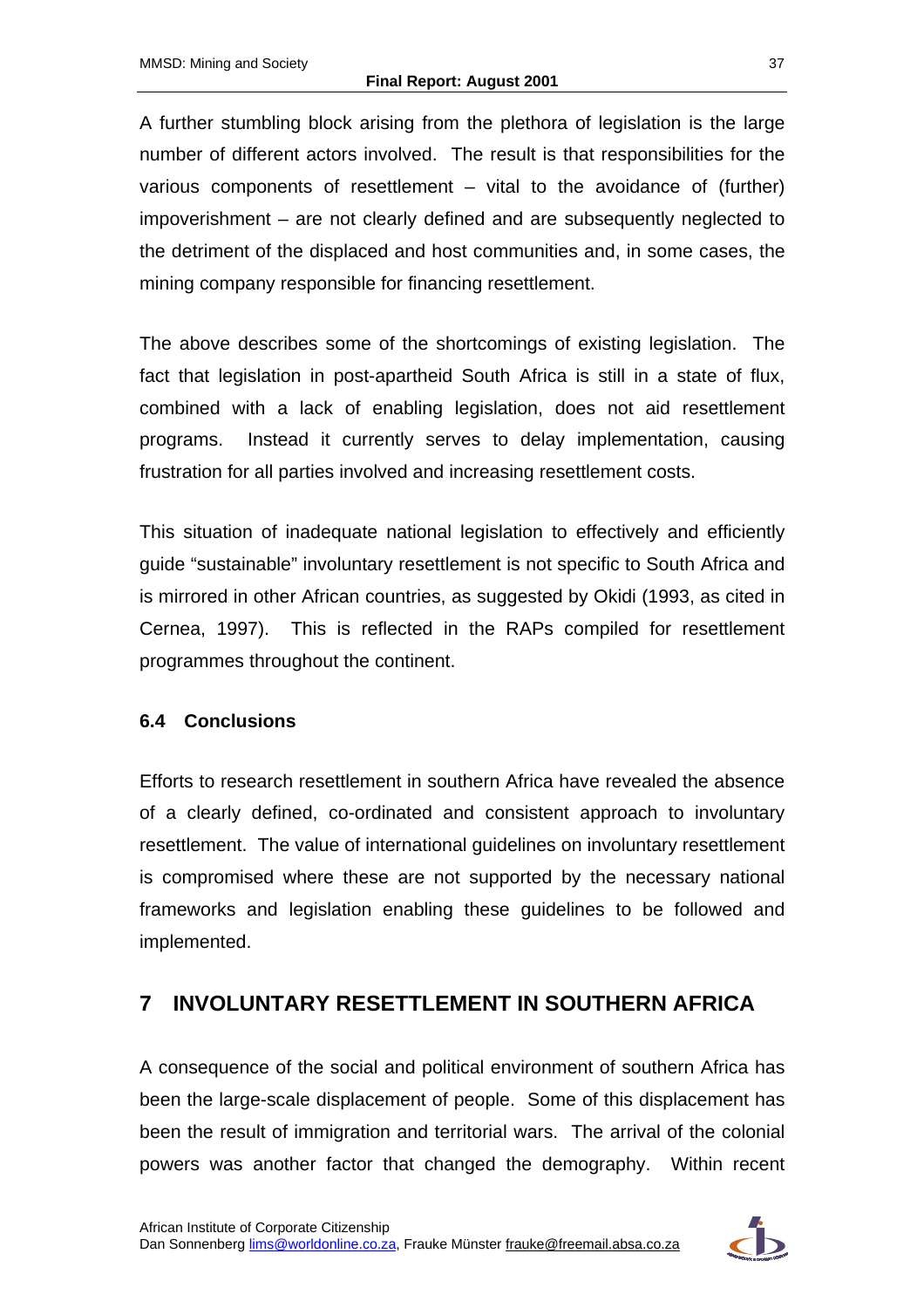A further stumbling block arising from the plethora of legislation is the large number of different actors involved. The result is that responsibilities for the various components of resettlement – vital to the avoidance of (further) impoverishment – are not clearly defined and are subsequently neglected to the detriment of the displaced and host communities and, in some cases, the mining company responsible for financing resettlement.

The above describes some of the shortcomings of existing legislation. The fact that legislation in post-apartheid South Africa is still in a state of flux, combined with a lack of enabling legislation, does not aid resettlement programs. Instead it currently serves to delay implementation, causing frustration for all parties involved and increasing resettlement costs.

This situation of inadequate national legislation to effectively and efficiently guide "sustainable" involuntary resettlement is not specific to South Africa and is mirrored in other African countries, as suggested by Okidi (1993, as cited in Cernea, 1997). This is reflected in the RAPs compiled for resettlement programmes throughout the continent.

### 6.4 Conclusions

Efforts to research resettlement in southern Africa have revealed the absence of a clearly defined, co-ordinated and consistent approach to involuntary resettlement. The value of international guidelines on involuntary resettlement is compromised where these are not supported by the necessary national frameworks and legislation enabling these guidelines to be followed and implemented.

## 7 INVOLUNTARY RESETTLEMENT IN SOUTHERN AFRICA

A consequence of the social and political environment of southern Africa has been the large-scale displacement of people. Some of this displacement has been the result of immigration and territorial wars. The arrival of the colonial powers was another factor that changed the demography. Within recent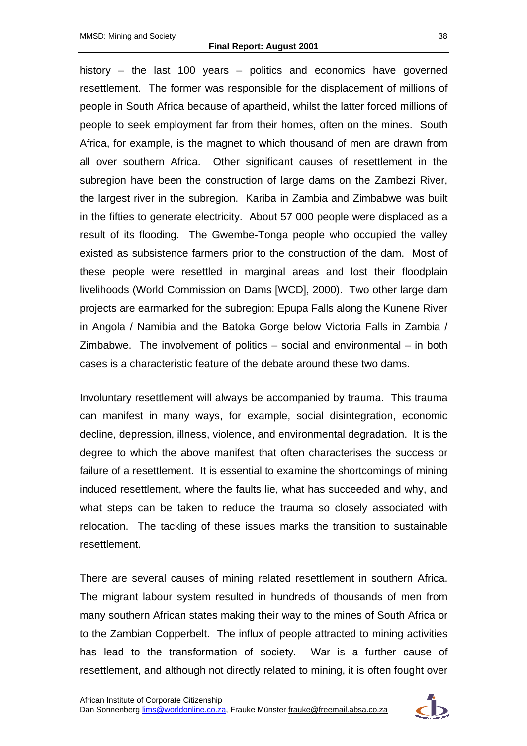history – the last 100 years – politics and economics have governed resettlement. The former was responsible for the displacement of millions of people in South Africa because of apartheid, whilst the latter forced millions of people to seek employment far from their homes, often on the mines. South Africa, for example, is the magnet to which thousand of men are drawn from all over southern Africa. Other significant causes of resettlement in the subregion have been the construction of large dams on the Zambezi River, the largest river in the subregion. Kariba in Zambia and Zimbabwe was built in the fifties to generate electricity. About 57 000 people were displaced as a result of its flooding. The Gwembe-Tonga people who occupied the valley existed as subsistence farmers prior to the construction of the dam. Most of these people were resettled in marginal areas and lost their floodplain livelihoods (World Commission on Dams [WCD], 2000). Two other large dam projects are earmarked for the subregion: Epupa Falls along the Kunene River in Angola / Namibia and the Batoka Gorge below Victoria Falls in Zambia / Zimbabwe. The involvement of politics – social and environmental – in both cases is a characteristic feature of the debate around these two dams.

Involuntary resettlement will always be accompanied by trauma. This trauma can manifest in many ways, for example, social disintegration, economic decline, depression, illness, violence, and environmental degradation. It is the degree to which the above manifest that often characterises the success or failure of a resettlement. It is essential to examine the shortcomings of mining induced resettlement, where the faults lie, what has succeeded and why, and what steps can be taken to reduce the trauma so closely associated with relocation. The tackling of these issues marks the transition to sustainable resettlement.

There are several causes of mining related resettlement in southern Africa. The migrant labour system resulted in hundreds of thousands of men from many southern African states making their way to the mines of South Africa or to the Zambian Copperbelt. The influx of people attracted to mining activities has lead to the transformation of society. War is a further cause of resettlement, and although not directly related to mining, it is often fought over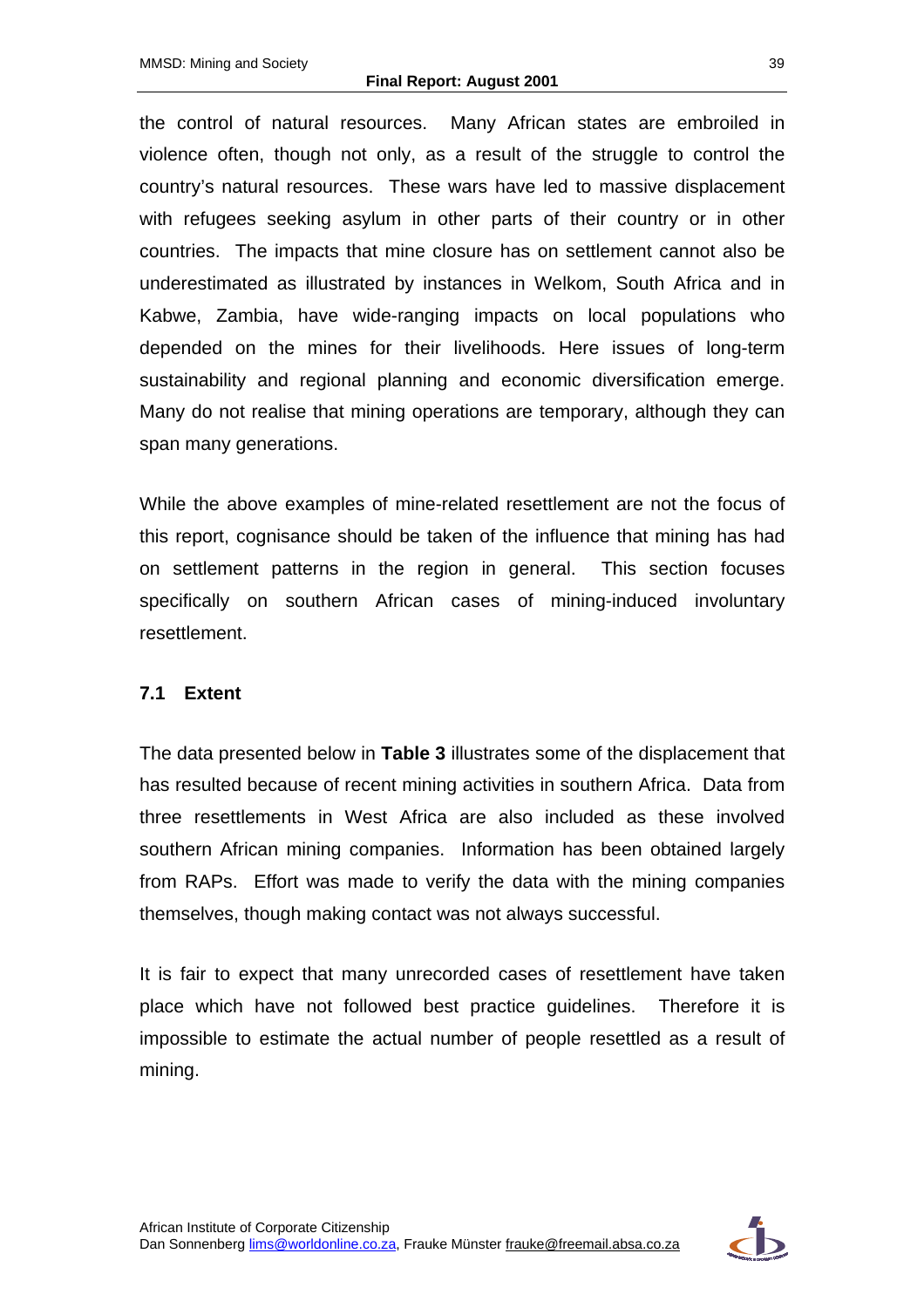the control of natural resources. Many African states are embroiled in violence often, though not only, as a result of the struggle to control the country's natural resources. These wars have led to massive displacement with refugees seeking asylum in other parts of their country or in other countries. The impacts that mine closure has on settlement cannot also be underestimated as illustrated by instances in Welkom, South Africa and in Kabwe, Zambia, have wide-ranging impacts on local populations who depended on the mines for their livelihoods. Here issues of long-term sustainability and regional planning and economic diversification emerge. Many do not realise that mining operations are temporary, although they can span many generations.

While the above examples of mine-related resettlement are not the focus of this report, cognisance should be taken of the influence that mining has had on settlement patterns in the region in general. This section focuses specifically on southern African cases of mining-induced involuntary resettlement.

### 7.1 Extent

The data presented below in **Table 3** illustrates some of the displacement that has resulted because of recent mining activities in southern Africa. Data from three resettlements in West Africa are also included as these involved southern African mining companies. Information has been obtained largely from RAPs. Effort was made to verify the data with the mining companies themselves, though making contact was not always successful.

It is fair to expect that many unrecorded cases of resettlement have taken place which have not followed best practice guidelines. Therefore it is impossible to estimate the actual number of people resettled as a result of mining.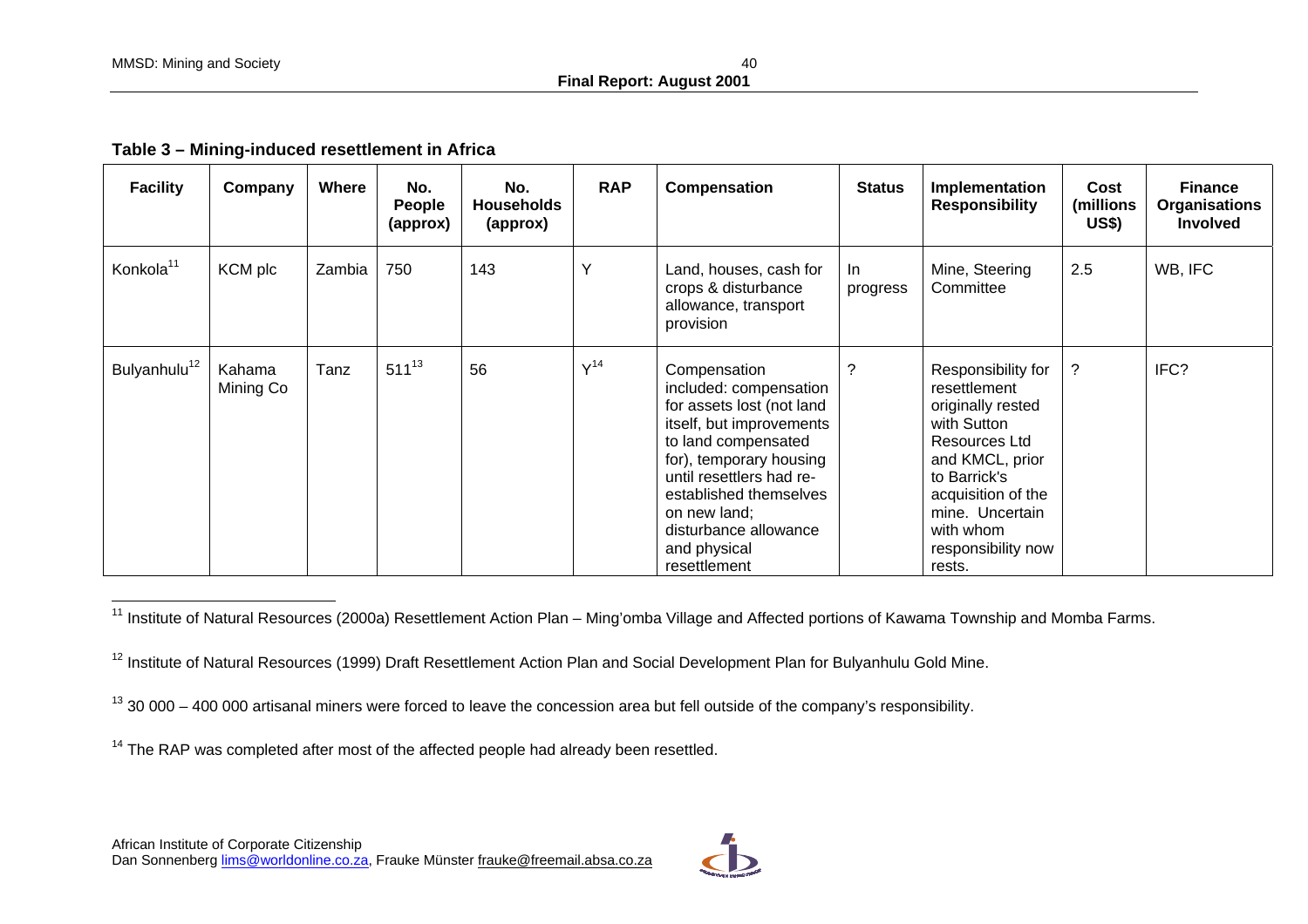**Table 3 – Mining-induced resettlement in Africa**

| Facility | Company | Where | No. People (approx) | No. Households (approx) | RAP | Compensation | Status | Implementation Responsibility | Cost (millions US$) | Finance Organisations Involved |
|---|---|---|---|---|---|---|---|---|---|---|
| Konkola[11] | KCM plc | Zambia | 750 | 143 | Y | Land, houses, cash for crops & disturbance allowance, transport provision | In progress | Mine, Steering Committee | 2.5 | WB, IFC |
| Bulyanhulu[12] | Kahama Mining Co | Tanz | 511[13] | 56 | Y[14] | Compensation included: compensation for assets lost (not land itself, but improvements to land compensated for), temporary housing until resettlers had re-established themselves on new land; disturbance allowance and physical resettlement | ? | Responsibility for resettlement originally rested with Sutton Resources Ltd and KMCL, prior to Barrick's acquisition of the mine. Uncertain with whom responsibility now rests. | ? | IFC? |

[11] Institute of Natural Resources (2000a) Resettlement Action Plan – Ming'omba Village and Affected portions of Kawama Township and Momba Farms.

[12] Institute of Natural Resources (1999) Draft Resettlement Action Plan and Social Development Plan for Bulyanhulu Gold Mine.

[13] 30 000 – 400 000 artisanal miners were forced to leave the concession area but fell outside of the company's responsibility.

[14] The RAP was completed after most of the affected people had already been resettled.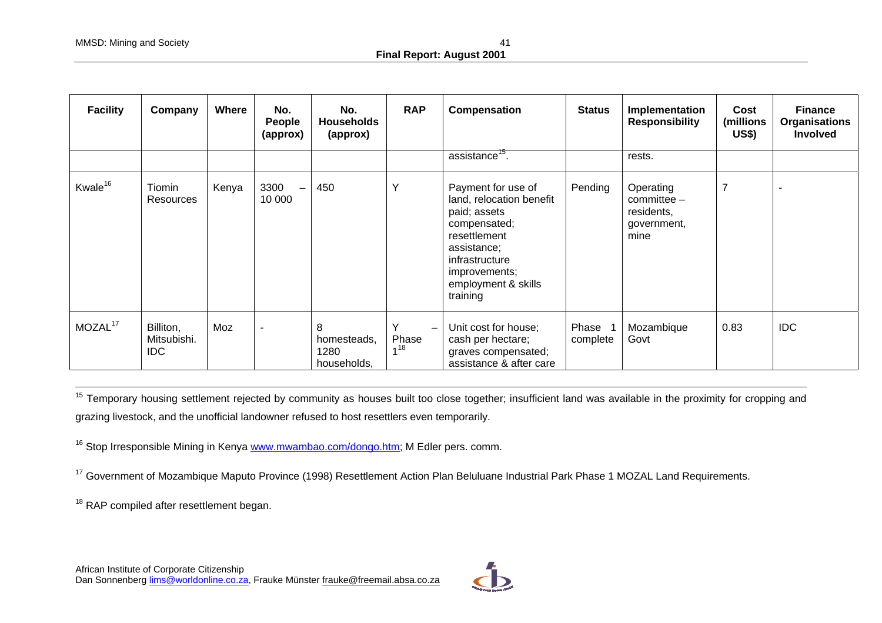| Facility | Company | Where | No. People (approx) | No. Households (approx) | RAP | Compensation | Status | Implementation Responsibility | Cost (millions US$) | Finance Organisations Involved |
|---|---|---|---|---|---|---|---|---|---|---|
| | | | | | | assistance[15]. | | rests. | | |
| Kwale[16] | Tiomin Resources | Kenya | 3300 – 10 000 | 450 | Y | Payment for use of land, relocation benefit paid; assets compensated; resettlement assistance; infrastructure improvements; employment & skills training | Pending | Operating committee – residents, government, mine | 7 | - |
| MOZAL[17] | Billiton, Mitsubishi. IDC | Moz | - | 8 homesteads, 1280 households, | Y – Phase 1[18] | Unit cost for house; cash per hectare; graves compensated; assistance & after care | Phase 1 complete | Mozambique Govt | 0.83 | IDC |

[15] Temporary housing settlement rejected by community as houses built too close together; insufficient land was available in the proximity for cropping and grazing livestock, and the unofficial landowner refused to host resettlers even temporarily.

[16] Stop Irresponsible Mining in Kenya www.mwambao.com/dongo.htm; M Edler pers. comm.

[17] Government of Mozambique Maputo Province (1998) Resettlement Action Plan Beluluane Industrial Park Phase 1 MOZAL Land Requirements.

[18] RAP compiled after resettlement began.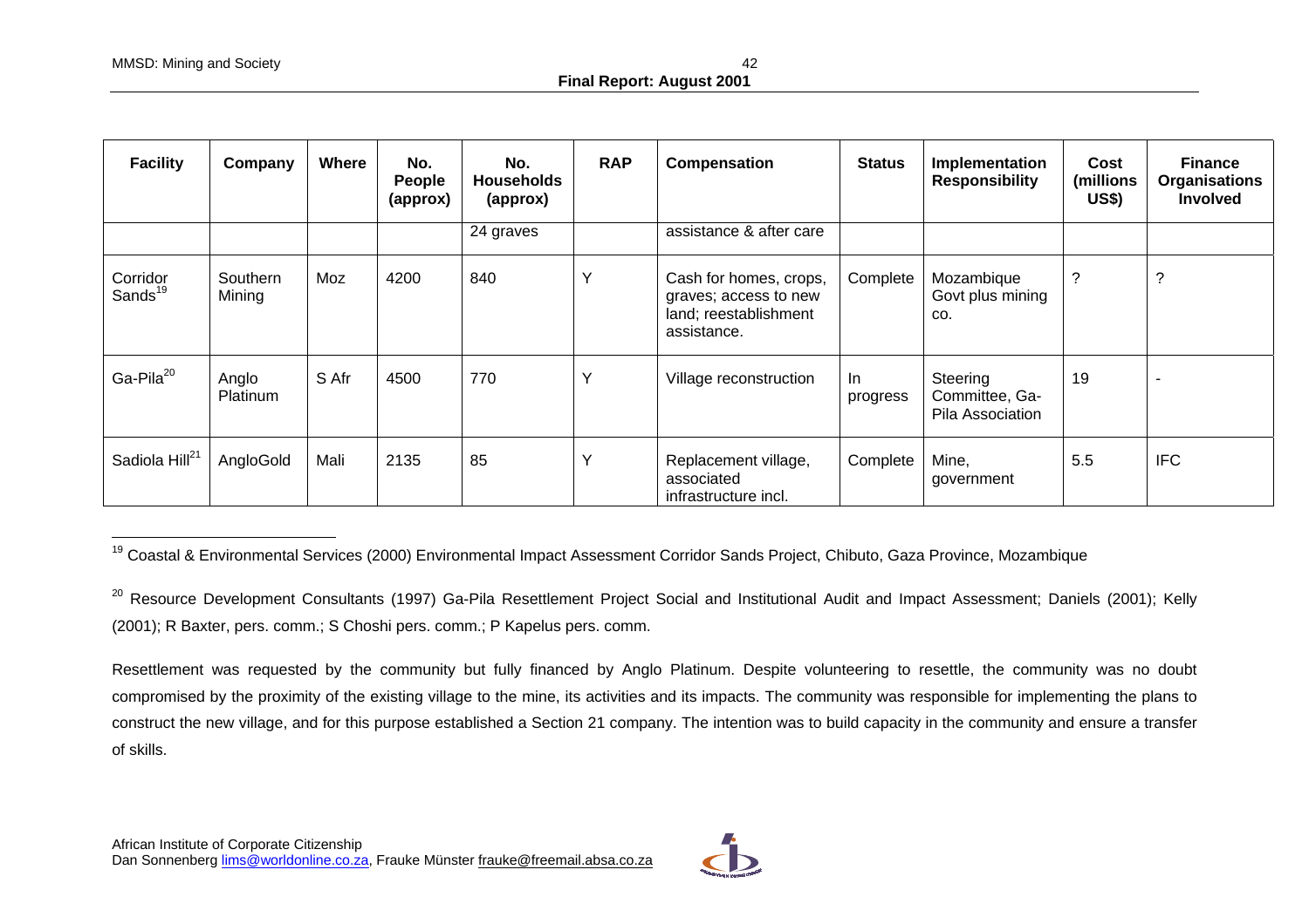| Facility | Company | Where | No. People (approx) | No. Households (approx) | RAP | Compensation | Status | Implementation Responsibility | Cost (millions US$) | Finance Organisations Involved |
|---|---|---|---|---|---|---|---|---|---|---|
| | | | | 24 graves | | assistance & after care | | | | |
| Corridor Sands[19] | Southern Mining | Moz | 4200 | 840 | Y | Cash for homes, crops, graves; access to new land; reestablishment assistance. | Complete | Mozambique Govt plus mining co. | ? | ? |
| Ga-Pila[20] | Anglo Platinum | S Afr | 4500 | 770 | Y | Village reconstruction | In progress | Steering Committee, Ga-Pila Association | 19 | - |
| Sadiola Hill[21] | AngloGold | Mali | 2135 | 85 | Y | Replacement village, associated infrastructure incl. | Complete | Mine, government | 5.5 | IFC |

[19] Coastal & Environmental Services (2000) Environmental Impact Assessment Corridor Sands Project, Chibuto, Gaza Province, Mozambique

[20] Resource Development Consultants (1997) Ga-Pila Resettlement Project Social and Institutional Audit and Impact Assessment; Daniels (2001); Kelly (2001); R Baxter, pers. comm.; S Choshi pers. comm.; P Kapelus pers. comm.

Resettlement was requested by the community but fully financed by Anglo Platinum. Despite volunteering to resettle, the community was no doubt compromised by the proximity of the existing village to the mine, its activities and its impacts. The community was responsible for implementing the plans to construct the new village, and for this purpose established a Section 21 company. The intention was to build capacity in the community and ensure a transfer of skills.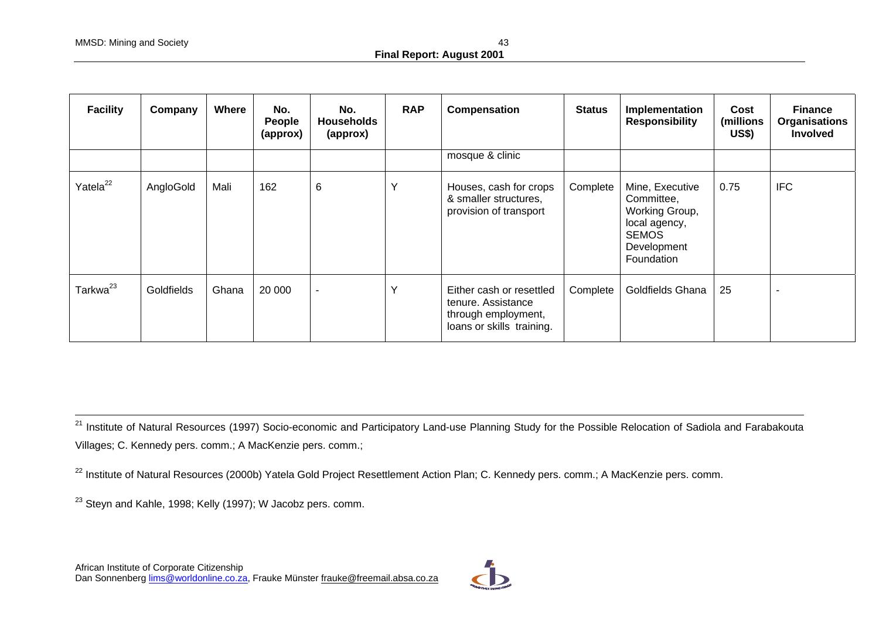| Facility | Company | Where | No. People (approx) | No. Households (approx) | RAP | Compensation | Status | Implementation Responsibility | Cost (millions US$) | Finance Organisations Involved |
|---|---|---|---|---|---|---|---|---|---|---|
| | | | | | | mosque & clinic | | | | |
| Yatela[22] | AngloGold | Mali | 162 | 6 | Y | Houses, cash for crops & smaller structures, provision of transport | Complete | Mine, Executive Committee, Working Group, local agency, SEMOS Development Foundation | 0.75 | IFC |
| Tarkwa[23] | Goldfields | Ghana | 20 000 | - | Y | Either cash or resettled tenure. Assistance through employment, loans or skills training. | Complete | Goldfields Ghana | 25 | - |

[21] Institute of Natural Resources (1997) Socio-economic and Participatory Land-use Planning Study for the Possible Relocation of Sadiola and Farabakouta Villages; C. Kennedy pers. comm.; A MacKenzie pers. comm.;

[22] Institute of Natural Resources (2000b) Yatela Gold Project Resettlement Action Plan; C. Kennedy pers. comm.; A MacKenzie pers. comm.

[23] Steyn and Kahle, 1998; Kelly (1997); W Jacobz pers. comm.

African Institute of Corporate Citizenship
Dan Sonnenberg lims@worldonline.co.za, Frauke Münster frauke@freemail.absa.co.za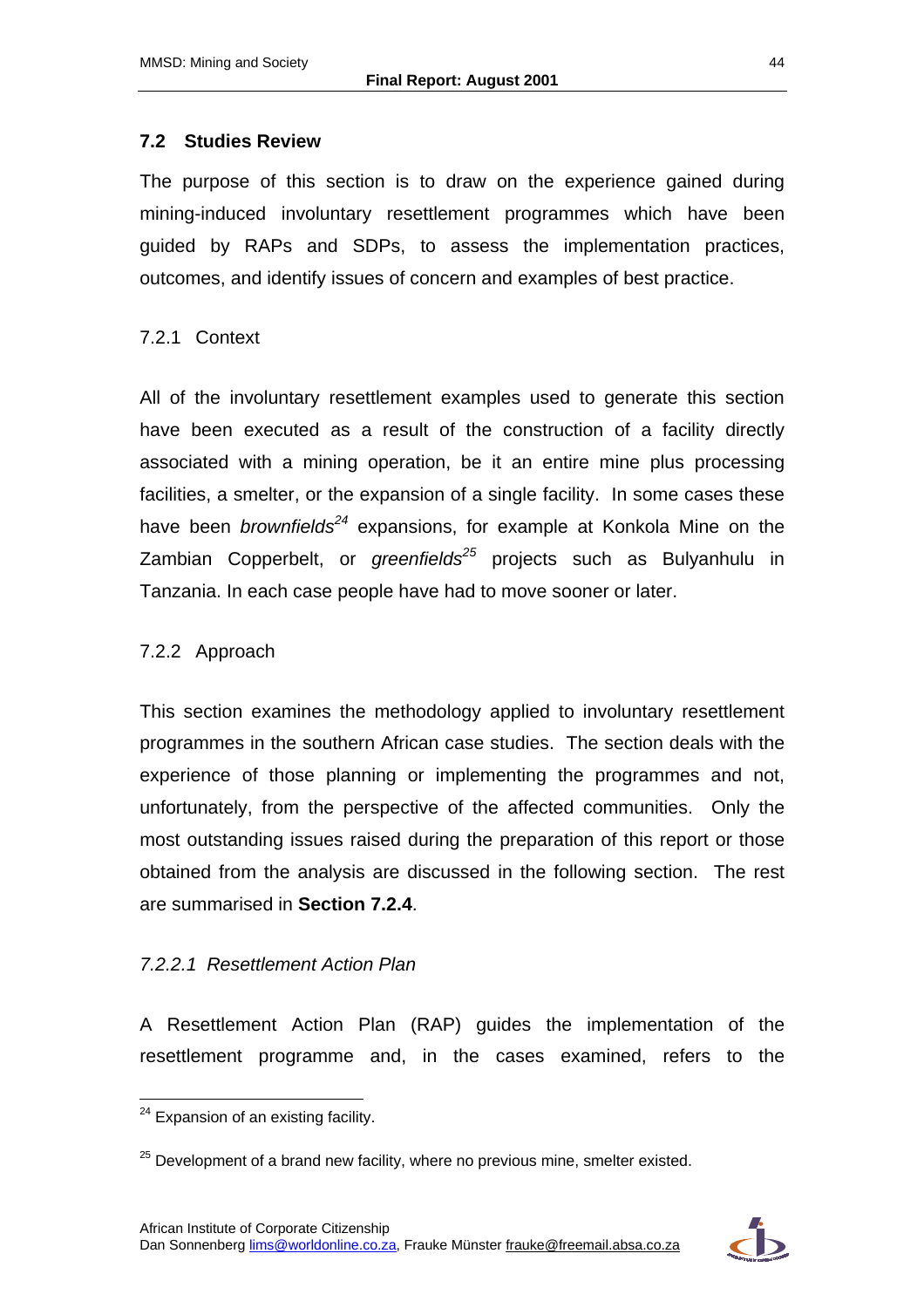## 7.2 Studies Review

The purpose of this section is to draw on the experience gained during mining-induced involuntary resettlement programmes which have been guided by RAPs and SDPs, to assess the implementation practices, outcomes, and identify issues of concern and examples of best practice.

### 7.2.1 Context

All of the involuntary resettlement examples used to generate this section have been executed as a result of the construction of a facility directly associated with a mining operation, be it an entire mine plus processing facilities, a smelter, or the expansion of a single facility. In some cases these have been *brownfields*[24] expansions, for example at Konkola Mine on the Zambian Copperbelt, or *greenfields*[25] projects such as Bulyanhulu in Tanzania. In each case people have had to move sooner or later.

### 7.2.2 Approach

This section examines the methodology applied to involuntary resettlement programmes in the southern African case studies. The section deals with the experience of those planning or implementing the programmes and not, unfortunately, from the perspective of the affected communities. Only the most outstanding issues raised during the preparation of this report or those obtained from the analysis are discussed in the following section. The rest are summarised in **Section 7.2.4**.

#### *7.2.2.1 Resettlement Action Plan*

A Resettlement Action Plan (RAP) guides the implementation of the resettlement programme and, in the cases examined, refers to the

---

[24] Expansion of an existing facility.

[25] Development of a brand new facility, where no previous mine, smelter existed.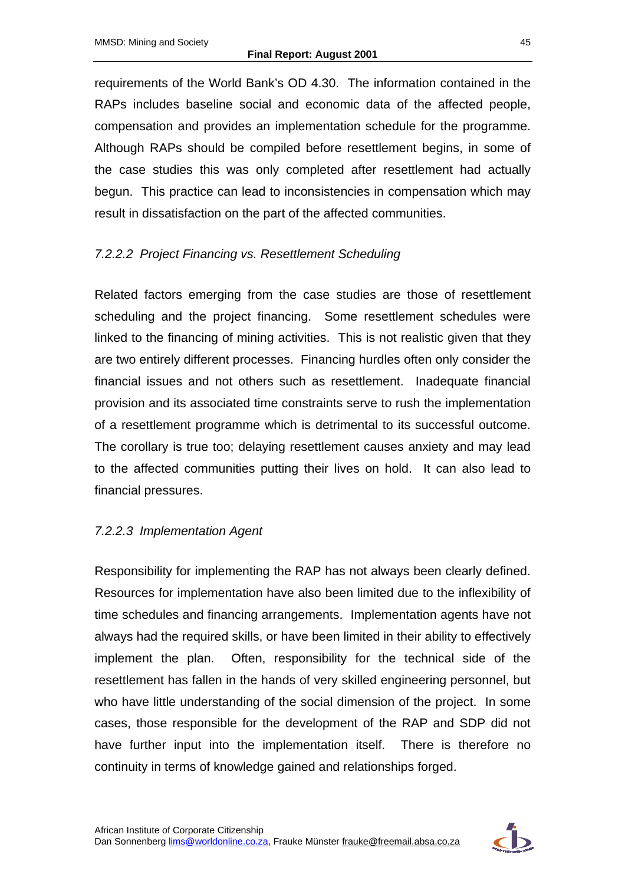requirements of the World Bank's OD 4.30. The information contained in the RAPs includes baseline social and economic data of the affected people, compensation and provides an implementation schedule for the programme. Although RAPs should be compiled before resettlement begins, in some of the case studies this was only completed after resettlement had actually begun. This practice can lead to inconsistencies in compensation which may result in dissatisfaction on the part of the affected communities.

#### *7.2.2.2 Project Financing vs. Resettlement Scheduling*

Related factors emerging from the case studies are those of resettlement scheduling and the project financing. Some resettlement schedules were linked to the financing of mining activities. This is not realistic given that they are two entirely different processes. Financing hurdles often only consider the financial issues and not others such as resettlement. Inadequate financial provision and its associated time constraints serve to rush the implementation of a resettlement programme which is detrimental to its successful outcome. The corollary is true too; delaying resettlement causes anxiety and may lead to the affected communities putting their lives on hold. It can also lead to financial pressures.

#### *7.2.2.3 Implementation Agent*

Responsibility for implementing the RAP has not always been clearly defined. Resources for implementation have also been limited due to the inflexibility of time schedules and financing arrangements. Implementation agents have not always had the required skills, or have been limited in their ability to effectively implement the plan. Often, responsibility for the technical side of the resettlement has fallen in the hands of very skilled engineering personnel, but who have little understanding of the social dimension of the project. In some cases, those responsible for the development of the RAP and SDP did not have further input into the implementation itself. There is therefore no continuity in terms of knowledge gained and relationships forged.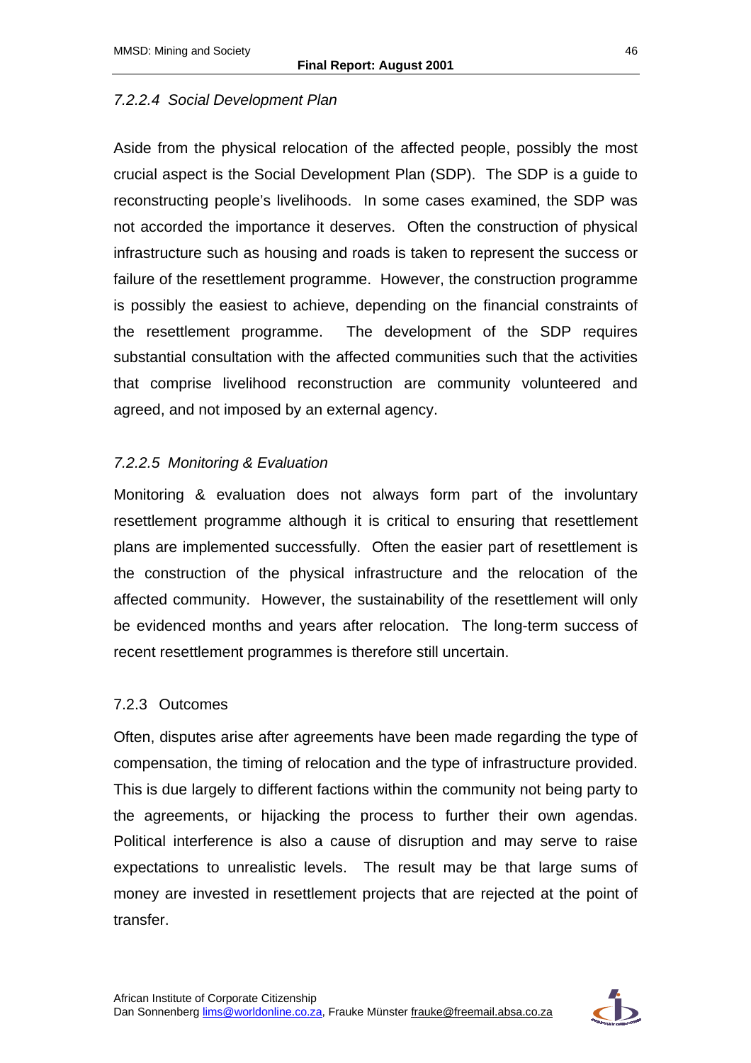#### *7.2.2.4 Social Development Plan*

Aside from the physical relocation of the affected people, possibly the most crucial aspect is the Social Development Plan (SDP). The SDP is a guide to reconstructing people's livelihoods. In some cases examined, the SDP was not accorded the importance it deserves. Often the construction of physical infrastructure such as housing and roads is taken to represent the success or failure of the resettlement programme. However, the construction programme is possibly the easiest to achieve, depending on the financial constraints of the resettlement programme. The development of the SDP requires substantial consultation with the affected communities such that the activities that comprise livelihood reconstruction are community volunteered and agreed, and not imposed by an external agency.

#### *7.2.2.5 Monitoring & Evaluation*

Monitoring & evaluation does not always form part of the involuntary resettlement programme although it is critical to ensuring that resettlement plans are implemented successfully. Often the easier part of resettlement is the construction of the physical infrastructure and the relocation of the affected community. However, the sustainability of the resettlement will only be evidenced months and years after relocation. The long-term success of recent resettlement programmes is therefore still uncertain.

### 7.2.3 Outcomes

Often, disputes arise after agreements have been made regarding the type of compensation, the timing of relocation and the type of infrastructure provided. This is due largely to different factions within the community not being party to the agreements, or hijacking the process to further their own agendas. Political interference is also a cause of disruption and may serve to raise expectations to unrealistic levels. The result may be that large sums of money are invested in resettlement projects that are rejected at the point of transfer.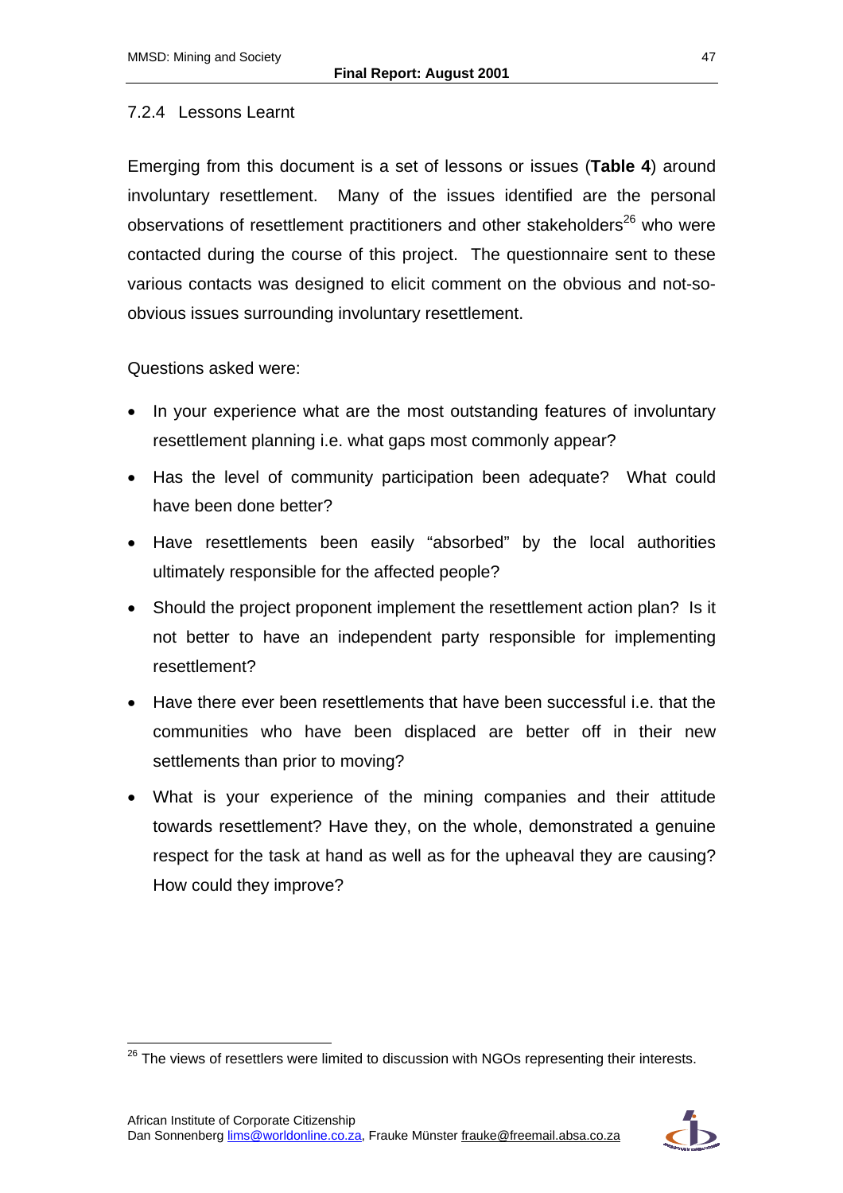### 7.2.4 Lessons Learnt

Emerging from this document is a set of lessons or issues (**Table 4**) around involuntary resettlement. Many of the issues identified are the personal observations of resettlement practitioners and other stakeholders[26] who were contacted during the course of this project. The questionnaire sent to these various contacts was designed to elicit comment on the obvious and not-so-obvious issues surrounding involuntary resettlement.

Questions asked were:

- In your experience what are the most outstanding features of involuntary resettlement planning i.e. what gaps most commonly appear?
- Has the level of community participation been adequate? What could have been done better?
- Have resettlements been easily "absorbed" by the local authorities ultimately responsible for the affected people?
- Should the project proponent implement the resettlement action plan? Is it not better to have an independent party responsible for implementing resettlement?
- Have there ever been resettlements that have been successful i.e. that the communities who have been displaced are better off in their new settlements than prior to moving?
- What is your experience of the mining companies and their attitude towards resettlement? Have they, on the whole, demonstrated a genuine respect for the task at hand as well as for the upheaval they are causing? How could they improve?

[26] The views of resettlers were limited to discussion with NGOs representing their interests.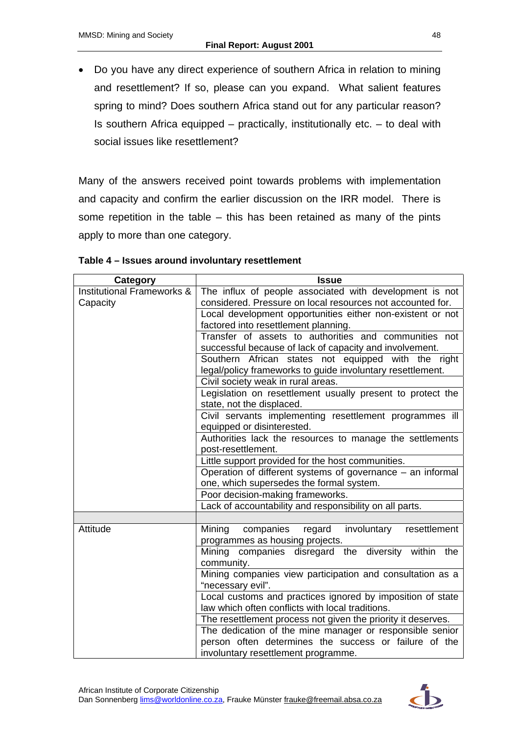- Do you have any direct experience of southern Africa in relation to mining and resettlement? If so, please can you expand. What salient features spring to mind? Does southern Africa stand out for any particular reason? Is southern Africa equipped – practically, institutionally etc. – to deal with social issues like resettlement?

Many of the answers received point towards problems with implementation and capacity and confirm the earlier discussion on the IRR model. There is some repetition in the table – this has been retained as many of the pints apply to more than one category.

**Table 4 – Issues around involuntary resettlement**

| Category | Issue |
|---|---|
| Institutional Frameworks & Capacity | The influx of people associated with development is not considered. Pressure on local resources not accounted for. |
| | Local development opportunities either non-existent or not factored into resettlement planning. |
| | Transfer of assets to authorities and communities not successful because of lack of capacity and involvement. |
| | Southern African states not equipped with the right legal/policy frameworks to guide involuntary resettlement. |
| | Civil society weak in rural areas. |
| | Legislation on resettlement usually present to protect the state, not the displaced. |
| | Civil servants implementing resettlement programmes ill equipped or disinterested. |
| | Authorities lack the resources to manage the settlements post-resettlement. |
| | Little support provided for the host communities. |
| | Operation of different systems of governance – an informal one, which supersedes the formal system. |
| | Poor decision-making frameworks. |
| | Lack of accountability and responsibility on all parts. |
| | |
| Attitude | Mining companies regard involuntary resettlement programmes as housing projects. |
| | Mining companies disregard the diversity within the community. |
| | Mining companies view participation and consultation as a "necessary evil". |
| | Local customs and practices ignored by imposition of state law which often conflicts with local traditions. |
| | The resettlement process not given the priority it deserves. |
| | The dedication of the mine manager or responsible senior person often determines the success or failure of the involuntary resettlement programme. |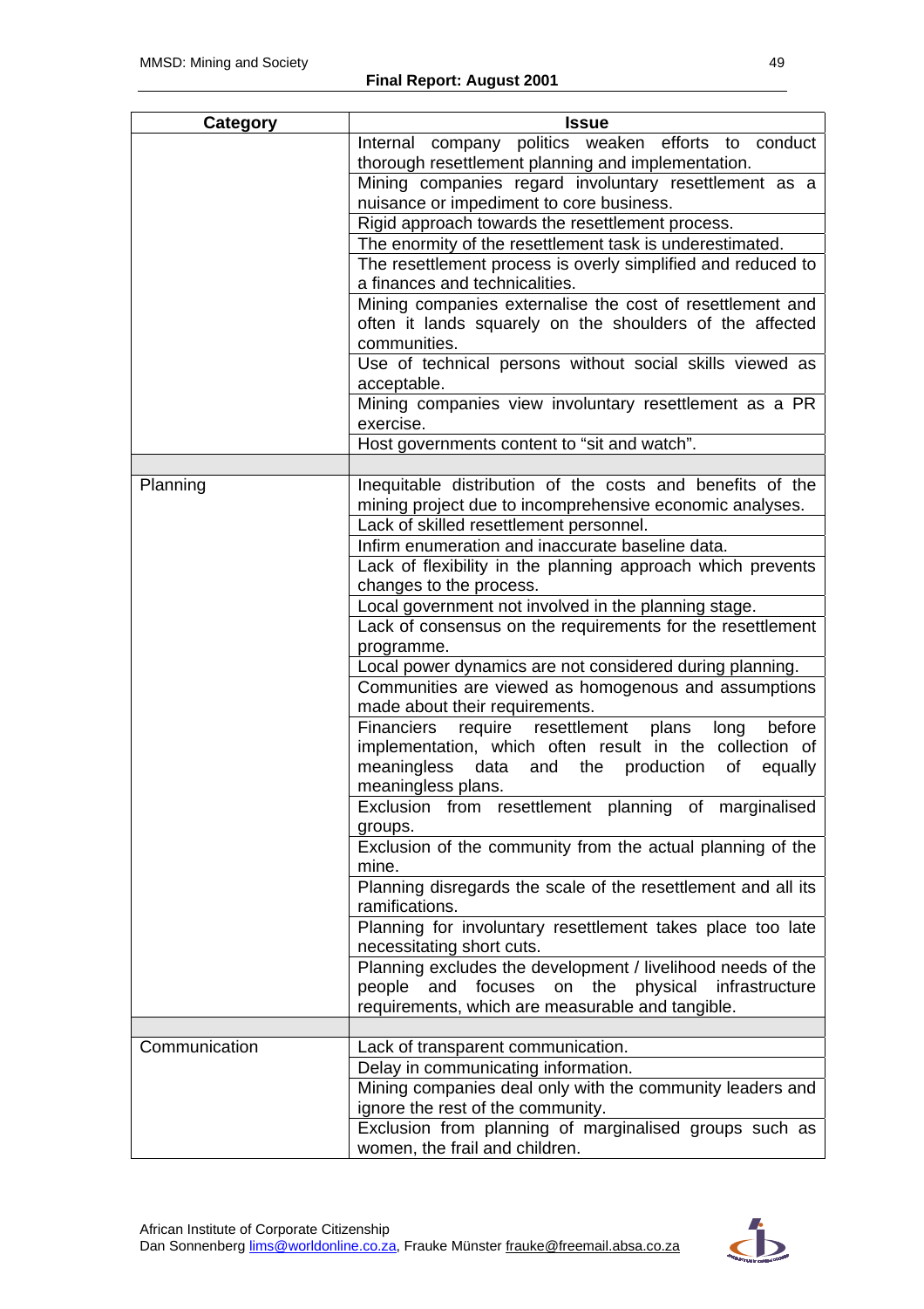| Category | Issue |
|---|---|
| | Internal company politics weaken efforts to conduct thorough resettlement planning and implementation. |
| | Mining companies regard involuntary resettlement as a nuisance or impediment to core business. |
| | Rigid approach towards the resettlement process. |
| | The enormity of the resettlement task is underestimated. |
| | The resettlement process is overly simplified and reduced to a finances and technicalities. |
| | Mining companies externalise the cost of resettlement and often it lands squarely on the shoulders of the affected communities. |
| | Use of technical persons without social skills viewed as acceptable. |
| | Mining companies view involuntary resettlement as a PR exercise. |
| | Host governments content to "sit and watch". |
| | |
| Planning | Inequitable distribution of the costs and benefits of the mining project due to incomprehensive economic analyses. |
| | Lack of skilled resettlement personnel. |
| | Infirm enumeration and inaccurate baseline data. |
| | Lack of flexibility in the planning approach which prevents changes to the process. |
| | Local government not involved in the planning stage. |
| | Lack of consensus on the requirements for the resettlement programme. |
| | Local power dynamics are not considered during planning. |
| | Communities are viewed as homogenous and assumptions made about their requirements. |
| | Financiers require resettlement plans long before implementation, which often result in the collection of meaningless data and the production of equally meaningless plans. |
| | Exclusion from resettlement planning of marginalised groups. |
| | Exclusion of the community from the actual planning of the mine. |
| | Planning disregards the scale of the resettlement and all its ramifications. |
| | Planning for involuntary resettlement takes place too late necessitating short cuts. |
| | Planning excludes the development / livelihood needs of the people and focuses on the physical infrastructure requirements, which are measurable and tangible. |
| | |
| Communication | Lack of transparent communication. |
| | Delay in communicating information. |
| | Mining companies deal only with the community leaders and ignore the rest of the community. |
| | Exclusion from planning of marginalised groups such as women, the frail and children. |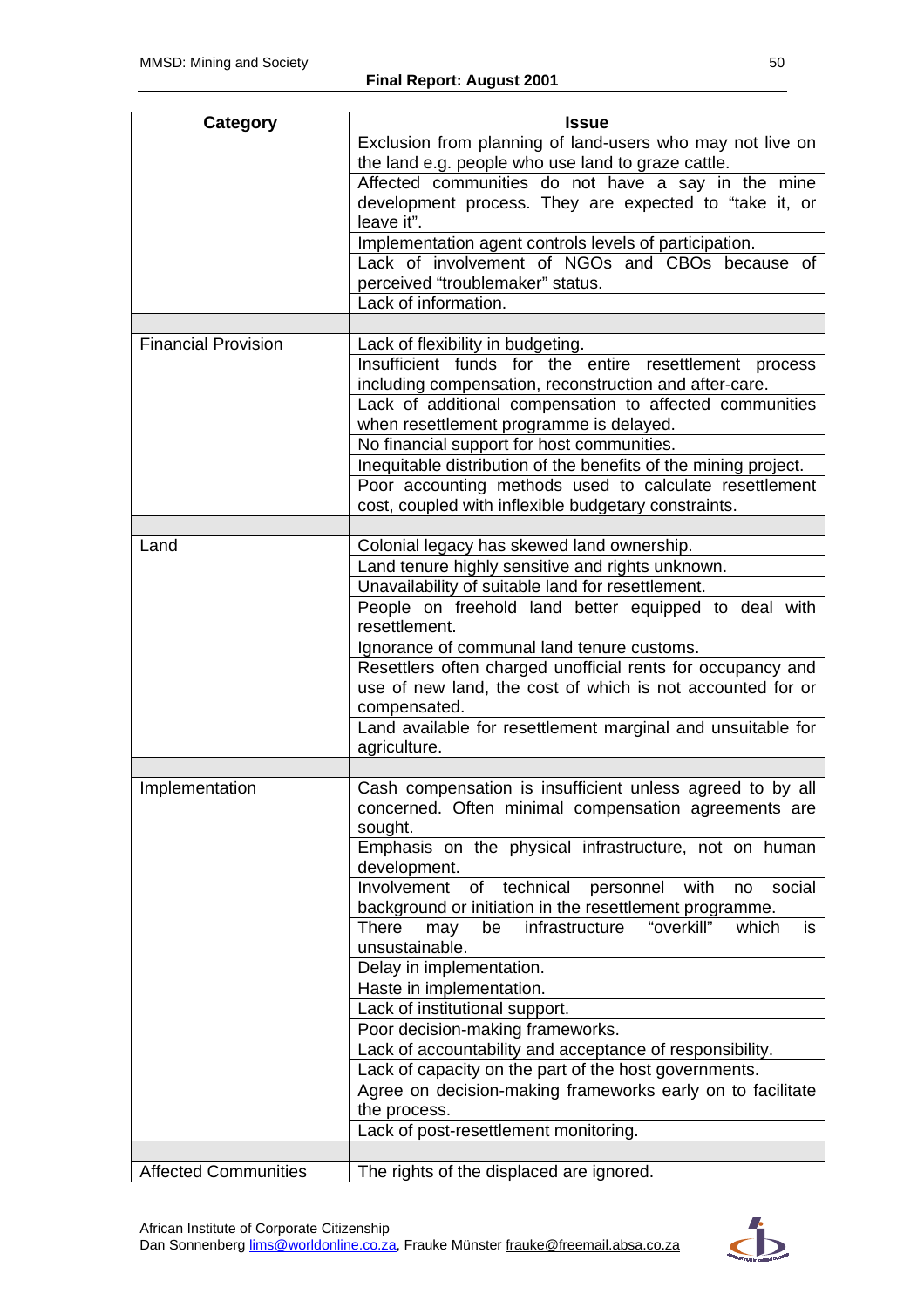| Category | Issue |
|---|---|
| | Exclusion from planning of land-users who may not live on the land e.g. people who use land to graze cattle. |
| | Affected communities do not have a say in the mine development process. They are expected to "take it, or leave it". |
| | Implementation agent controls levels of participation. |
| | Lack of involvement of NGOs and CBOs because of perceived "troublemaker" status. |
| | Lack of information. |
| | |
| Financial Provision | Lack of flexibility in budgeting. |
| | Insufficient funds for the entire resettlement process including compensation, reconstruction and after-care. |
| | Lack of additional compensation to affected communities when resettlement programme is delayed. |
| | No financial support for host communities. |
| | Inequitable distribution of the benefits of the mining project. |
| | Poor accounting methods used to calculate resettlement cost, coupled with inflexible budgetary constraints. |
| | |
| Land | Colonial legacy has skewed land ownership. |
| | Land tenure highly sensitive and rights unknown. |
| | Unavailability of suitable land for resettlement. |
| | People on freehold land better equipped to deal with resettlement. |
| | Ignorance of communal land tenure customs. |
| | Resettlers often charged unofficial rents for occupancy and use of new land, the cost of which is not accounted for or compensated. |
| | Land available for resettlement marginal and unsuitable for agriculture. |
| | |
| Implementation | Cash compensation is insufficient unless agreed to by all concerned. Often minimal compensation agreements are sought. |
| | Emphasis on the physical infrastructure, not on human development. |
| | Involvement of technical personnel with no social background or initiation in the resettlement programme. |
| | There may be infrastructure "overkill" which is unsustainable. |
| | Delay in implementation. |
| | Haste in implementation. |
| | Lack of institutional support. |
| | Poor decision-making frameworks. |
| | Lack of accountability and acceptance of responsibility. |
| | Lack of capacity on the part of the host governments. |
| | Agree on decision-making frameworks early on to facilitate the process. |
| | Lack of post-resettlement monitoring. |
| | |
| Affected Communities | The rights of the displaced are ignored. |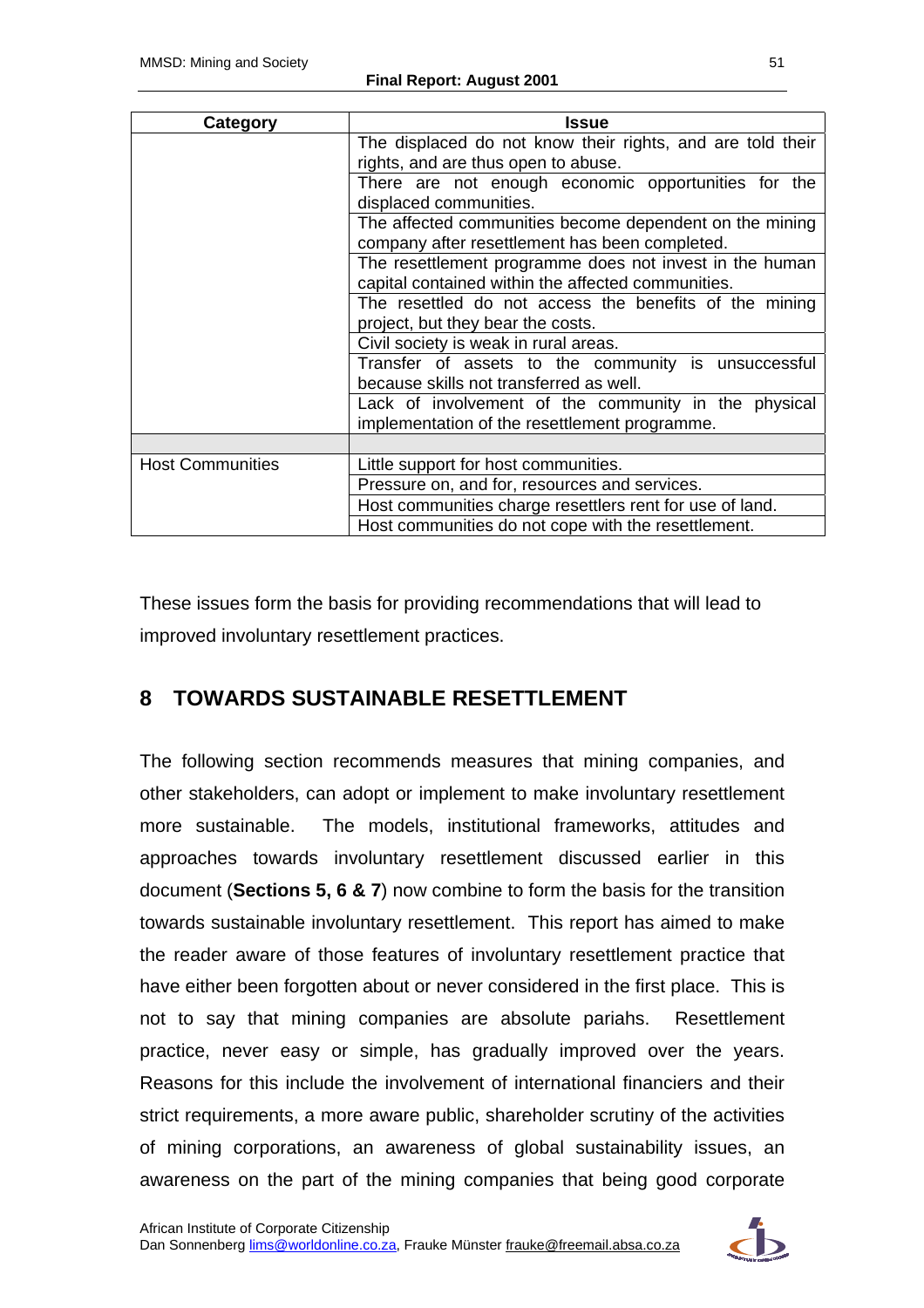| Category | Issue |
|---|---|
| | The displaced do not know their rights, and are told their rights, and are thus open to abuse. |
| | There are not enough economic opportunities for the displaced communities. |
| | The affected communities become dependent on the mining company after resettlement has been completed. |
| | The resettlement programme does not invest in the human capital contained within the affected communities. |
| | The resettled do not access the benefits of the mining project, but they bear the costs. |
| | Civil society is weak in rural areas. |
| | Transfer of assets to the community is unsuccessful because skills not transferred as well. |
| | Lack of involvement of the community in the physical implementation of the resettlement programme. |
| | |
| Host Communities | Little support for host communities. |
| | Pressure on, and for, resources and services. |
| | Host communities charge resettlers rent for use of land. |
| | Host communities do not cope with the resettlement. |

These issues form the basis for providing recommendations that will lead to improved involuntary resettlement practices.

# 8 TOWARDS SUSTAINABLE RESETTLEMENT

The following section recommends measures that mining companies, and other stakeholders, can adopt or implement to make involuntary resettlement more sustainable. The models, institutional frameworks, attitudes and approaches towards involuntary resettlement discussed earlier in this document (**Sections 5, 6 & 7**) now combine to form the basis for the transition towards sustainable involuntary resettlement. This report has aimed to make the reader aware of those features of involuntary resettlement practice that have either been forgotten about or never considered in the first place. This is not to say that mining companies are absolute pariahs. Resettlement practice, never easy or simple, has gradually improved over the years. Reasons for this include the involvement of international financiers and their strict requirements, a more aware public, shareholder scrutiny of the activities of mining corporations, an awareness of global sustainability issues, an awareness on the part of the mining companies that being good corporate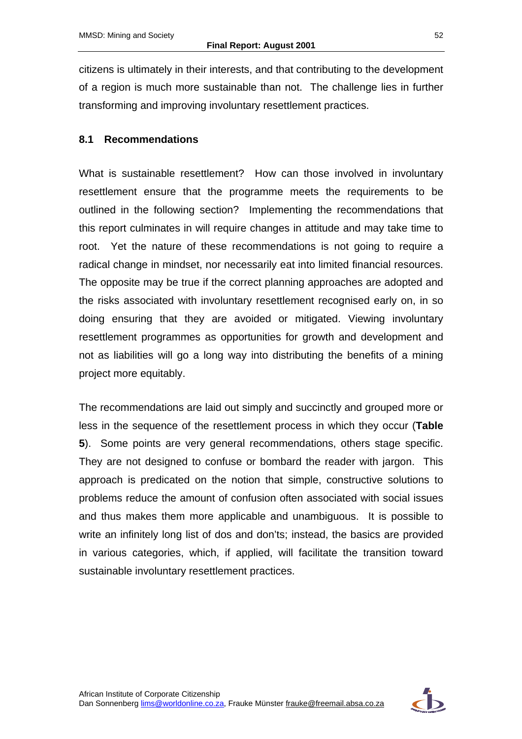citizens is ultimately in their interests, and that contributing to the development of a region is much more sustainable than not. The challenge lies in further transforming and improving involuntary resettlement practices.

### 8.1 Recommendations

What is sustainable resettlement? How can those involved in involuntary resettlement ensure that the programme meets the requirements to be outlined in the following section? Implementing the recommendations that this report culminates in will require changes in attitude and may take time to root. Yet the nature of these recommendations is not going to require a radical change in mindset, nor necessarily eat into limited financial resources. The opposite may be true if the correct planning approaches are adopted and the risks associated with involuntary resettlement recognised early on, in so doing ensuring that they are avoided or mitigated. Viewing involuntary resettlement programmes as opportunities for growth and development and not as liabilities will go a long way into distributing the benefits of a mining project more equitably.

The recommendations are laid out simply and succinctly and grouped more or less in the sequence of the resettlement process in which they occur (**Table 5**). Some points are very general recommendations, others stage specific. They are not designed to confuse or bombard the reader with jargon. This approach is predicated on the notion that simple, constructive solutions to problems reduce the amount of confusion often associated with social issues and thus makes them more applicable and unambiguous. It is possible to write an infinitely long list of dos and don'ts; instead, the basics are provided in various categories, which, if applied, will facilitate the transition toward sustainable involuntary resettlement practices.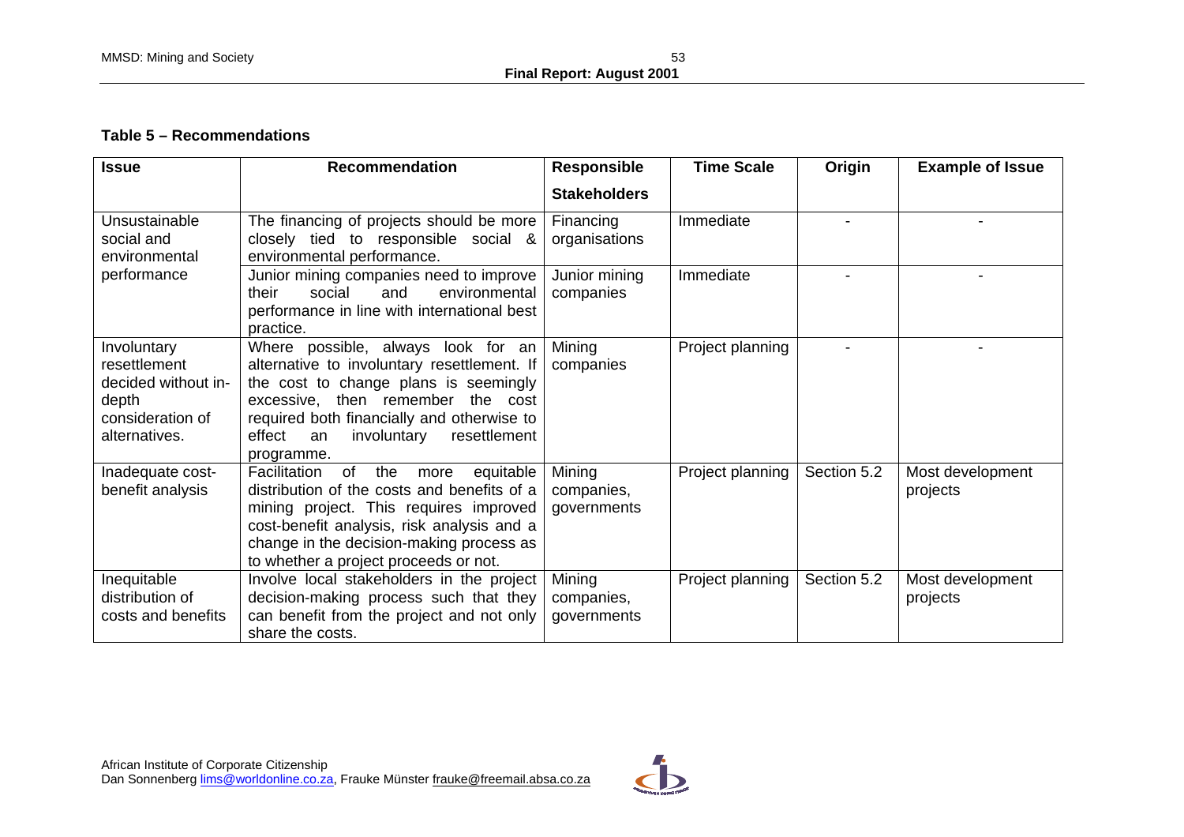**Table 5 – Recommendations**

| Issue | Recommendation | Responsible Stakeholders | Time Scale | Origin | Example of Issue |
|---|---|---|---|---|---|
| Unsustainable social and environmental performance | The financing of projects should be more closely tied to responsible social & environmental performance. | Financing organisations | Immediate | - | - |
| | Junior mining companies need to improve their social and environmental performance in line with international best practice. | Junior mining companies | Immediate | - | - |
| Involuntary resettlement decided without in-depth consideration of alternatives. | Where possible, always look for an alternative to involuntary resettlement. If the cost to change plans is seemingly excessive, then remember the cost required both financially and otherwise to effect an involuntary resettlement programme. | Mining companies | Project planning | - | - |
| Inadequate cost-benefit analysis | Facilitation of the more equitable distribution of the costs and benefits of a mining project. This requires improved cost-benefit analysis, risk analysis and a change in the decision-making process as to whether a project proceeds or not. | Mining companies, governments | Project planning | Section 5.2 | Most development projects |
| Inequitable distribution of costs and benefits | Involve local stakeholders in the project decision-making process such that they can benefit from the project and not only share the costs. | Mining companies, governments | Project planning | Section 5.2 | Most development projects |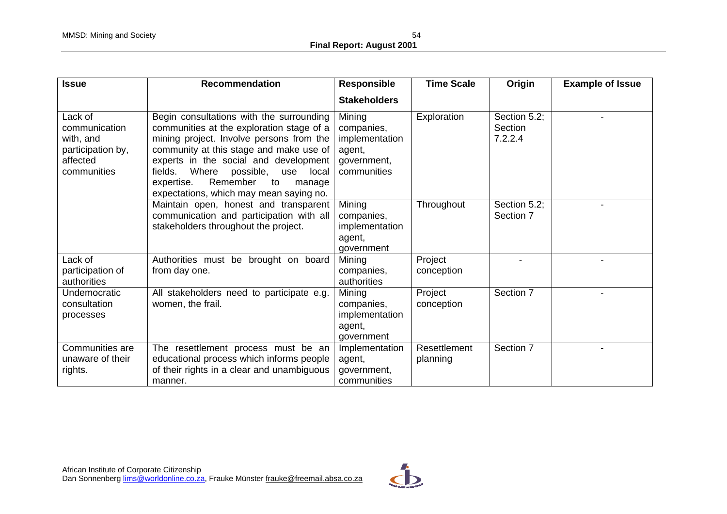| Issue | Recommendation | Responsible Stakeholders | Time Scale | Origin | Example of Issue |
|---|---|---|---|---|---|
| Lack of communication with, and participation by, affected communities | Begin consultations with the surrounding communities at the exploration stage of a mining project. Involve persons from the community at this stage and make use of experts in the social and development fields. Where possible, use local expertise. Remember to manage expectations, which may mean saying no. | Mining companies, implementation agent, government, communities | Exploration | Section 5.2; Section 7.2.2.4 | - |
| | Maintain open, honest and transparent communication and participation with all stakeholders throughout the project. | Mining companies, implementation agent, government | Throughout | Section 5.2; Section 7 | - |
| Lack of participation of authorities | Authorities must be brought on board from day one. | Mining companies, authorities | Project conception | - | - |
| Undemocratic consultation processes | All stakeholders need to participate e.g. women, the frail. | Mining companies, implementation agent, government | Project conception | Section 7 | - |
| Communities are unaware of their rights. | The resettlement process must be an educational process which informs people of their rights in a clear and unambiguous manner. | Implementation agent, government, communities | Resettlement planning | Section 7 | - |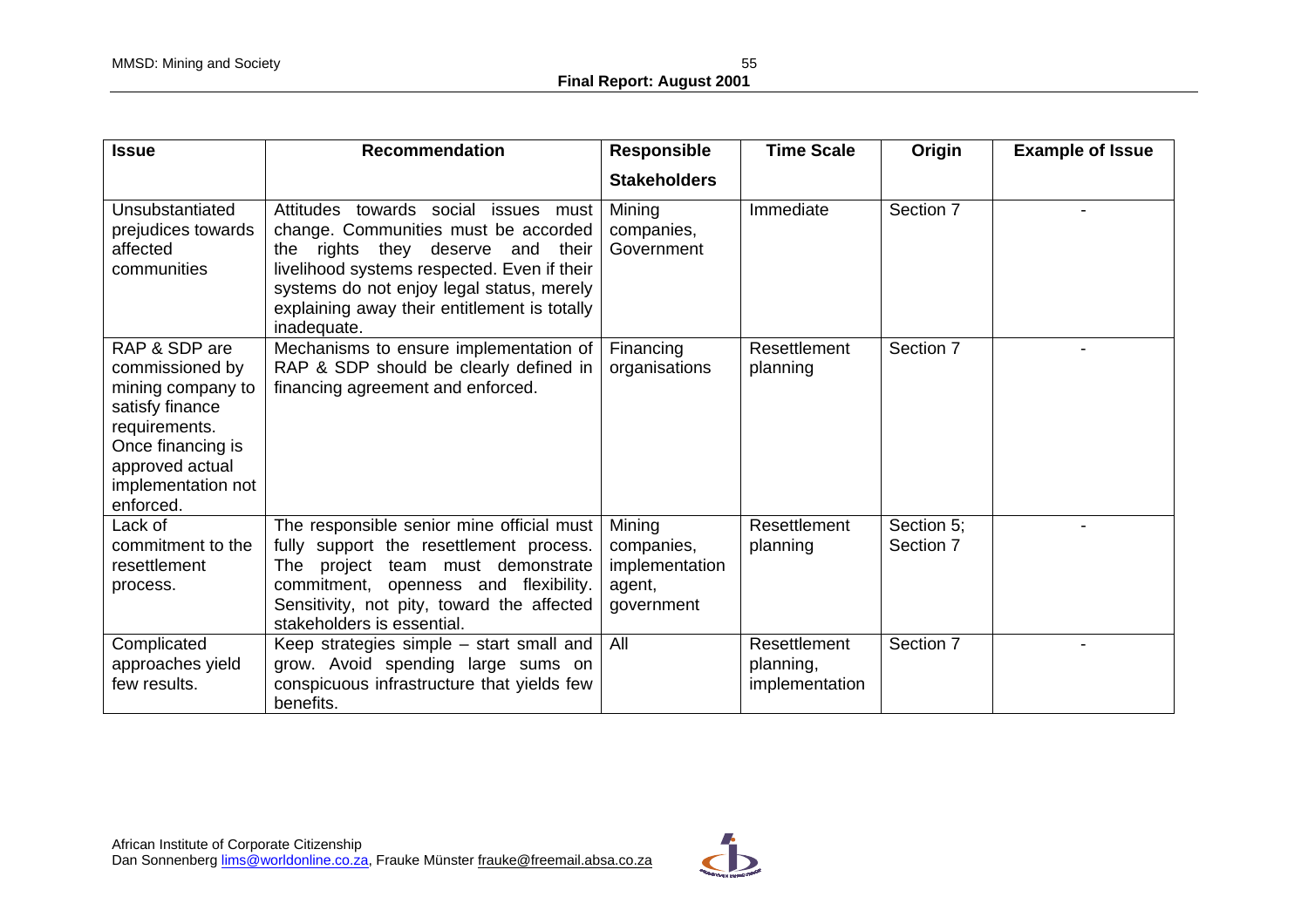| Issue | Recommendation | Responsible Stakeholders | Time Scale | Origin | Example of Issue |
|---|---|---|---|---|---|
| Unsubstantiated prejudices towards affected communities | Attitudes towards social issues must change. Communities must be accorded the rights they deserve and their livelihood systems respected. Even if their systems do not enjoy legal status, merely explaining away their entitlement is totally inadequate. | Mining companies, Government | Immediate | Section 7 | - |
| RAP & SDP are commissioned by mining company to satisfy finance requirements. Once financing is approved actual implementation not enforced. | Mechanisms to ensure implementation of RAP & SDP should be clearly defined in financing agreement and enforced. | Financing organisations | Resettlement planning | Section 7 | - |
| Lack of commitment to the resettlement process. | The responsible senior mine official must fully support the resettlement process. The project team must demonstrate commitment, openness and flexibility. Sensitivity, not pity, toward the affected stakeholders is essential. | Mining companies, implementation agent, government | Resettlement planning | Section 5; Section 7 | - |
| Complicated approaches yield few results. | Keep strategies simple – start small and grow. Avoid spending large sums on conspicuous infrastructure that yields few benefits. | All | Resettlement planning, implementation | Section 7 | - |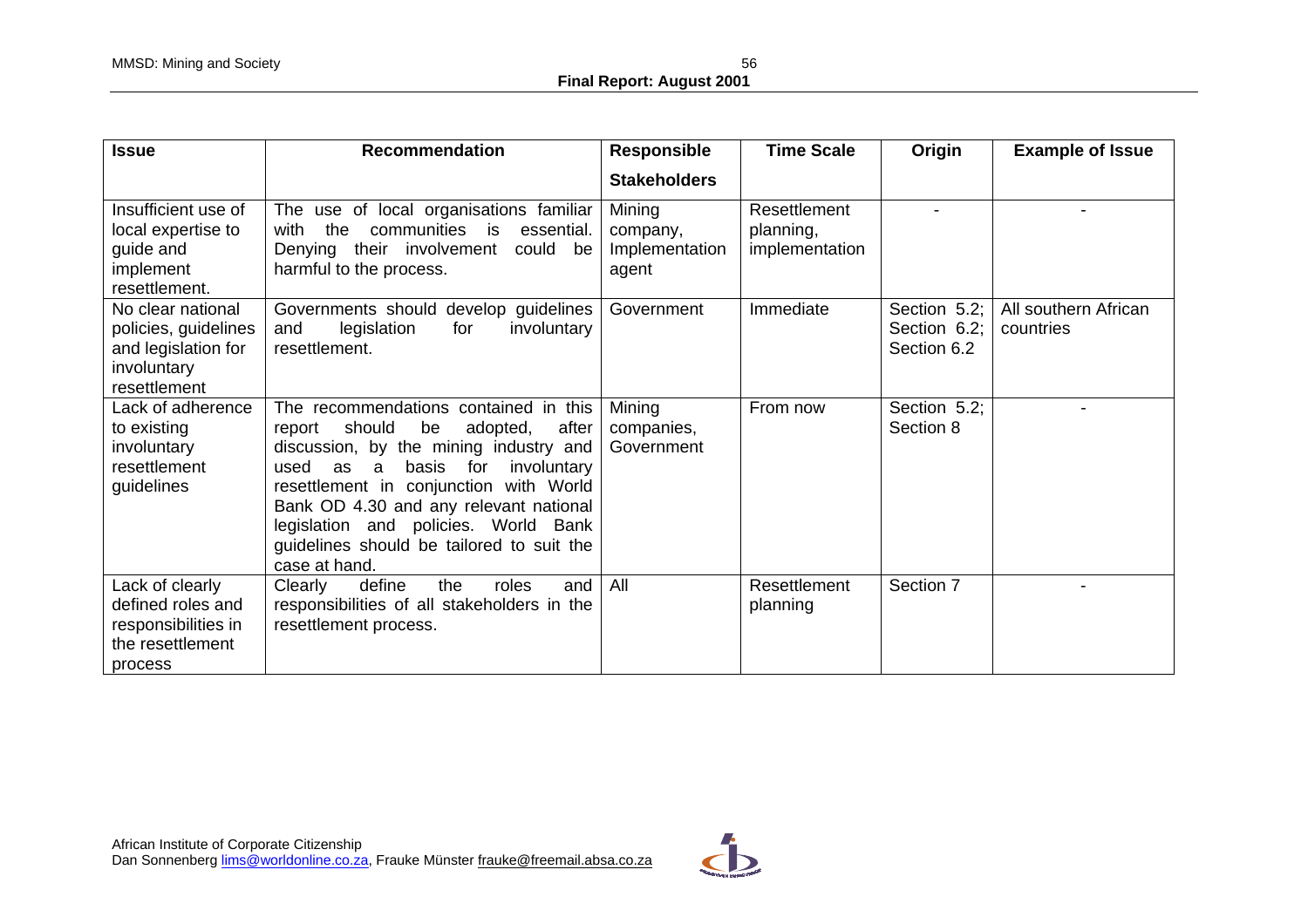| Issue | Recommendation | Responsible Stakeholders | Time Scale | Origin | Example of Issue |
|---|---|---|---|---|---|
| Insufficient use of local expertise to guide and implement resettlement. | The use of local organisations familiar with the communities is essential. Denying their involvement could be harmful to the process. | Mining company, Implementation agent | Resettlement planning, implementation | - | - |
| No clear national policies, guidelines and legislation for involuntary resettlement | Governments should develop guidelines and legislation for involuntary resettlement. | Government | Immediate | Section 5.2; Section 6.2; Section 6.2 | All southern African countries |
| Lack of adherence to existing involuntary resettlement guidelines | The recommendations contained in this report should be adopted, after discussion, by the mining industry and used as a basis for involuntary resettlement in conjunction with World Bank OD 4.30 and any relevant national legislation and policies. World Bank guidelines should be tailored to suit the case at hand. | Mining companies, Government | From now | Section 5.2; Section 8 | - |
| Lack of clearly defined roles and responsibilities in the resettlement process | Clearly define the roles and responsibilities of all stakeholders in the resettlement process. | All | Resettlement planning | Section 7 | - |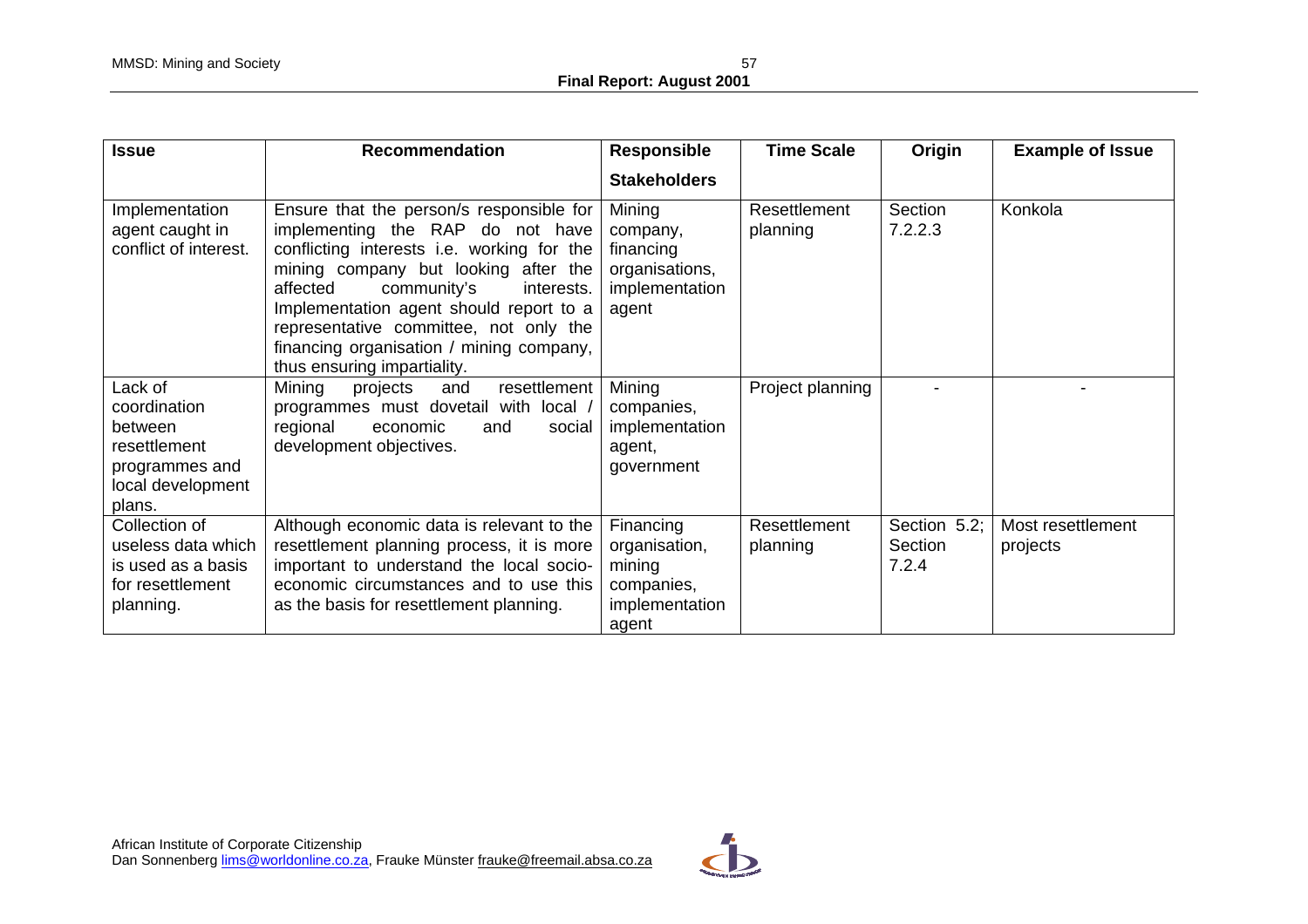| Issue | Recommendation | Responsible Stakeholders | Time Scale | Origin | Example of Issue |
|---|---|---|---|---|---|
| Implementation agent caught in conflict of interest. | Ensure that the person/s responsible for implementing the RAP do not have conflicting interests i.e. working for the mining company but looking after the affected community's interests. Implementation agent should report to a representative committee, not only the financing organisation / mining company, thus ensuring impartiality. | Mining company, financing organisations, implementation agent | Resettlement planning | Section 7.2.2.3 | Konkola |
| Lack of coordination between resettlement programmes and local development plans. | Mining projects and resettlement programmes must dovetail with local / regional economic and social development objectives. | Mining companies, implementation agent, government | Project planning | - | - |
| Collection of useless data which is used as a basis for resettlement planning. | Although economic data is relevant to the resettlement planning process, it is more important to understand the local socio-economic circumstances and to use this as the basis for resettlement planning. | Financing organisation, mining companies, implementation agent | Resettlement planning | Section 5.2; Section 7.2.4 | Most resettlement projects |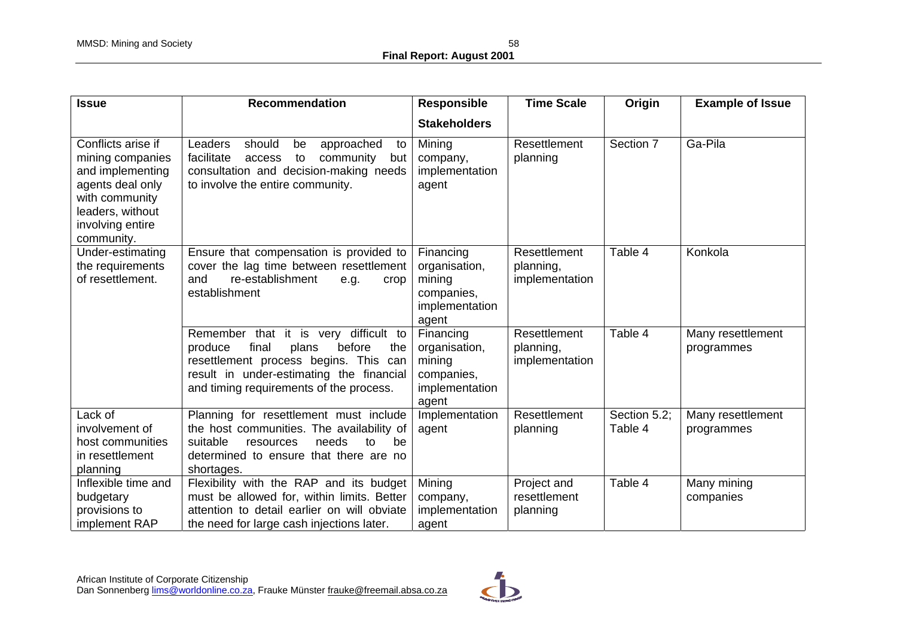| Issue | Recommendation | Responsible Stakeholders | Time Scale | Origin | Example of Issue |
|---|---|---|---|---|---|
| Conflicts arise if mining companies and implementing agents deal only with community leaders, without involving entire community. | Leaders should be approached to facilitate access to community but consultation and decision-making needs to involve the entire community. | Mining company, implementation agent | Resettlement planning | Section 7 | Ga-Pila |
| Under-estimating the requirements of resettlement. | Ensure that compensation is provided to cover the lag time between resettlement and re-establishment e.g. crop establishment | Financing organisation, mining companies, implementation agent | Resettlement planning, implementation | Table 4 | Konkola |
| | Remember that it is very difficult to produce final plans before the resettlement process begins. This can result in under-estimating the financial and timing requirements of the process. | Financing organisation, mining companies, implementation agent | Resettlement planning, implementation | Table 4 | Many resettlement programmes |
| Lack of involvement of host communities in resettlement planning | Planning for resettlement must include the host communities. The availability of suitable resources needs to be determined to ensure that there are no shortages. | Implementation agent | Resettlement planning | Section 5.2; Table 4 | Many resettlement programmes |
| Inflexible time and budgetary provisions to implement RAP | Flexibility with the RAP and its budget must be allowed for, within limits. Better attention to detail earlier on will obviate the need for large cash injections later. | Mining company, implementation agent | Project and resettlement planning | Table 4 | Many mining companies |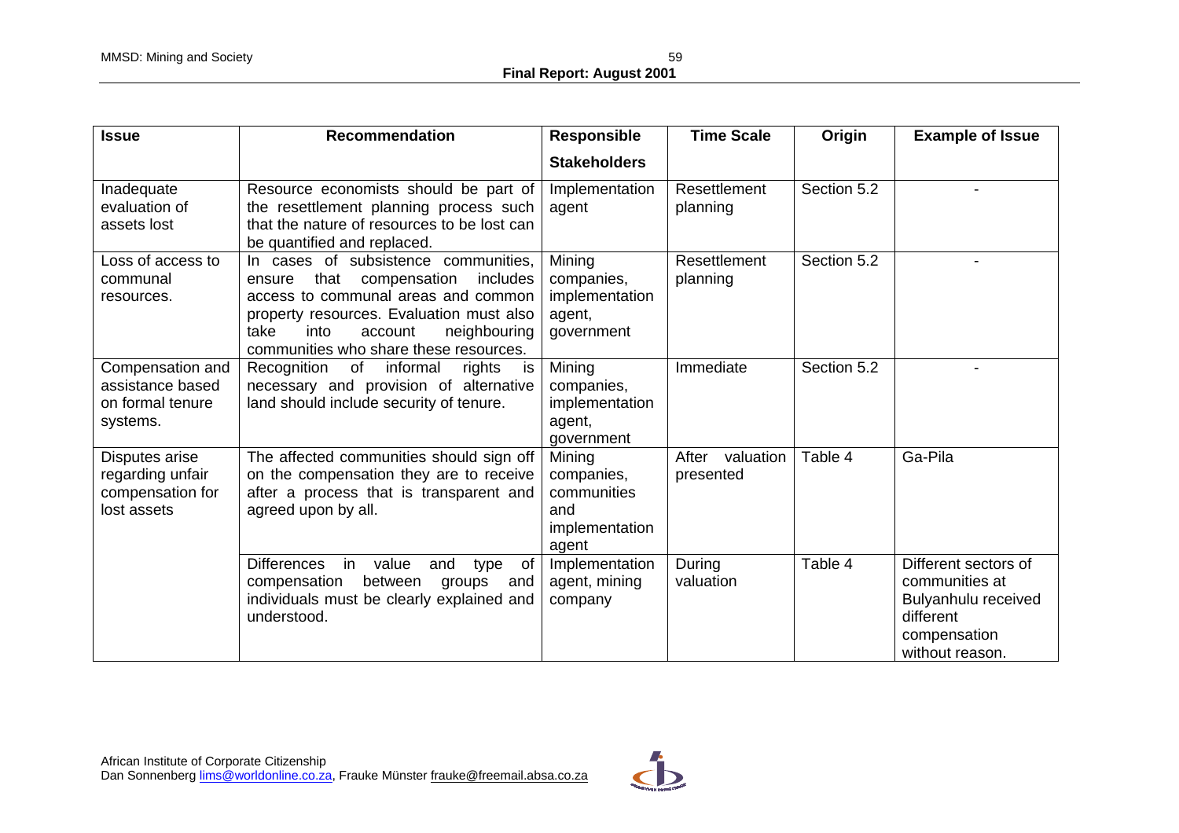| Issue | Recommendation | Responsible Stakeholders | Time Scale | Origin | Example of Issue |
|---|---|---|---|---|---|
| Inadequate evaluation of assets lost | Resource economists should be part of the resettlement planning process such that the nature of resources to be lost can be quantified and replaced. | Implementation agent | Resettlement planning | Section 5.2 | - |
| Loss of access to communal resources. | In cases of subsistence communities, ensure that compensation includes access to communal areas and common property resources. Evaluation must also take into account neighbouring communities who share these resources. | Mining companies, implementation agent, government | Resettlement planning | Section 5.2 | - |
| Compensation and assistance based on formal tenure systems. | Recognition of informal rights is necessary and provision of alternative land should include security of tenure. | Mining companies, implementation agent, government | Immediate | Section 5.2 | - |
| Disputes arise regarding unfair compensation for lost assets | The affected communities should sign off on the compensation they are to receive after a process that is transparent and agreed upon by all. | Mining companies, communities and implementation agent | After valuation presented | Table 4 | Ga-Pila |
| | Differences in value and type of compensation between groups and individuals must be clearly explained and understood. | Implementation agent, mining company | During valuation | Table 4 | Different sectors of communities at Bulyanhulu received different compensation without reason. |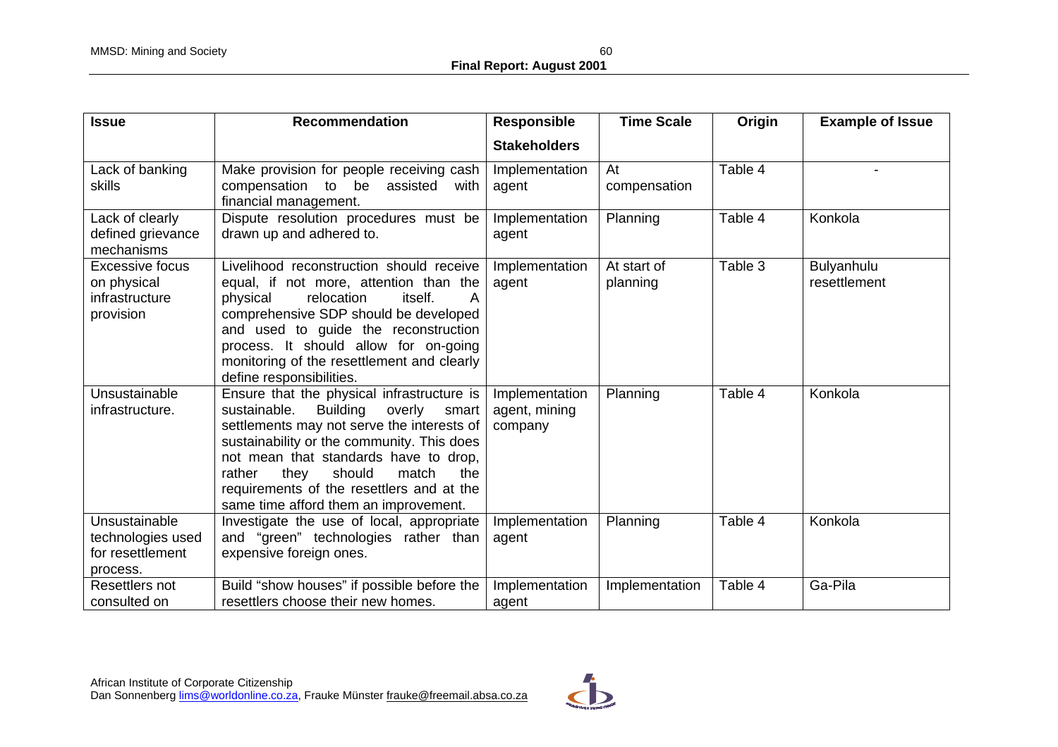| Issue | Recommendation | Responsible Stakeholders | Time Scale | Origin | Example of Issue |
|---|---|---|---|---|---|
| Lack of banking skills | Make provision for people receiving cash compensation to be assisted with financial management. | Implementation agent | At compensation | Table 4 | - |
| Lack of clearly defined grievance mechanisms | Dispute resolution procedures must be drawn up and adhered to. | Implementation agent | Planning | Table 4 | Konkola |
| Excessive focus on physical infrastructure provision | Livelihood reconstruction should receive equal, if not more, attention than the physical relocation itself. A comprehensive SDP should be developed and used to guide the reconstruction process. It should allow for on-going monitoring of the resettlement and clearly define responsibilities. | Implementation agent | At start of planning | Table 3 | Bulyanhulu resettlement |
| Unsustainable infrastructure. | Ensure that the physical infrastructure is sustainable. Building overly smart settlements may not serve the interests of sustainability or the community. This does not mean that standards have to drop, rather they should match the requirements of the resettlers and at the same time afford them an improvement. | Implementation agent, mining company | Planning | Table 4 | Konkola |
| Unsustainable technologies used for resettlement process. | Investigate the use of local, appropriate and "green" technologies rather than expensive foreign ones. | Implementation agent | Planning | Table 4 | Konkola |
| Resettlers not consulted on | Build "show houses" if possible before the resettlers choose their new homes. | Implementation agent | Implementation | Table 4 | Ga-Pila |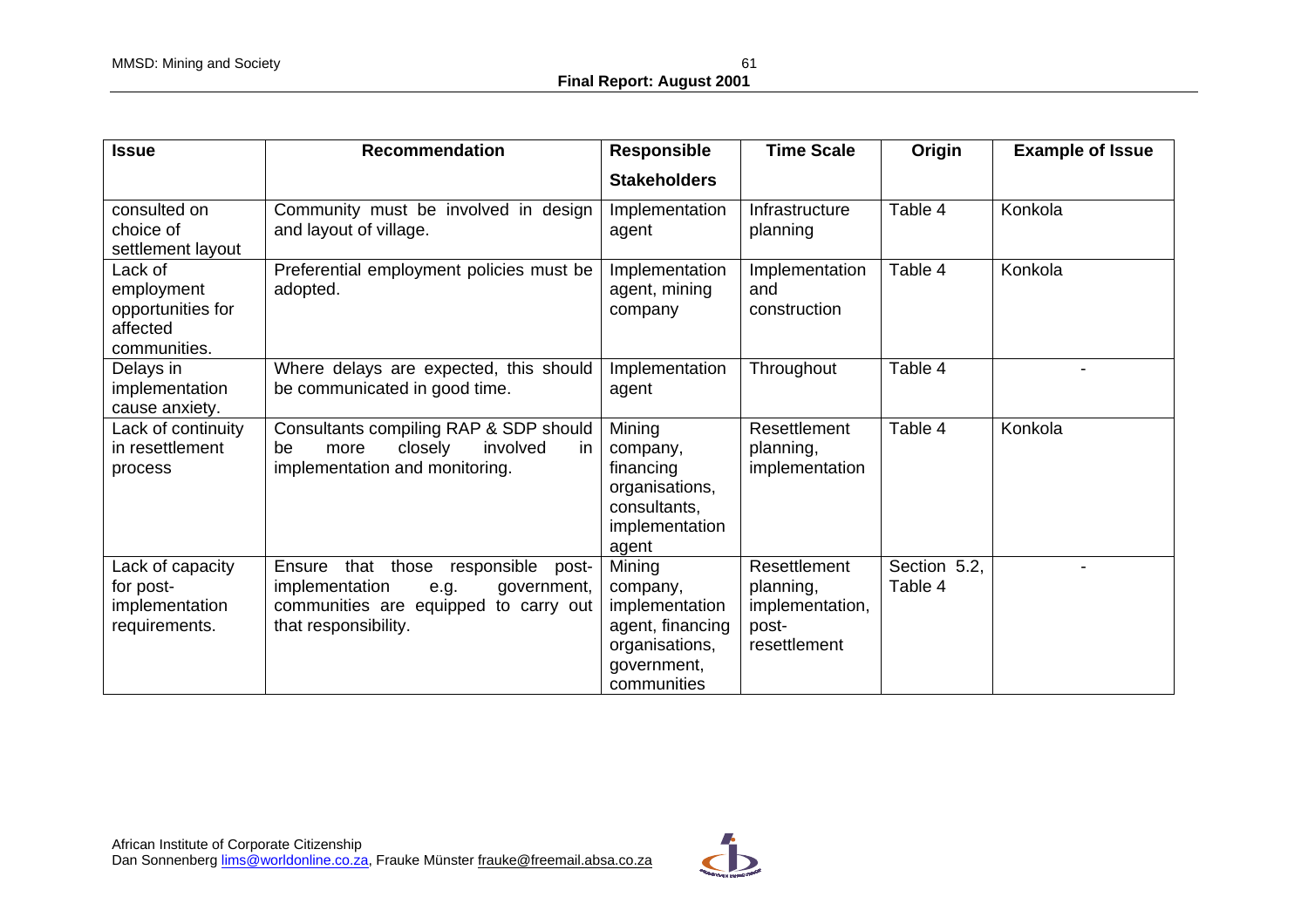| Issue | Recommendation | Responsible Stakeholders | Time Scale | Origin | Example of Issue |
|---|---|---|---|---|---|
| consulted on choice of settlement layout | Community must be involved in design and layout of village. | Implementation agent | Infrastructure planning | Table 4 | Konkola |
| Lack of employment opportunities for affected communities. | Preferential employment policies must be adopted. | Implementation agent, mining company | Implementation and construction | Table 4 | Konkola |
| Delays in implementation cause anxiety. | Where delays are expected, this should be communicated in good time. | Implementation agent | Throughout | Table 4 | - |
| Lack of continuity in resettlement process | Consultants compiling RAP & SDP should be more closely involved in implementation and monitoring. | Mining company, financing organisations, consultants, implementation agent | Resettlement planning, implementation | Table 4 | Konkola |
| Lack of capacity for post-implementation requirements. | Ensure that those responsible post-implementation e.g. government, communities are equipped to carry out that responsibility. | Mining company, implementation agent, financing organisations, government, communities | Resettlement planning, implementation, post-resettlement | Section 5.2, Table 4 | - |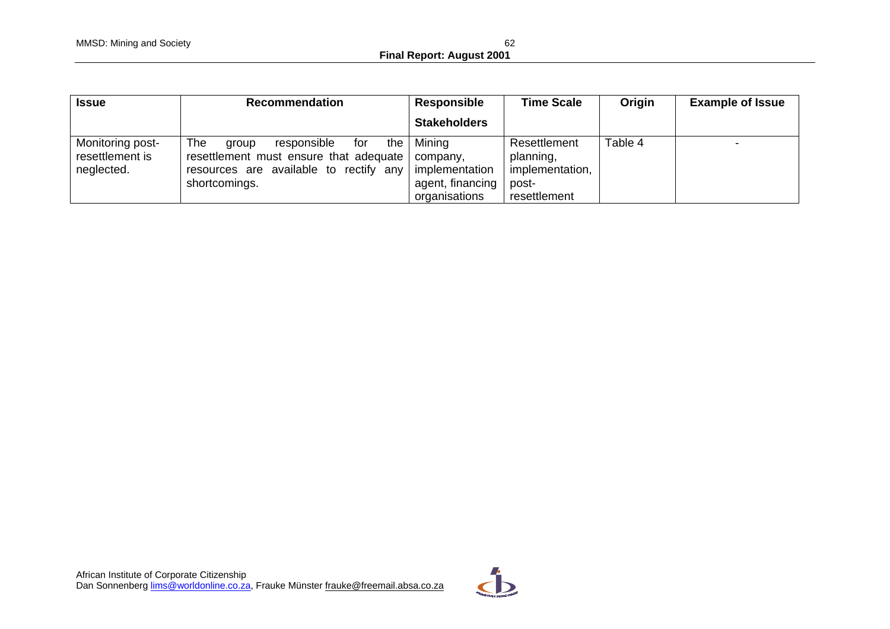| Issue | Recommendation | Responsible Stakeholders | Time Scale | Origin | Example of Issue |
|---|---|---|---|---|---|
| Monitoring post-resettlement is neglected. | The group responsible for the resettlement must ensure that adequate resources are available to rectify any shortcomings. | Mining company, implementation agent, financing organisations | Resettlement planning, implementation, post-resettlement | Table 4 | - |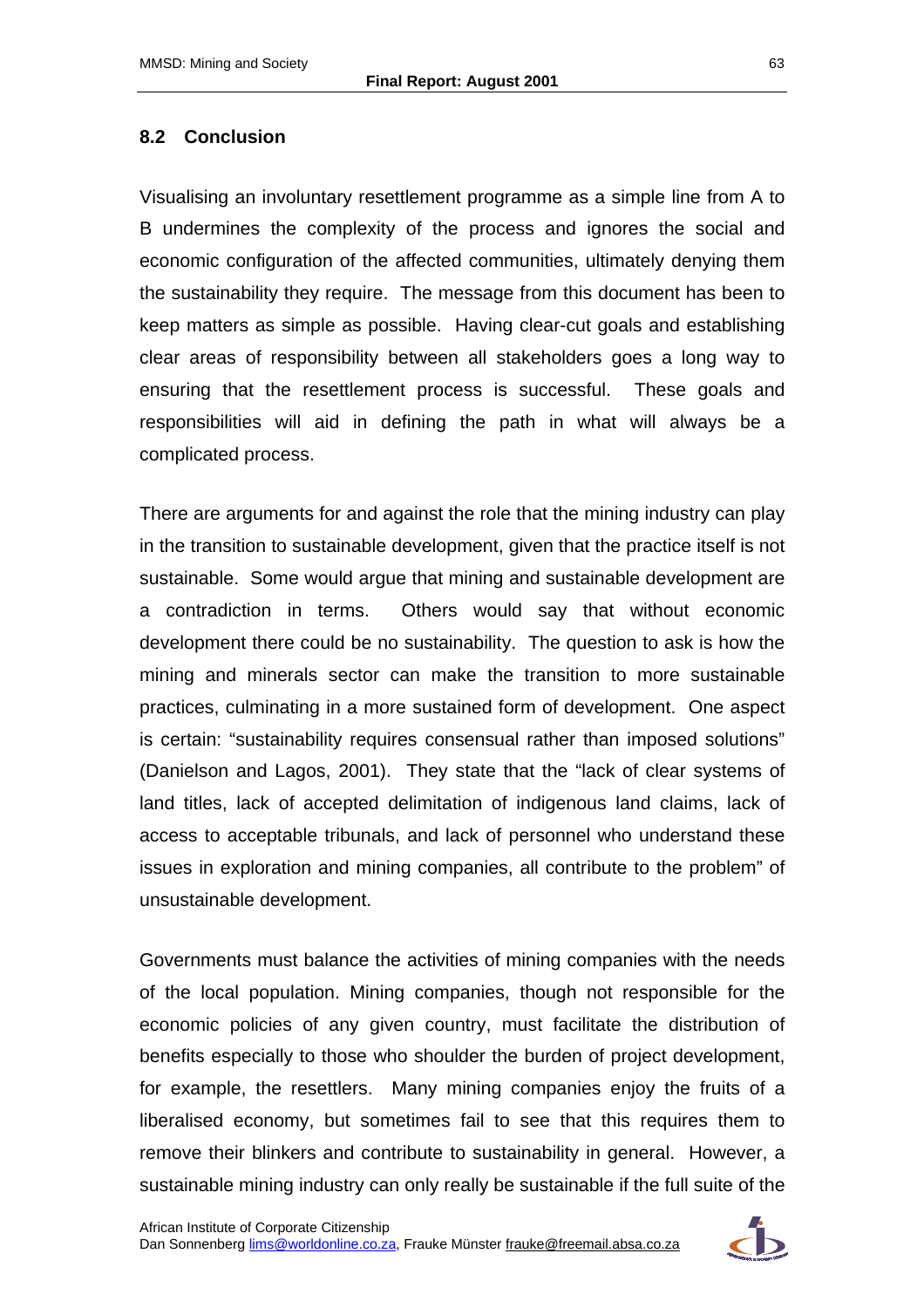## 8.2 Conclusion

Visualising an involuntary resettlement programme as a simple line from A to B undermines the complexity of the process and ignores the social and economic configuration of the affected communities, ultimately denying them the sustainability they require. The message from this document has been to keep matters as simple as possible. Having clear-cut goals and establishing clear areas of responsibility between all stakeholders goes a long way to ensuring that the resettlement process is successful. These goals and responsibilities will aid in defining the path in what will always be a complicated process.

There are arguments for and against the role that the mining industry can play in the transition to sustainable development, given that the practice itself is not sustainable. Some would argue that mining and sustainable development are a contradiction in terms. Others would say that without economic development there could be no sustainability. The question to ask is how the mining and minerals sector can make the transition to more sustainable practices, culminating in a more sustained form of development. One aspect is certain: "sustainability requires consensual rather than imposed solutions" (Danielson and Lagos, 2001). They state that the "lack of clear systems of land titles, lack of accepted delimitation of indigenous land claims, lack of access to acceptable tribunals, and lack of personnel who understand these issues in exploration and mining companies, all contribute to the problem" of unsustainable development.

Governments must balance the activities of mining companies with the needs of the local population. Mining companies, though not responsible for the economic policies of any given country, must facilitate the distribution of benefits especially to those who shoulder the burden of project development, for example, the resettlers. Many mining companies enjoy the fruits of a liberalised economy, but sometimes fail to see that this requires them to remove their blinkers and contribute to sustainability in general. However, a sustainable mining industry can only really be sustainable if the full suite of the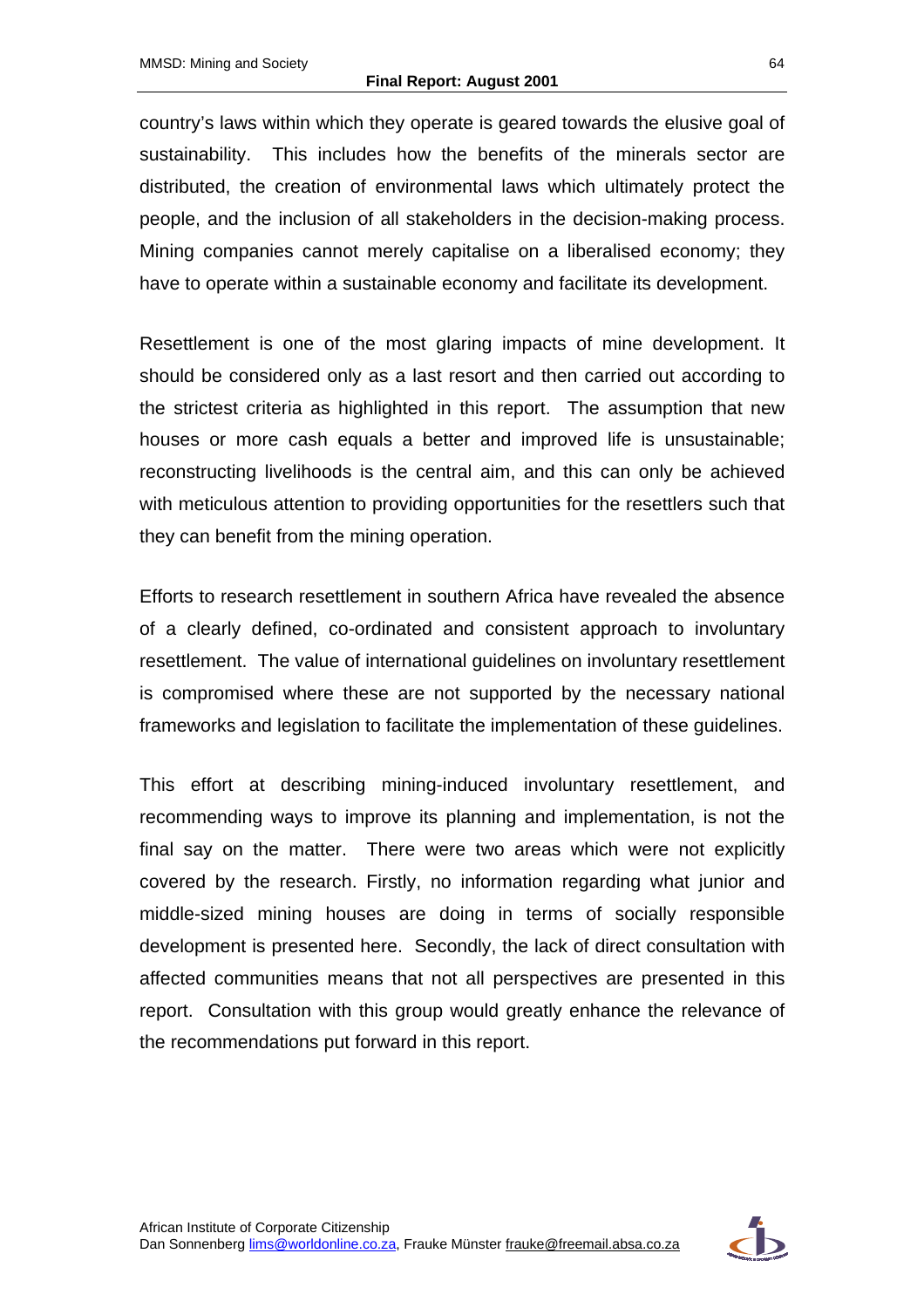country's laws within which they operate is geared towards the elusive goal of sustainability. This includes how the benefits of the minerals sector are distributed, the creation of environmental laws which ultimately protect the people, and the inclusion of all stakeholders in the decision-making process. Mining companies cannot merely capitalise on a liberalised economy; they have to operate within a sustainable economy and facilitate its development.

Resettlement is one of the most glaring impacts of mine development. It should be considered only as a last resort and then carried out according to the strictest criteria as highlighted in this report. The assumption that new houses or more cash equals a better and improved life is unsustainable; reconstructing livelihoods is the central aim, and this can only be achieved with meticulous attention to providing opportunities for the resettlers such that they can benefit from the mining operation.

Efforts to research resettlement in southern Africa have revealed the absence of a clearly defined, co-ordinated and consistent approach to involuntary resettlement. The value of international guidelines on involuntary resettlement is compromised where these are not supported by the necessary national frameworks and legislation to facilitate the implementation of these guidelines.

This effort at describing mining-induced involuntary resettlement, and recommending ways to improve its planning and implementation, is not the final say on the matter. There were two areas which were not explicitly covered by the research. Firstly, no information regarding what junior and middle-sized mining houses are doing in terms of socially responsible development is presented here. Secondly, the lack of direct consultation with affected communities means that not all perspectives are presented in this report. Consultation with this group would greatly enhance the relevance of the recommendations put forward in this report.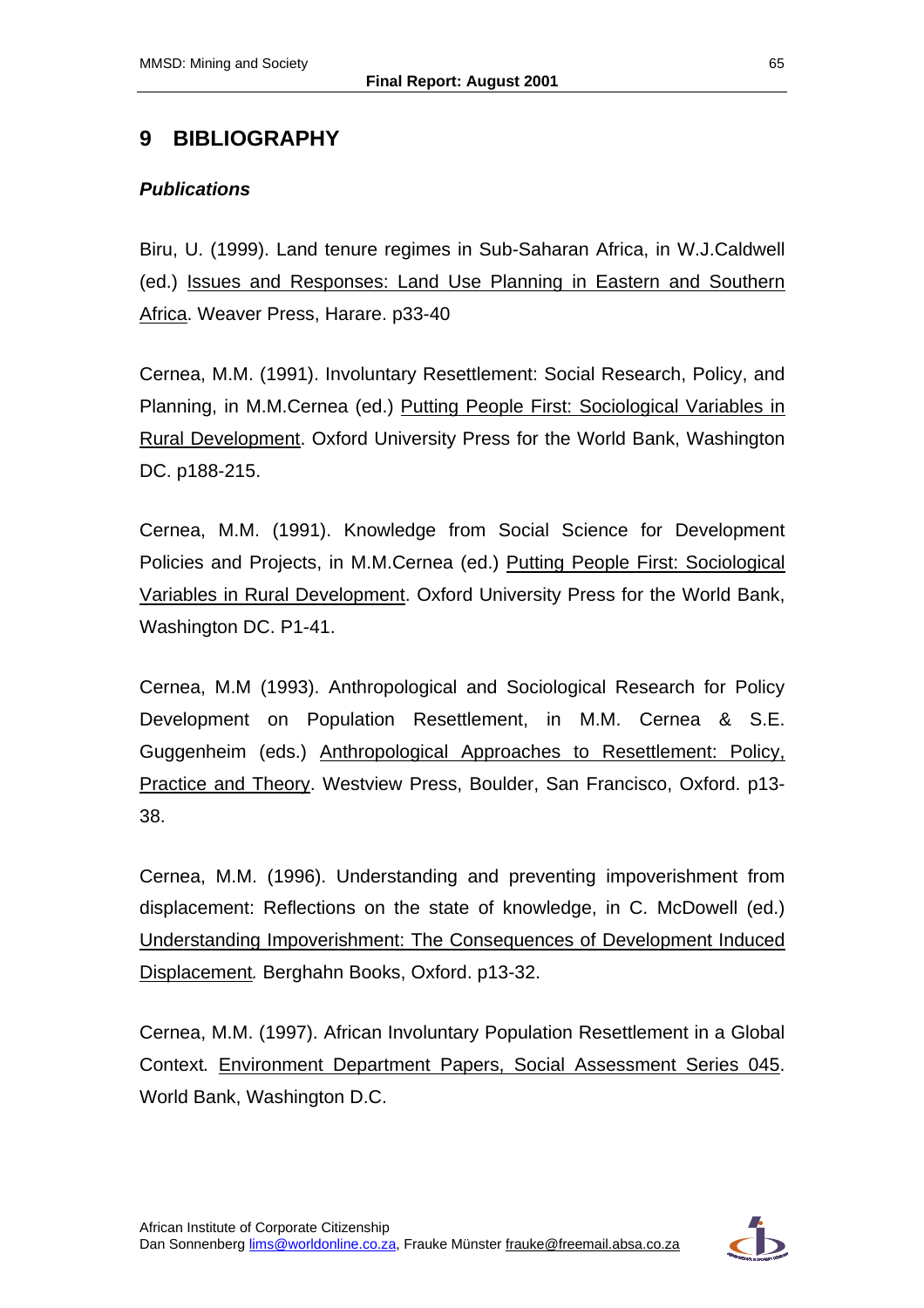# 9 BIBLIOGRAPHY

***Publications***

Biru, U. (1999). Land tenure regimes in Sub-Saharan Africa, in W.J.Caldwell (ed.) Issues and Responses: Land Use Planning in Eastern and Southern Africa. Weaver Press, Harare. p33-40

Cernea, M.M. (1991). Involuntary Resettlement: Social Research, Policy, and Planning, in M.M.Cernea (ed.) Putting People First: Sociological Variables in Rural Development. Oxford University Press for the World Bank, Washington DC. p188-215.

Cernea, M.M. (1991). Knowledge from Social Science for Development Policies and Projects, in M.M.Cernea (ed.) Putting People First: Sociological Variables in Rural Development. Oxford University Press for the World Bank, Washington DC. P1-41.

Cernea, M.M (1993). Anthropological and Sociological Research for Policy Development on Population Resettlement, in M.M. Cernea & S.E. Guggenheim (eds.) Anthropological Approaches to Resettlement: Policy, Practice and Theory. Westview Press, Boulder, San Francisco, Oxford. p13-38.

Cernea, M.M. (1996). Understanding and preventing impoverishment from displacement: Reflections on the state of knowledge, in C. McDowell (ed.) *Understanding Impoverishment: The Consequences of Development Induced Displacement.* Berghahn Books, Oxford. p13-32.

Cernea, M.M. (1997). African Involuntary Population Resettlement in a Global Context*.* Environment Department Papers, Social Assessment Series 045. World Bank, Washington D.C.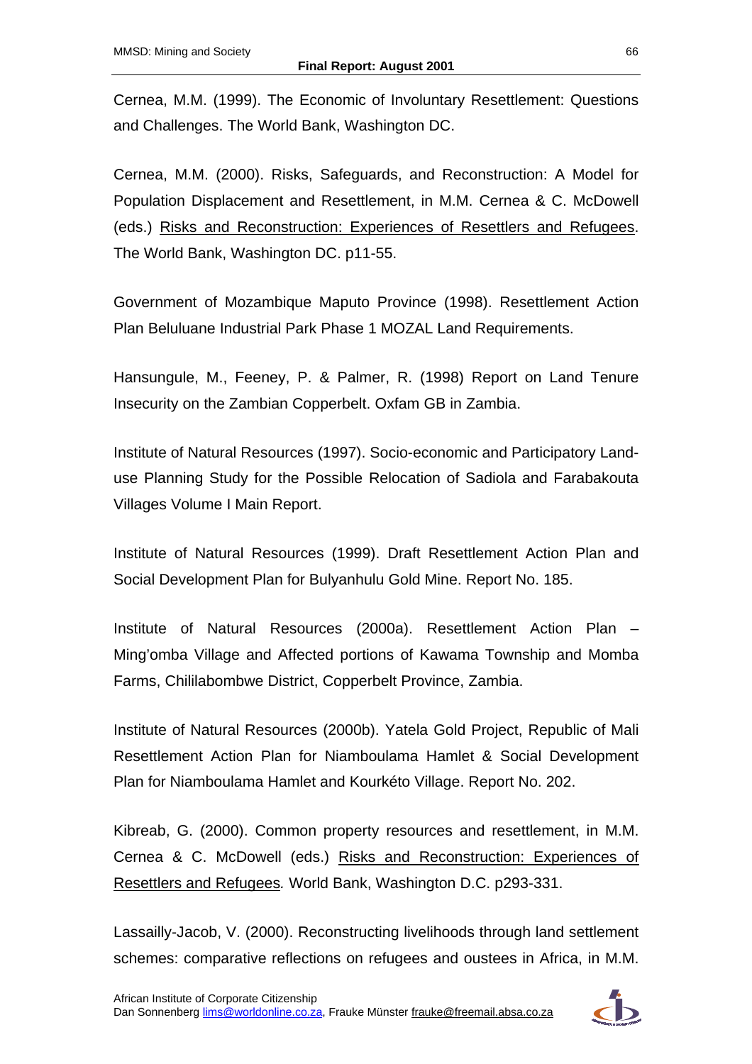Cernea, M.M. (1999). The Economic of Involuntary Resettlement: Questions and Challenges. The World Bank, Washington DC.

Cernea, M.M. (2000). Risks, Safeguards, and Reconstruction: A Model for Population Displacement and Resettlement, in M.M. Cernea & C. McDowell (eds.) Risks and Reconstruction: Experiences of Resettlers and Refugees. The World Bank, Washington DC. p11-55.

Government of Mozambique Maputo Province (1998). Resettlement Action Plan Beluluane Industrial Park Phase 1 MOZAL Land Requirements.

Hansungule, M., Feeney, P. & Palmer, R. (1998) Report on Land Tenure Insecurity on the Zambian Copperbelt. Oxfam GB in Zambia.

Institute of Natural Resources (1997). Socio-economic and Participatory Land-use Planning Study for the Possible Relocation of Sadiola and Farabakouta Villages Volume I Main Report.

Institute of Natural Resources (1999). Draft Resettlement Action Plan and Social Development Plan for Bulyanhulu Gold Mine. Report No. 185.

Institute of Natural Resources (2000a). Resettlement Action Plan – Ming'omba Village and Affected portions of Kawama Township and Momba Farms, Chililabombwe District, Copperbelt Province, Zambia.

Institute of Natural Resources (2000b). Yatela Gold Project, Republic of Mali Resettlement Action Plan for Niamboulama Hamlet & Social Development Plan for Niamboulama Hamlet and Kourkéto Village. Report No. 202.

Kibreab, G. (2000). Common property resources and resettlement, in M.M. Cernea & C. McDowell (eds.) Risks and Reconstruction: Experiences of Resettlers and Refugees*.* World Bank, Washington D.C. p293-331.

Lassailly-Jacob, V. (2000). Reconstructing livelihoods through land settlement schemes: comparative reflections on refugees and oustees in Africa, in M.M.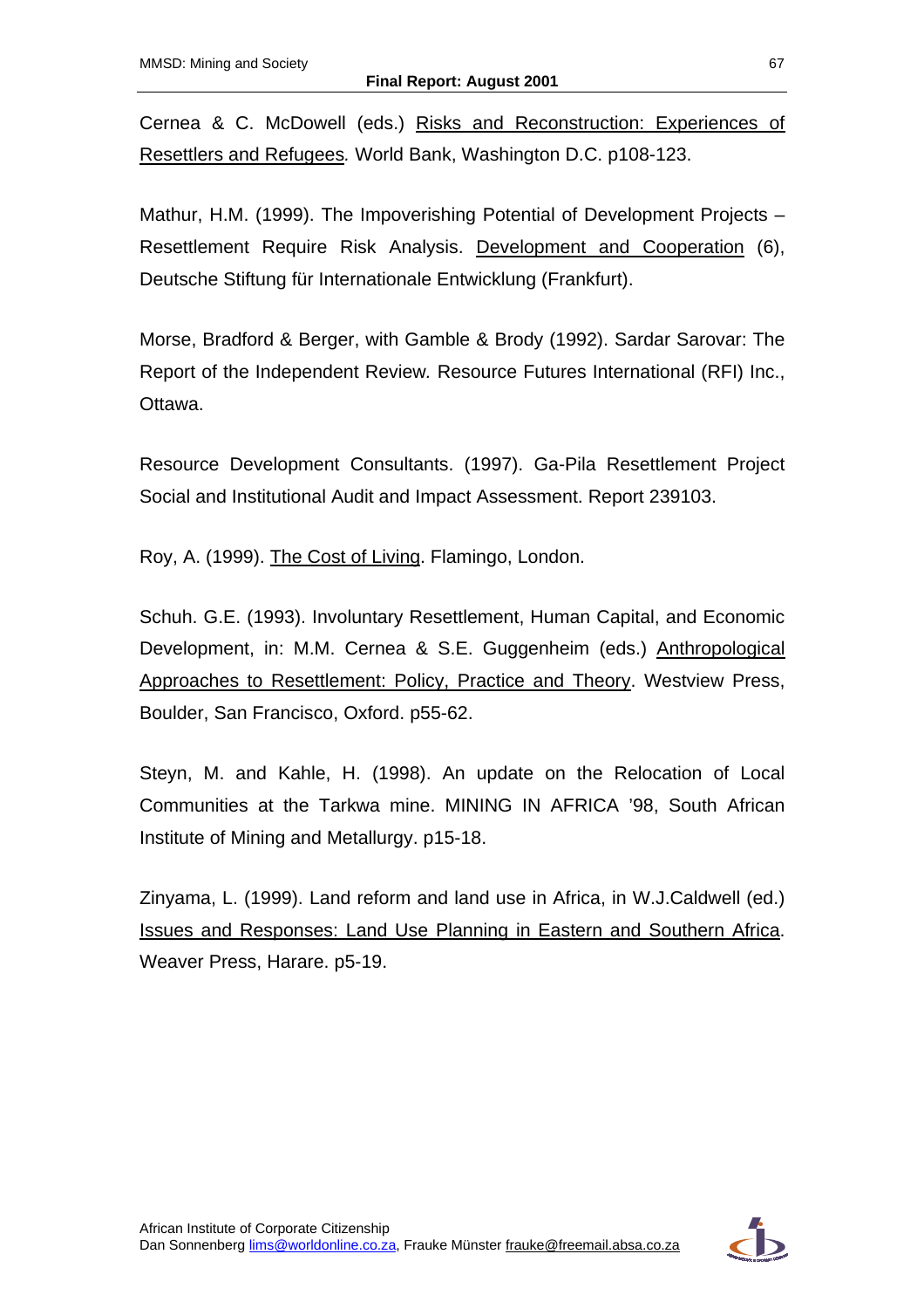Cernea & C. McDowell (eds.) Risks and Reconstruction: Experiences of Resettlers and Refugees. World Bank, Washington D.C. p108-123.

Mathur, H.M. (1999). The Impoverishing Potential of Development Projects – Resettlement Require Risk Analysis. Development and Cooperation (6), Deutsche Stiftung für Internationale Entwicklung (Frankfurt).

Morse, Bradford & Berger, with Gamble & Brody (1992). Sardar Sarovar: The Report of the Independent Review. Resource Futures International (RFI) Inc., Ottawa.

Resource Development Consultants. (1997). Ga-Pila Resettlement Project Social and Institutional Audit and Impact Assessment. Report 239103.

Roy, A. (1999). The Cost of Living. Flamingo, London.

Schuh. G.E. (1993). Involuntary Resettlement, Human Capital, and Economic Development, in: M.M. Cernea & S.E. Guggenheim (eds.) Anthropological Approaches to Resettlement: Policy, Practice and Theory. Westview Press, Boulder, San Francisco, Oxford. p55-62.

Steyn, M. and Kahle, H. (1998). An update on the Relocation of Local Communities at the Tarkwa mine. MINING IN AFRICA '98, South African Institute of Mining and Metallurgy. p15-18.

Zinyama, L. (1999). Land reform and land use in Africa, in W.J.Caldwell (ed.) Issues and Responses: Land Use Planning in Eastern and Southern Africa. Weaver Press, Harare. p5-19.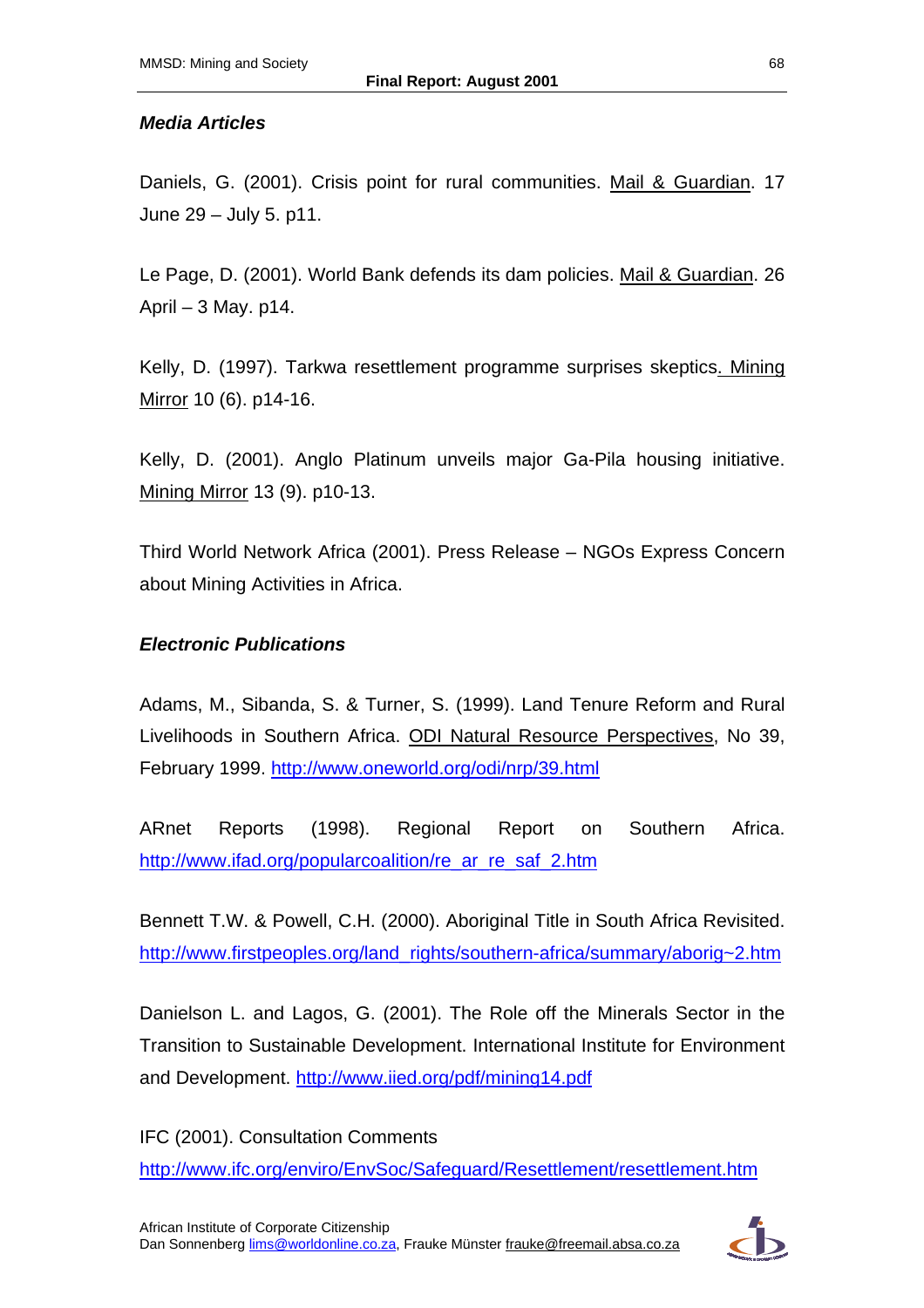### *Media Articles*

Daniels, G. (2001). Crisis point for rural communities. Mail & Guardian. 17 June 29 – July 5. p11.

Le Page, D. (2001). World Bank defends its dam policies. Mail & Guardian. 26 April – 3 May. p14.

Kelly, D. (1997). Tarkwa resettlement programme surprises skeptics. Mining Mirror 10 (6). p14-16.

Kelly, D. (2001). Anglo Platinum unveils major Ga-Pila housing initiative. Mining Mirror 13 (9). p10-13.

Third World Network Africa (2001). Press Release – NGOs Express Concern about Mining Activities in Africa.

### *Electronic Publications*

Adams, M., Sibanda, S. & Turner, S. (1999). Land Tenure Reform and Rural Livelihoods in Southern Africa. ODI Natural Resource Perspectives, No 39, February 1999. http://www.oneworld.org/odi/nrp/39.html

ARnet Reports (1998). Regional Report on Southern Africa. http://www.ifad.org/popularcoalition/re_ar_re_saf_2.htm

Bennett T.W. & Powell, C.H. (2000). Aboriginal Title in South Africa Revisited. http://www.firstpeoples.org/land_rights/southern-africa/summary/aborig~2.htm

Danielson L. and Lagos, G. (2001). The Role off the Minerals Sector in the Transition to Sustainable Development. International Institute for Environment and Development. http://www.iied.org/pdf/mining14.pdf

IFC (2001). Consultation Comments
http://www.ifc.org/enviro/EnvSoc/Safeguard/Resettlement/resettlement.htm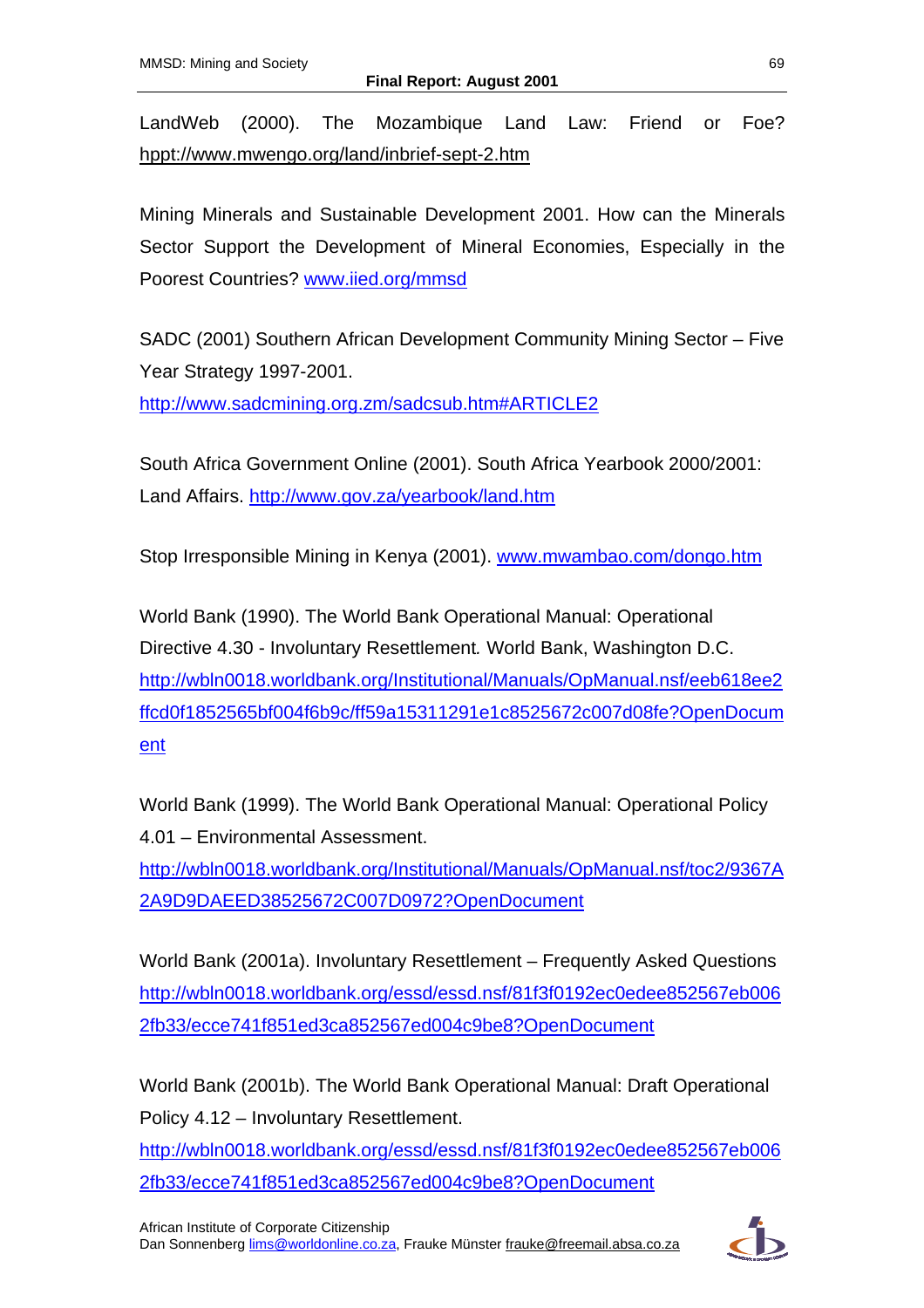LandWeb (2000). The Mozambique Land Law: Friend or Foe? hppt://www.mwengo.org/land/inbrief-sept-2.htm

Mining Minerals and Sustainable Development 2001. How can the Minerals Sector Support the Development of Mineral Economies, Especially in the Poorest Countries? www.iied.org/mmsd

SADC (2001) Southern African Development Community Mining Sector – Five Year Strategy 1997-2001.
http://www.sadcmining.org.zm/sadcsub.htm#ARTICLE2

South Africa Government Online (2001). South Africa Yearbook 2000/2001: Land Affairs. http://www.gov.za/yearbook/land.htm

Stop Irresponsible Mining in Kenya (2001). www.mwambao.com/dongo.htm

World Bank (1990). The World Bank Operational Manual: Operational Directive 4.30 - Involuntary Resettlement*.* World Bank, Washington D.C. http://wbln0018.worldbank.org/Institutional/Manuals/OpManual.nsf/eeb618ee2ffcd0f1852565bf004f6b9c/ff59a15311291e1c8525672c007d08fe?OpenDocument

World Bank (1999). The World Bank Operational Manual: Operational Policy 4.01 – Environmental Assessment.
http://wbln0018.worldbank.org/Institutional/Manuals/OpManual.nsf/toc2/9367A2A9D9DAEED38525672C007D0972?OpenDocument

World Bank (2001a). Involuntary Resettlement – Frequently Asked Questions
http://wbln0018.worldbank.org/essd/essd.nsf/81f3f0192ec0edee852567eb0062fb33/ecce741f851ed3ca852567ed004c9be8?OpenDocument

World Bank (2001b). The World Bank Operational Manual: Draft Operational Policy 4.12 – Involuntary Resettlement.
http://wbln0018.worldbank.org/essd/essd.nsf/81f3f0192ec0edee852567eb0062fb33/ecce741f851ed3ca852567ed004c9be8?OpenDocument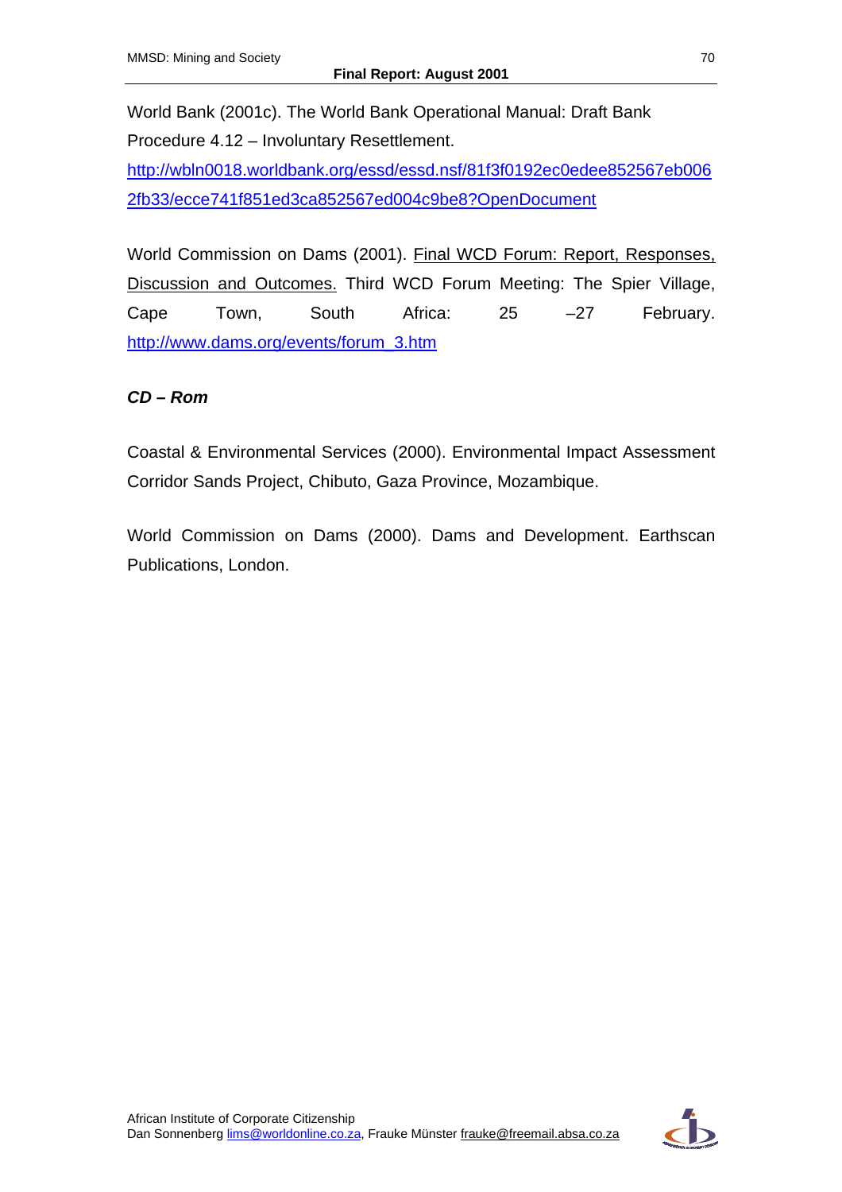World Bank (2001c). The World Bank Operational Manual: Draft Bank Procedure 4.12 – Involuntary Resettlement. http://wbln0018.worldbank.org/essd/essd.nsf/81f3f0192ec0edee852567eb0062fb33/ecce741f851ed3ca852567ed004c9be8?OpenDocument

World Commission on Dams (2001). Final WCD Forum: Report, Responses, Discussion and Outcomes. Third WCD Forum Meeting: The Spier Village, Cape Town, South Africa: 25 –27 February. http://www.dams.org/events/forum_3.htm

***CD – Rom***

Coastal & Environmental Services (2000). Environmental Impact Assessment Corridor Sands Project, Chibuto, Gaza Province, Mozambique.

World Commission on Dams (2000). Dams and Development. Earthscan Publications, London.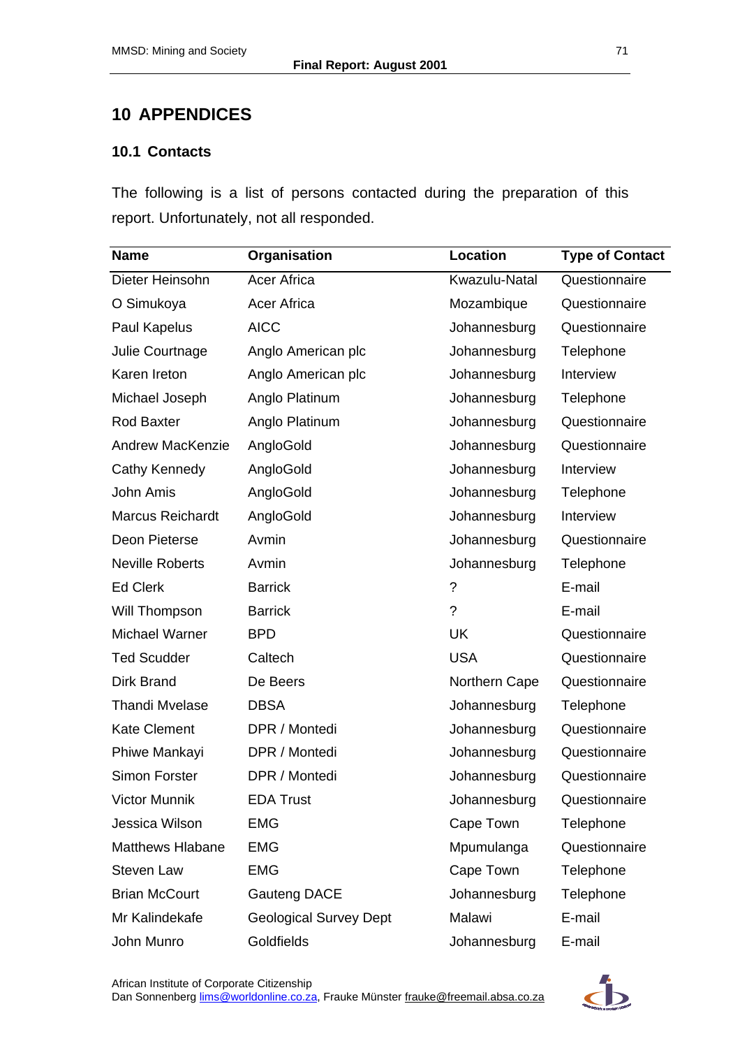# 10 APPENDICES

## 10.1 Contacts

The following is a list of persons contacted during the preparation of this report. Unfortunately, not all responded.

| Name | Organisation | Location | Type of Contact |
|---|---|---|---|
| Dieter Heinsohn | Acer Africa | Kwazulu-Natal | Questionnaire |
| O Simukoya | Acer Africa | Mozambique | Questionnaire |
| Paul Kapelus | AICC | Johannesburg | Questionnaire |
| Julie Courtnage | Anglo American plc | Johannesburg | Telephone |
| Karen Ireton | Anglo American plc | Johannesburg | Interview |
| Michael Joseph | Anglo Platinum | Johannesburg | Telephone |
| Rod Baxter | Anglo Platinum | Johannesburg | Questionnaire |
| Andrew MacKenzie | AngloGold | Johannesburg | Questionnaire |
| Cathy Kennedy | AngloGold | Johannesburg | Interview |
| John Amis | AngloGold | Johannesburg | Telephone |
| Marcus Reichardt | AngloGold | Johannesburg | Interview |
| Deon Pieterse | Avmin | Johannesburg | Questionnaire |
| Neville Roberts | Avmin | Johannesburg | Telephone |
| Ed Clerk | Barrick | ? | E-mail |
| Will Thompson | Barrick | ? | E-mail |
| Michael Warner | BPD | UK | Questionnaire |
| Ted Scudder | Caltech | USA | Questionnaire |
| Dirk Brand | De Beers | Northern Cape | Questionnaire |
| Thandi Mvelase | DBSA | Johannesburg | Telephone |
| Kate Clement | DPR / Montedi | Johannesburg | Questionnaire |
| Phiwe Mankayi | DPR / Montedi | Johannesburg | Questionnaire |
| Simon Forster | DPR / Montedi | Johannesburg | Questionnaire |
| Victor Munnik | EDA Trust | Johannesburg | Questionnaire |
| Jessica Wilson | EMG | Cape Town | Telephone |
| Matthews Hlabane | EMG | Mpumulanga | Questionnaire |
| Steven Law | EMG | Cape Town | Telephone |
| Brian McCourt | Gauteng DACE | Johannesburg | Telephone |
| Mr Kalindekafe | Geological Survey Dept | Malawi | E-mail |
| John Munro | Goldfields | Johannesburg | E-mail |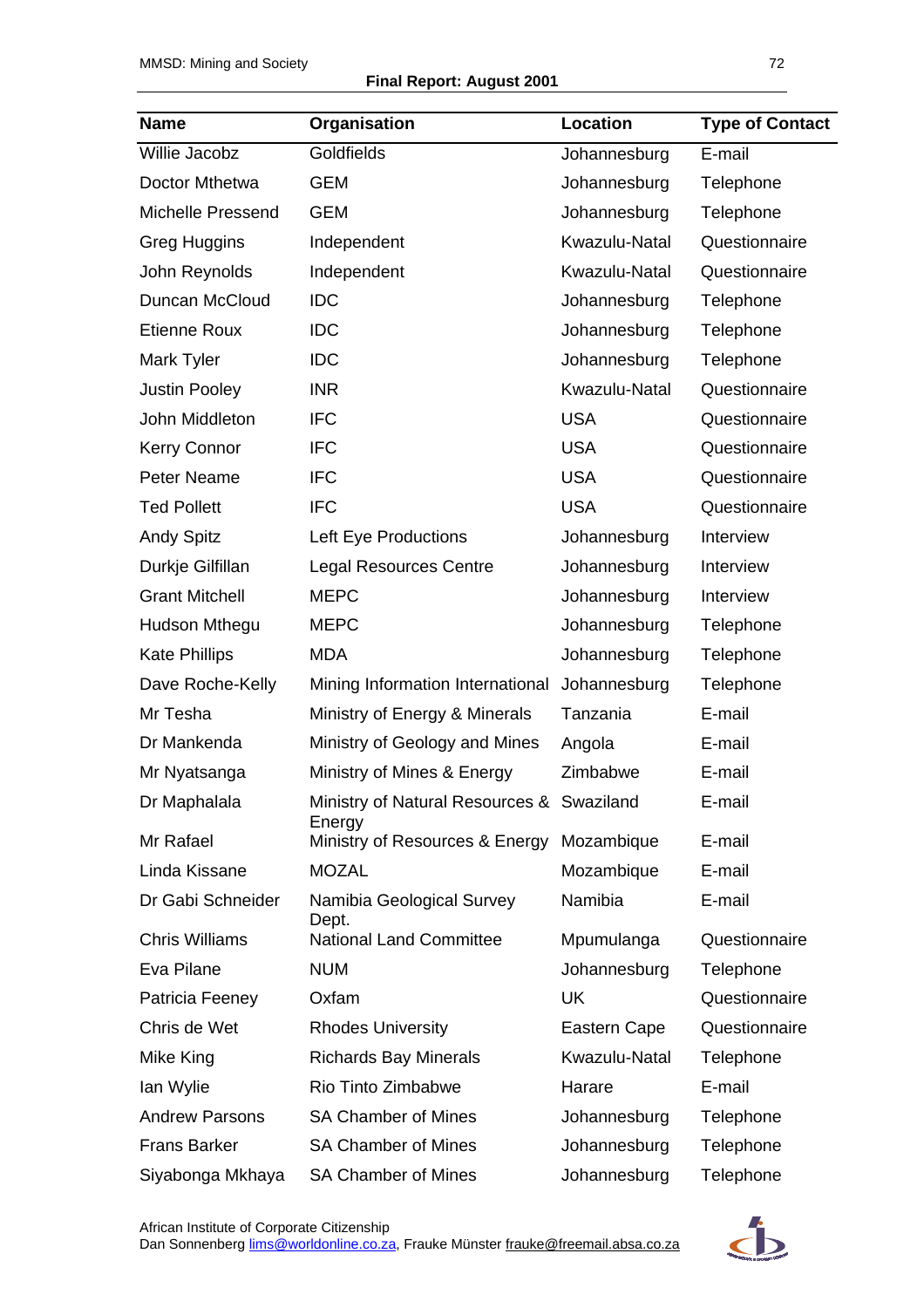| Name | Organisation | Location | Type of Contact |
|---|---|---|---|
| Willie Jacobz | Goldfields | Johannesburg | E-mail |
| Doctor Mthetwa | GEM | Johannesburg | Telephone |
| Michelle Pressend | GEM | Johannesburg | Telephone |
| Greg Huggins | Independent | Kwazulu-Natal | Questionnaire |
| John Reynolds | Independent | Kwazulu-Natal | Questionnaire |
| Duncan McCloud | IDC | Johannesburg | Telephone |
| Etienne Roux | IDC | Johannesburg | Telephone |
| Mark Tyler | IDC | Johannesburg | Telephone |
| Justin Pooley | INR | Kwazulu-Natal | Questionnaire |
| John Middleton | IFC | USA | Questionnaire |
| Kerry Connor | IFC | USA | Questionnaire |
| Peter Neame | IFC | USA | Questionnaire |
| Ted Pollett | IFC | USA | Questionnaire |
| Andy Spitz | Left Eye Productions | Johannesburg | Interview |
| Durkje Gilfillan | Legal Resources Centre | Johannesburg | Interview |
| Grant Mitchell | MEPC | Johannesburg | Interview |
| Hudson Mthegu | MEPC | Johannesburg | Telephone |
| Kate Phillips | MDA | Johannesburg | Telephone |
| Dave Roche-Kelly | Mining Information International | Johannesburg | Telephone |
| Mr Tesha | Ministry of Energy & Minerals | Tanzania | E-mail |
| Dr Mankenda | Ministry of Geology and Mines | Angola | E-mail |
| Mr Nyatsanga | Ministry of Mines & Energy | Zimbabwe | E-mail |
| Dr Maphalala | Ministry of Natural Resources & Energy | Swaziland | E-mail |
| Mr Rafael | Ministry of Resources & Energy | Mozambique | E-mail |
| Linda Kissane | MOZAL | Mozambique | E-mail |
| Dr Gabi Schneider | Namibia Geological Survey Dept. | Namibia | E-mail |
| Chris Williams | National Land Committee | Mpumulanga | Questionnaire |
| Eva Pilane | NUM | Johannesburg | Telephone |
| Patricia Feeney | Oxfam | UK | Questionnaire |
| Chris de Wet | Rhodes University | Eastern Cape | Questionnaire |
| Mike King | Richards Bay Minerals | Kwazulu-Natal | Telephone |
| Ian Wylie | Rio Tinto Zimbabwe | Harare | E-mail |
| Andrew Parsons | SA Chamber of Mines | Johannesburg | Telephone |
| Frans Barker | SA Chamber of Mines | Johannesburg | Telephone |
| Siyabonga Mkhaya | SA Chamber of Mines | Johannesburg | Telephone |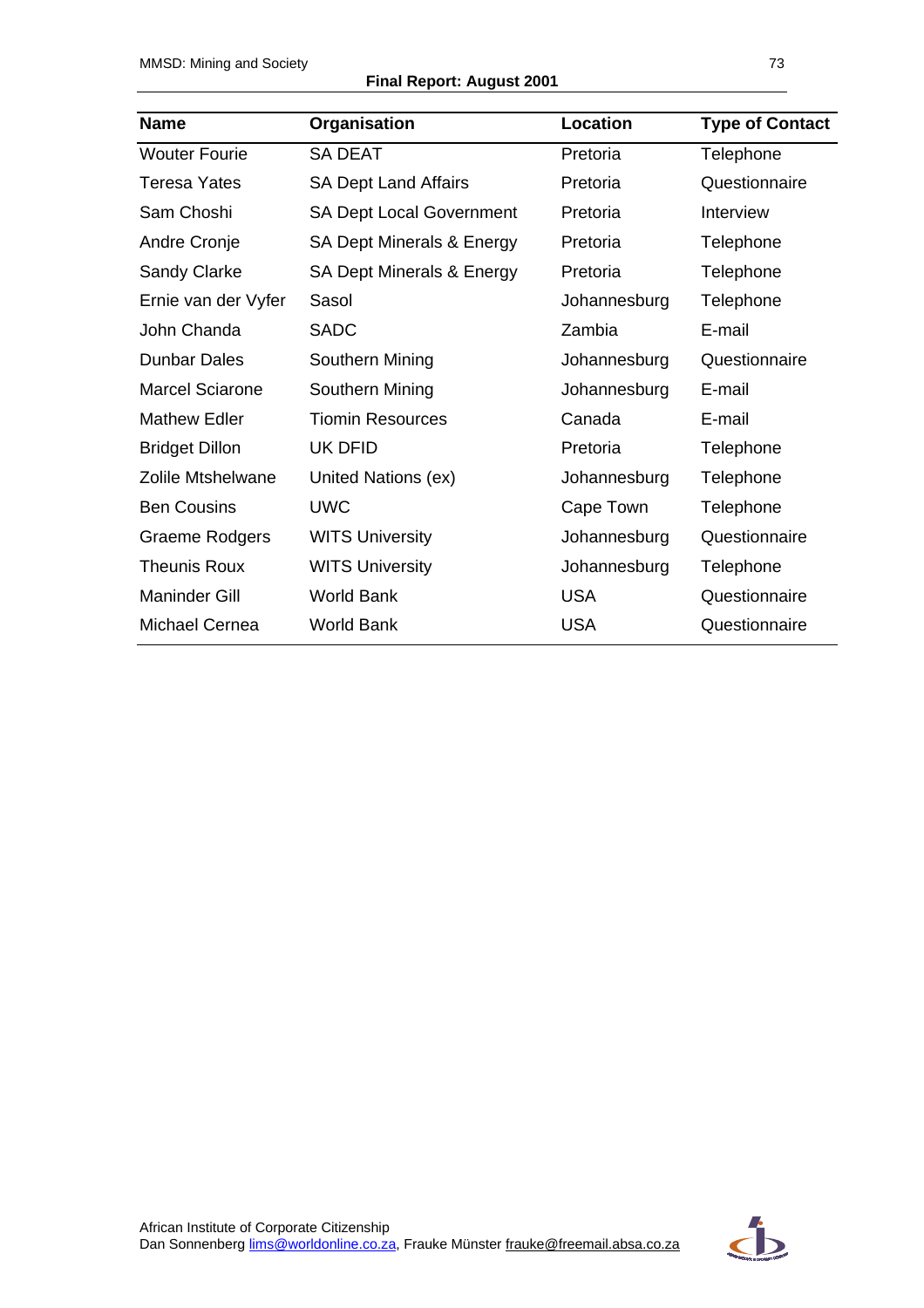| Name | Organisation | Location | Type of Contact |
|---|---|---|---|
| Wouter Fourie | SA DEAT | Pretoria | Telephone |
| Teresa Yates | SA Dept Land Affairs | Pretoria | Questionnaire |
| Sam Choshi | SA Dept Local Government | Pretoria | Interview |
| Andre Cronje | SA Dept Minerals & Energy | Pretoria | Telephone |
| Sandy Clarke | SA Dept Minerals & Energy | Pretoria | Telephone |
| Ernie van der Vyfer | Sasol | Johannesburg | Telephone |
| John Chanda | SADC | Zambia | E-mail |
| Dunbar Dales | Southern Mining | Johannesburg | Questionnaire |
| Marcel Sciarone | Southern Mining | Johannesburg | E-mail |
| Mathew Edler | Tiomin Resources | Canada | E-mail |
| Bridget Dillon | UK DFID | Pretoria | Telephone |
| Zolile Mtshelwane | United Nations (ex) | Johannesburg | Telephone |
| Ben Cousins | UWC | Cape Town | Telephone |
| Graeme Rodgers | WITS University | Johannesburg | Questionnaire |
| Theunis Roux | WITS University | Johannesburg | Telephone |
| Maninder Gill | World Bank | USA | Questionnaire |
| Michael Cernea | World Bank | USA | Questionnaire |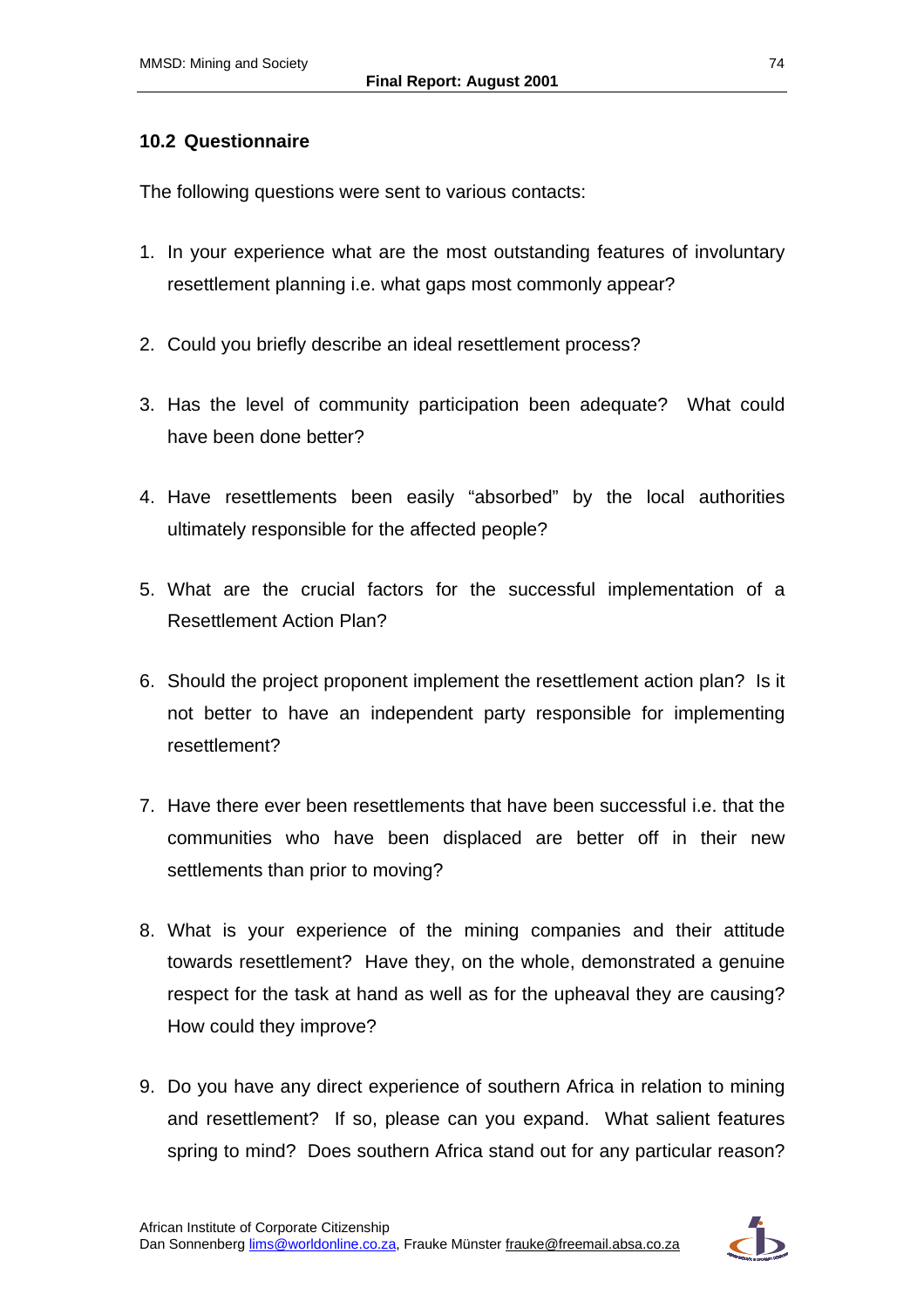## 10.2 Questionnaire

The following questions were sent to various contacts:

1. In your experience what are the most outstanding features of involuntary resettlement planning i.e. what gaps most commonly appear?

2. Could you briefly describe an ideal resettlement process?

3. Has the level of community participation been adequate? What could have been done better?

4. Have resettlements been easily "absorbed" by the local authorities ultimately responsible for the affected people?

5. What are the crucial factors for the successful implementation of a Resettlement Action Plan?

6. Should the project proponent implement the resettlement action plan? Is it not better to have an independent party responsible for implementing resettlement?

7. Have there ever been resettlements that have been successful i.e. that the communities who have been displaced are better off in their new settlements than prior to moving?

8. What is your experience of the mining companies and their attitude towards resettlement? Have they, on the whole, demonstrated a genuine respect for the task at hand as well as for the upheaval they are causing? How could they improve?

9. Do you have any direct experience of southern Africa in relation to mining and resettlement? If so, please can you expand. What salient features spring to mind? Does southern Africa stand out for any particular reason?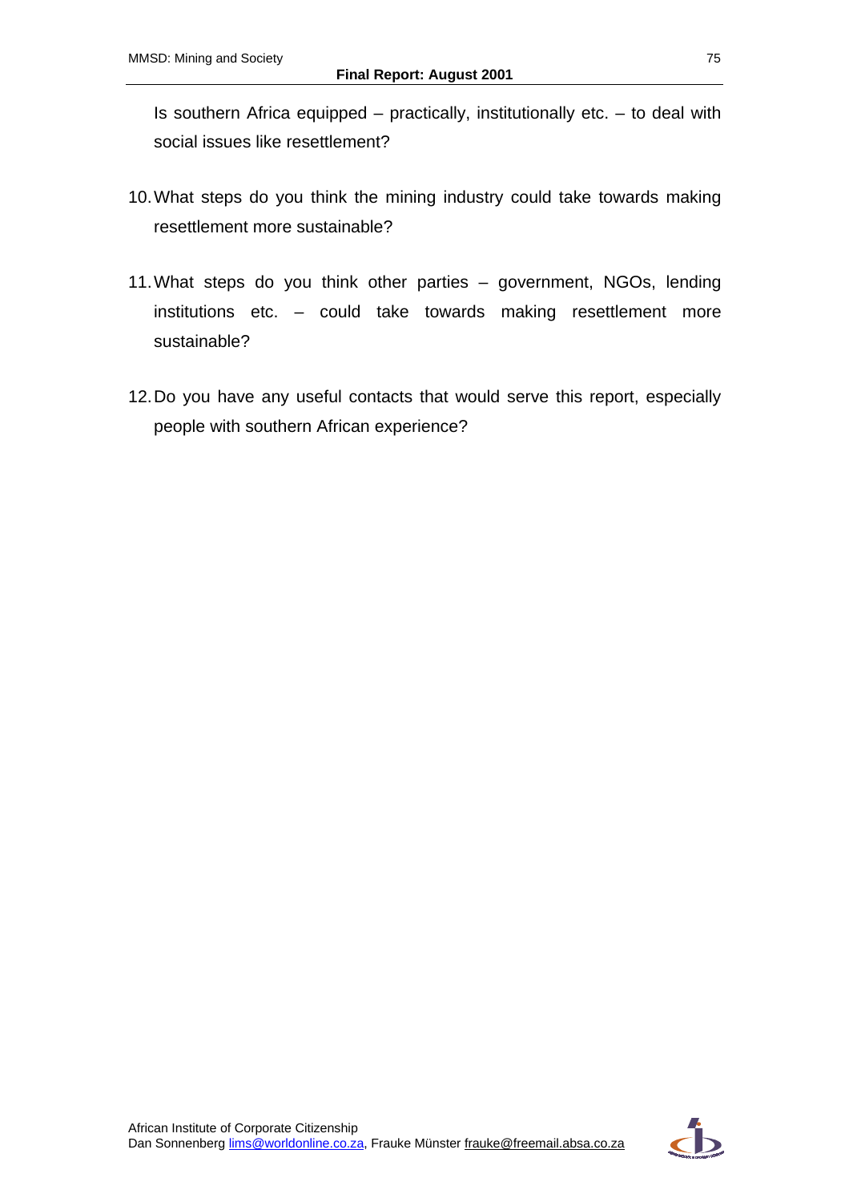Is southern Africa equipped – practically, institutionally etc. – to deal with social issues like resettlement?

10. What steps do you think the mining industry could take towards making resettlement more sustainable?

11. What steps do you think other parties – government, NGOs, lending institutions etc. – could take towards making resettlement more sustainable?

12. Do you have any useful contacts that would serve this report, especially people with southern African experience?